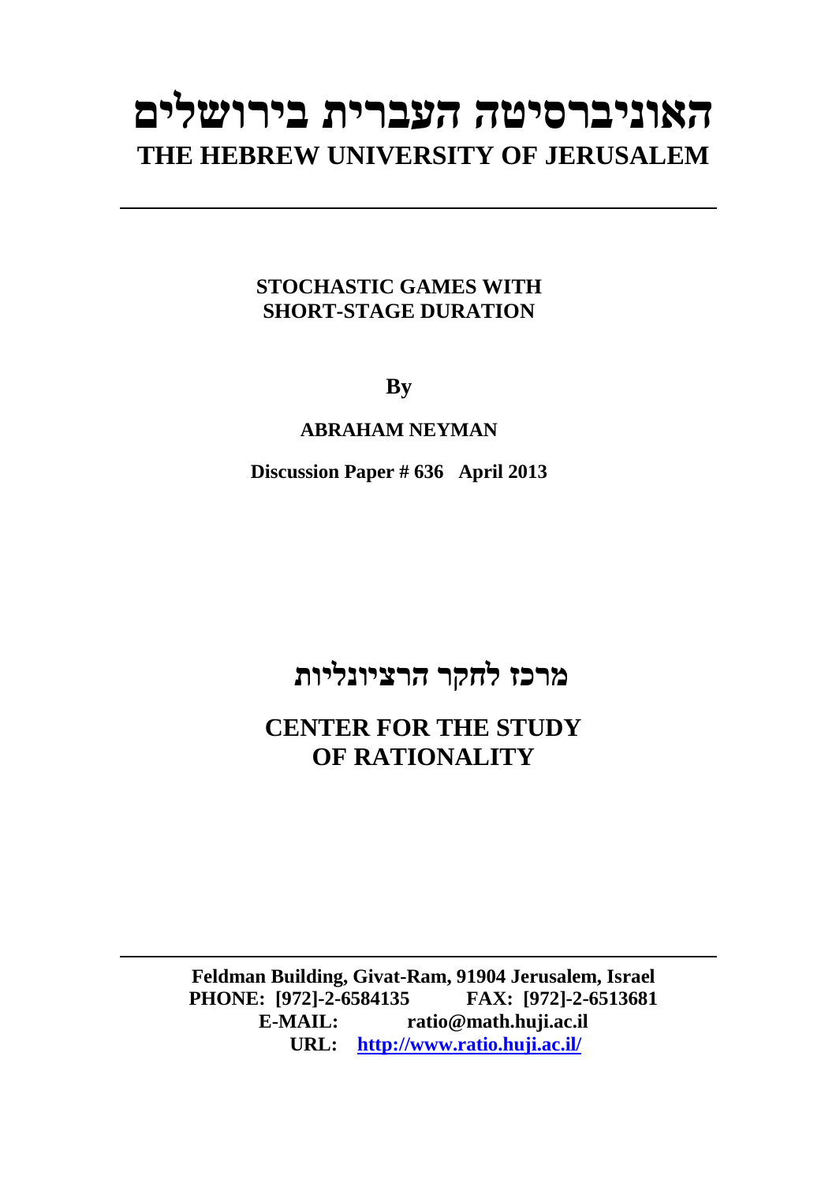# האוניברסיטה העברית בירושלים
# THE HEBREW UNIVERSITY OF JERUSALEM

---

**STOCHASTIC GAMES WITH SHORT-STAGE DURATION**

**By**

**ABRAHAM NEYMAN**

**Discussion Paper # 636 April 2013**

## מרכז לחקר הרציונליות

## CENTER FOR THE STUDY OF RATIONALITY

---

**Feldman Building, Givat-Ram, 91904 Jerusalem, Israel**
**PHONE: [972]-2-6584135 FAX: [972]-2-6513681**
**E-MAIL: ratio@math.huji.ac.il**
**URL: http://www.ratio.huji.ac.il/**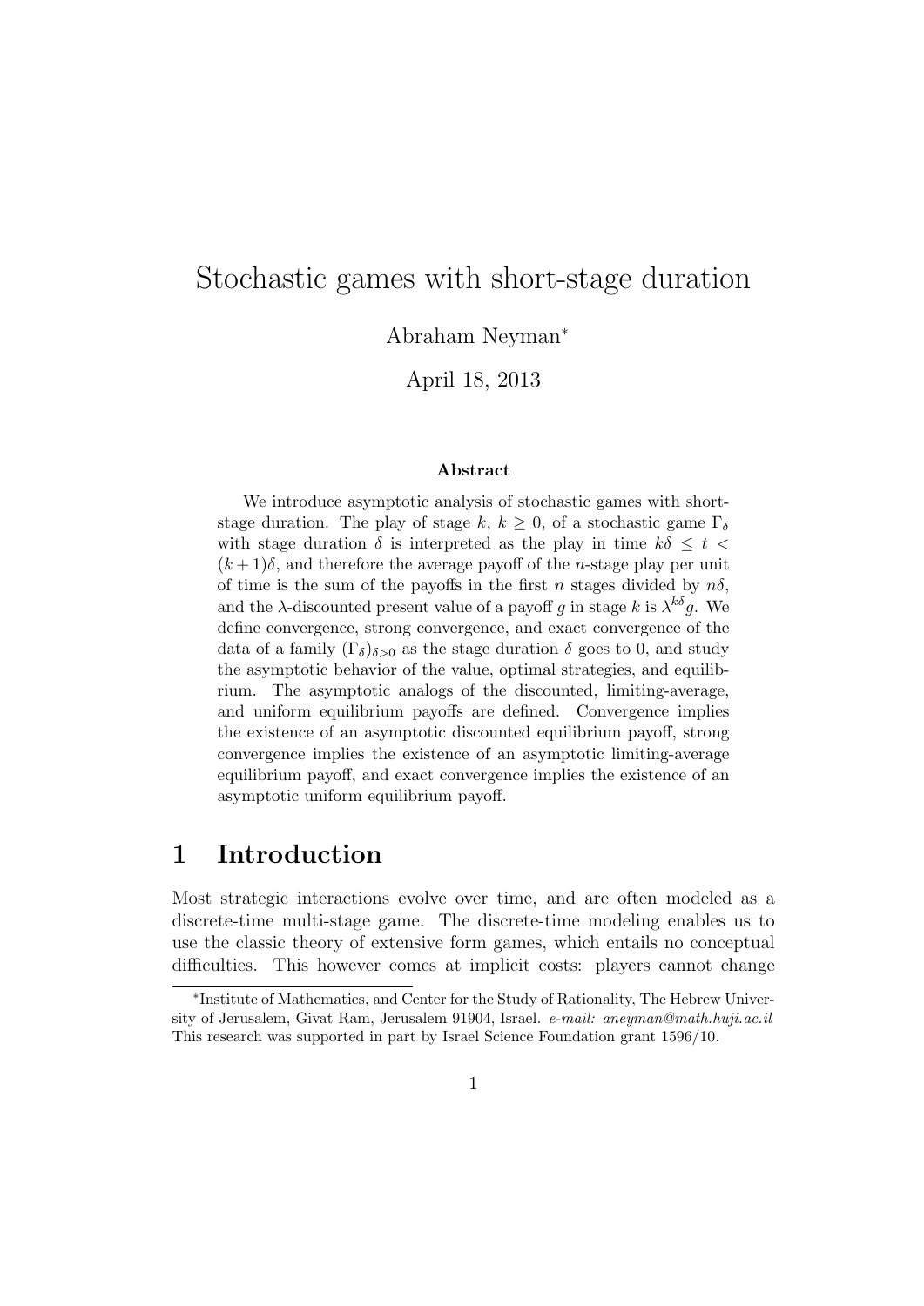# Stochastic games with short-stage duration

Abraham Neyman*

April 18, 2013

### Abstract

We introduce asymptotic analysis of stochastic games with short-stage duration. The play of stage $k$, $k \geq 0$, of a stochastic game $\Gamma_\delta$ with stage duration $\delta$ is interpreted as the play in time $k\delta \leq t < (k+1)\delta$, and therefore the average payoff of the $n$-stage play per unit of time is the sum of the payoffs in the first $n$ stages divided by $n\delta$, and the $\lambda$-discounted present value of a payoff $g$ in stage $k$ is $\lambda^{k\delta} g$. We define convergence, strong convergence, and exact convergence of the data of a family $(\Gamma_\delta)_{\delta>0}$ as the stage duration $\delta$ goes to 0, and study the asymptotic behavior of the value, optimal strategies, and equilibrium. The asymptotic analogs of the discounted, limiting-average, and uniform equilibrium payoffs are defined. Convergence implies the existence of an asymptotic discounted equilibrium payoff, strong convergence implies the existence of an asymptotic limiting-average equilibrium payoff, and exact convergence implies the existence of an asymptotic uniform equilibrium payoff.

## 1 Introduction

Most strategic interactions evolve over time, and are often modeled as a discrete-time multi-stage game. The discrete-time modeling enables us to use the classic theory of extensive form games, which entails no conceptual difficulties. This however comes at implicit costs: players cannot change

---

*Institute of Mathematics, and Center for the Study of Rationality, The Hebrew University of Jerusalem, Givat Ram, Jerusalem 91904, Israel. *e-mail: aneyman@math.huji.ac.il* This research was supported in part by Israel Science Foundation grant 1596/10.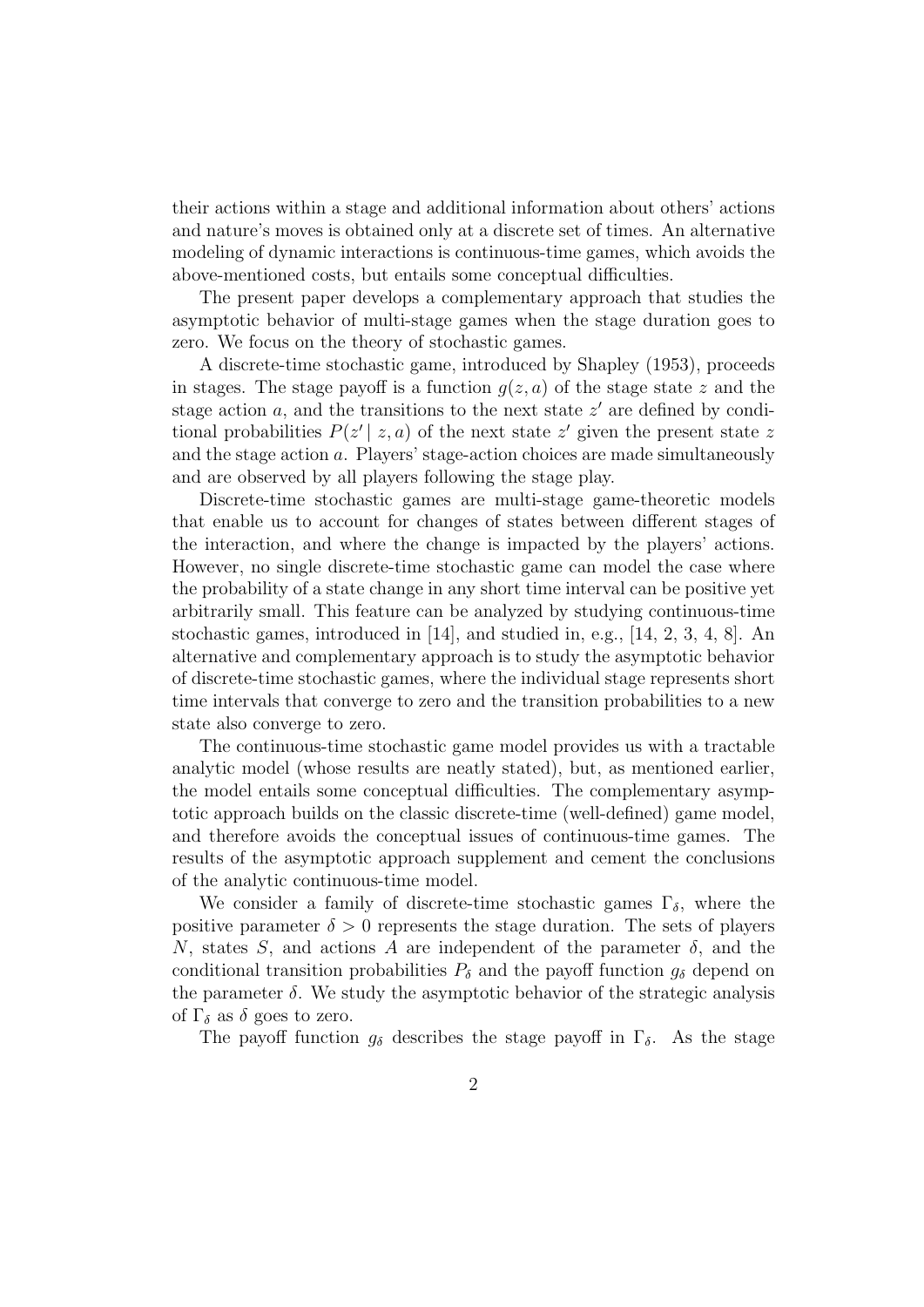their actions within a stage and additional information about others' actions and nature's moves is obtained only at a discrete set of times. An alternative modeling of dynamic interactions is continuous-time games, which avoids the above-mentioned costs, but entails some conceptual difficulties.

The present paper develops a complementary approach that studies the asymptotic behavior of multi-stage games when the stage duration goes to zero. We focus on the theory of stochastic games.

A discrete-time stochastic game, introduced by Shapley (1953), proceeds in stages. The stage payoff is a function $g(z, a)$ of the stage state $z$ and the stage action $a$, and the transitions to the next state $z'$ are defined by conditional probabilities $P(z' \mid z, a)$ of the next state $z'$ given the present state $z$ and the stage action $a$. Players' stage-action choices are made simultaneously and are observed by all players following the stage play.

Discrete-time stochastic games are multi-stage game-theoretic models that enable us to account for changes of states between different stages of the interaction, and where the change is impacted by the players' actions. However, no single discrete-time stochastic game can model the case where the probability of a state change in any short time interval can be positive yet arbitrarily small. This feature can be analyzed by studying continuous-time stochastic games, introduced in [14], and studied in, e.g., [14, 2, 3, 4, 8]. An alternative and complementary approach is to study the asymptotic behavior of discrete-time stochastic games, where the individual stage represents short time intervals that converge to zero and the transition probabilities to a new state also converge to zero.

The continuous-time stochastic game model provides us with a tractable analytic model (whose results are neatly stated), but, as mentioned earlier, the model entails some conceptual difficulties. The complementary asymptotic approach builds on the classic discrete-time (well-defined) game model, and therefore avoids the conceptual issues of continuous-time games. The results of the asymptotic approach supplement and cement the conclusions of the analytic continuous-time model.

We consider a family of discrete-time stochastic games $\Gamma_\delta$, where the positive parameter $\delta > 0$ represents the stage duration. The sets of players $N$, states $S$, and actions $A$ are independent of the parameter $\delta$, and the conditional transition probabilities $P_\delta$ and the payoff function $g_\delta$ depend on the parameter $\delta$. We study the asymptotic behavior of the strategic analysis of $\Gamma_\delta$ as $\delta$ goes to zero.

The payoff function $g_\delta$ describes the stage payoff in $\Gamma_\delta$. As the stage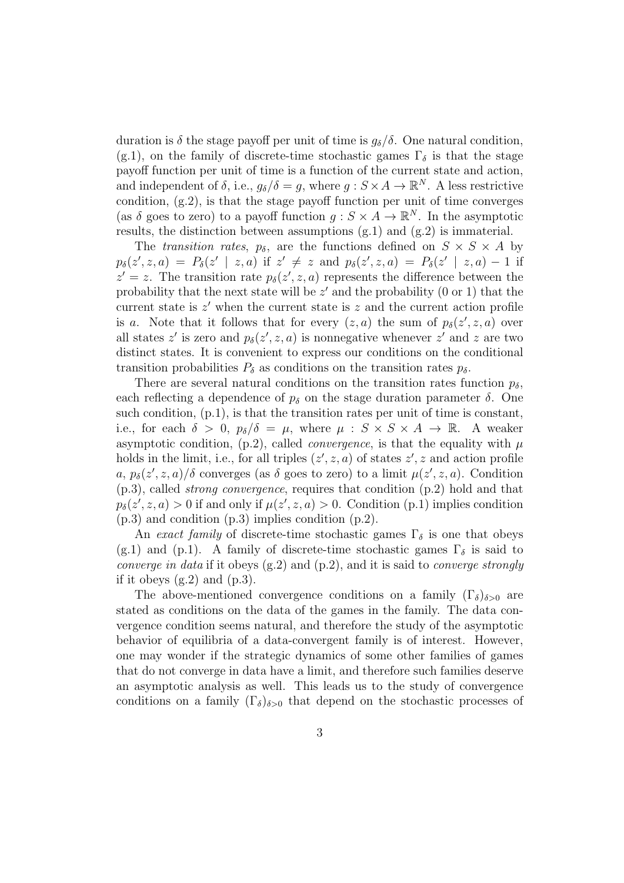duration is $\delta$ the stage payoff per unit of time is $g_\delta/\delta$. One natural condition, (g.1), on the family of discrete-time stochastic games $\Gamma_\delta$ is that the stage payoff function per unit of time is a function of the current state and action, and independent of $\delta$, i.e., $g_\delta/\delta = g$, where $g : S \times A \to \mathbb{R}^N$. A less restrictive condition, (g.2), is that the stage payoff function per unit of time converges (as $\delta$ goes to zero) to a payoff function $g : S \times A \to \mathbb{R}^N$. In the asymptotic results, the distinction between assumptions (g.1) and (g.2) is immaterial.

The *transition rates*, $p_\delta$, are the functions defined on $S \times S \times A$ by $p_\delta(z', z, a) = P_\delta(z' \mid z, a)$ if $z' \neq z$ and $p_\delta(z', z, a) = P_\delta(z' \mid z, a) - 1$ if $z' = z$. The transition rate $p_\delta(z', z, a)$ represents the difference between the probability that the next state will be $z'$ and the probability (0 or 1) that the current state is $z'$ when the current state is $z$ and the current action profile is $a$. Note that it follows that for every $(z, a)$ the sum of $p_\delta(z', z, a)$ over all states $z'$ is zero and $p_\delta(z', z, a)$ is nonnegative whenever $z'$ and $z$ are two distinct states. It is convenient to express our conditions on the conditional transition probabilities $P_\delta$ as conditions on the transition rates $p_\delta$.

There are several natural conditions on the transition rates function $p_\delta$, each reflecting a dependence of $p_\delta$ on the stage duration parameter $\delta$. One such condition, (p.1), is that the transition rates per unit of time is constant, i.e., for each $\delta > 0$, $p_\delta/\delta = \mu$, where $\mu : S \times S \times A \to \mathbb{R}$. A weaker asymptotic condition, (p.2), called *convergence*, is that the equality with $\mu$ holds in the limit, i.e., for all triples $(z', z, a)$ of states $z', z$ and action profile $a$, $p_\delta(z', z, a)/\delta$ converges (as $\delta$ goes to zero) to a limit $\mu(z', z, a)$. Condition (p.3), called *strong convergence*, requires that condition (p.2) hold and that $p_\delta(z', z, a) > 0$ if and only if $\mu(z', z, a) > 0$. Condition (p.1) implies condition (p.3) and condition (p.3) implies condition (p.2).

An *exact family* of discrete-time stochastic games $\Gamma_\delta$ is one that obeys (g.1) and (p.1). A family of discrete-time stochastic games $\Gamma_\delta$ is said to *converge in data* if it obeys (g.2) and (p.2), and it is said to *converge strongly* if it obeys (g.2) and (p.3).

The above-mentioned convergence conditions on a family $(\Gamma_\delta)_{\delta>0}$ are stated as conditions on the data of the games in the family. The data convergence condition seems natural, and therefore the study of the asymptotic behavior of equilibria of a data-convergent family is of interest. However, one may wonder if the strategic dynamics of some other families of games that do not converge in data have a limit, and therefore such families deserve an asymptotic analysis as well. This leads us to the study of convergence conditions on a family $(\Gamma_\delta)_{\delta>0}$ that depend on the stochastic processes of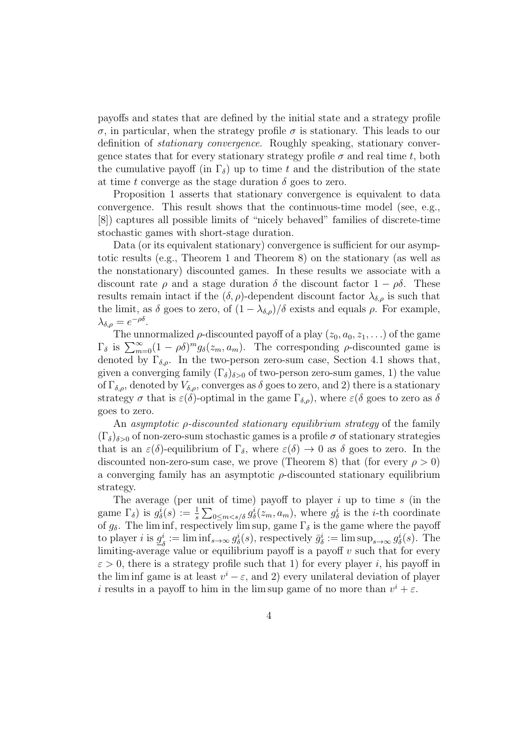payoffs and states that are defined by the initial state and a strategy profile $\sigma$, in particular, when the strategy profile $\sigma$ is stationary. This leads to our definition of *stationary convergence*. Roughly speaking, stationary convergence states that for every stationary strategy profile $\sigma$ and real time $t$, both the cumulative payoff (in $\Gamma_\delta$) up to time $t$ and the distribution of the state at time $t$ converge as the stage duration $\delta$ goes to zero.

Proposition 1 asserts that stationary convergence is equivalent to data convergence. This result shows that the continuous-time model (see, e.g., [8]) captures all possible limits of "nicely behaved" families of discrete-time stochastic games with short-stage duration.

Data (or its equivalent stationary) convergence is sufficient for our asymptotic results (e.g., Theorem 1 and Theorem 8) on the stationary (as well as the nonstationary) discounted games. In these results we associate with a discount rate $\rho$ and a stage duration $\delta$ the discount factor $1 - \rho\delta$. These results remain intact if the $(\delta, \rho)$-dependent discount factor $\lambda_{\delta,\rho}$ is such that the limit, as $\delta$ goes to zero, of $(1 - \lambda_{\delta,\rho})/\delta$ exists and equals $\rho$. For example, $\lambda_{\delta,\rho} = e^{-\rho\delta}$.

The unnormalized $\rho$-discounted payoff of a play $(z_0, a_0, z_1, \ldots)$ of the game $\Gamma_\delta$ is $\sum_{m=0}^{\infty}(1 - \rho\delta)^m g_\delta(z_m, a_m)$. The corresponding $\rho$-discounted game is denoted by $\Gamma_{\delta,\rho}$. In the two-person zero-sum case, Section 4.1 shows that, given a converging family $(\Gamma_\delta)_{\delta>0}$ of two-person zero-sum games, 1) the value of $\Gamma_{\delta,\rho}$, denoted by $V_{\delta,\rho}$, converges as $\delta$ goes to zero, and 2) there is a stationary strategy $\sigma$ that is $\varepsilon(\delta)$-optimal in the game $\Gamma_{\delta,\rho}$), where $\varepsilon(\delta$ goes to zero as $\delta$ goes to zero.

An *asymptotic $\rho$-discounted stationary equilibrium strategy* of the family $(\Gamma_\delta)_{\delta>0}$ of non-zero-sum stochastic games is a profile $\sigma$ of stationary strategies that is an $\varepsilon(\delta)$-equilibrium of $\Gamma_\delta$, where $\varepsilon(\delta) \to 0$ as $\delta$ goes to zero. In the discounted non-zero-sum case, we prove (Theorem 8) that (for every $\rho > 0$) a converging family has an asymptotic $\rho$-discounted stationary equilibrium strategy.

The average (per unit of time) payoff to player $i$ up to time $s$ (in the game $\Gamma_\delta$) is $g^i_\delta(s) := \frac{1}{s}\sum_{0\leq m<s/\delta} g^i_\delta(z_m, a_m)$, where $g^i_\delta$ is the $i$-th coordinate of $g_\delta$. The lim inf, respectively lim sup, game $\Gamma_\delta$ is the game where the payoff to player $i$ is $\underline{g}^i_\delta := \liminf_{s\to\infty} g^i_\delta(s)$, respectively $\bar{g}^i_\delta := \limsup_{s\to\infty} g^i_\delta(s)$. The limiting-average value or equilibrium payoff is a payoff $v$ such that for every $\varepsilon > 0$, there is a strategy profile such that 1) for every player $i$, his payoff in the lim inf game is at least $v^i - \varepsilon$, and 2) every unilateral deviation of player $i$ results in a payoff to him in the lim sup game of no more than $v^i + \varepsilon$.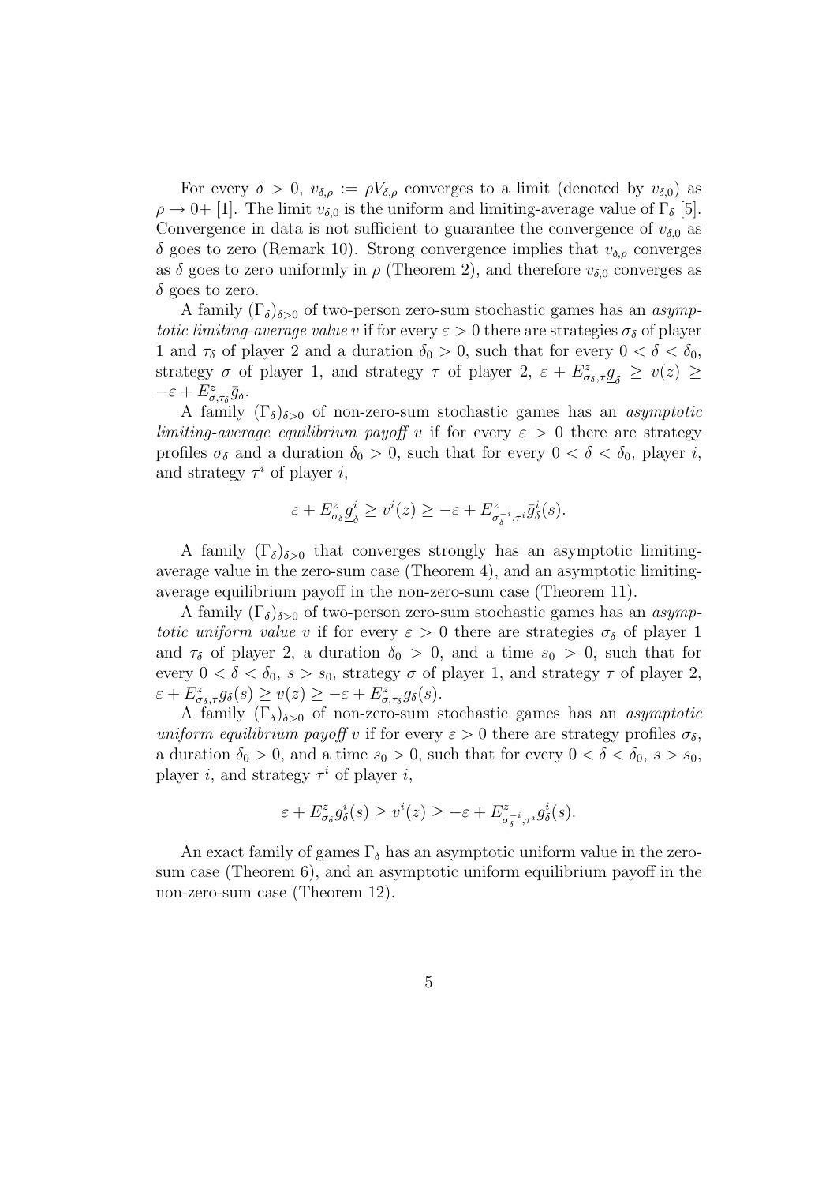For every $\delta > 0$, $v_{\delta,\rho} := \rho V_{\delta,\rho}$ converges to a limit (denoted by $v_{\delta,0}$) as $\rho \to 0+$ [1]. The limit $v_{\delta,0}$ is the uniform and limiting-average value of $\Gamma_\delta$ [5]. Convergence in data is not sufficient to guarantee the convergence of $v_{\delta,0}$ as $\delta$ goes to zero (Remark 10). Strong convergence implies that $v_{\delta,\rho}$ converges as $\delta$ goes to zero uniformly in $\rho$ (Theorem 2), and therefore $v_{\delta,0}$ converges as $\delta$ goes to zero.

A family $(\Gamma_\delta)_{\delta>0}$ of two-person zero-sum stochastic games has an *asymptotic limiting-average value* $v$ if for every $\varepsilon > 0$ there are strategies $\sigma_\delta$ of player 1 and $\tau_\delta$ of player 2 and a duration $\delta_0 > 0$, such that for every $0 < \delta < \delta_0$, strategy $\sigma$ of player 1, and strategy $\tau$ of player 2, $\varepsilon + E^z_{\sigma_\delta,\tau}\underline{g}_\delta \geq v(z) \geq -\varepsilon + E^z_{\sigma,\tau_\delta}\bar{g}_\delta$.

A family $(\Gamma_\delta)_{\delta>0}$ of non-zero-sum stochastic games has an *asymptotic limiting-average equilibrium payoff* $v$ if for every $\varepsilon > 0$ there are strategy profiles $\sigma_\delta$ and a duration $\delta_0 > 0$, such that for every $0 < \delta < \delta_0$, player $i$, and strategy $\tau^i$ of player $i$,

$$\varepsilon + E^z_{\sigma_\delta}\underline{g}^i_\delta \geq v^i(z) \geq -\varepsilon + E^z_{\sigma^{-i}_\delta,\tau^i}\bar{g}^i_\delta(s).$$

A family $(\Gamma_\delta)_{\delta>0}$ that converges strongly has an asymptotic limiting-average value in the zero-sum case (Theorem 4), and an asymptotic limiting-average equilibrium payoff in the non-zero-sum case (Theorem 11).

A family $(\Gamma_\delta)_{\delta>0}$ of two-person zero-sum stochastic games has an *asymptotic uniform value* $v$ if for every $\varepsilon > 0$ there are strategies $\sigma_\delta$ of player 1 and $\tau_\delta$ of player 2, a duration $\delta_0 > 0$, and a time $s_0 > 0$, such that for every $0 < \delta < \delta_0$, $s > s_0$, strategy $\sigma$ of player 1, and strategy $\tau$ of player 2, $\varepsilon + E^z_{\sigma_\delta,\tau}g_\delta(s) \geq v(z) \geq -\varepsilon + E^z_{\sigma,\tau_\delta}g_\delta(s)$.

A family $(\Gamma_\delta)_{\delta>0}$ of non-zero-sum stochastic games has an *asymptotic uniform equilibrium payoff* $v$ if for every $\varepsilon > 0$ there are strategy profiles $\sigma_\delta$, a duration $\delta_0 > 0$, and a time $s_0 > 0$, such that for every $0 < \delta < \delta_0$, $s > s_0$, player $i$, and strategy $\tau^i$ of player $i$,

$$\varepsilon + E^z_{\sigma_\delta}g^i_\delta(s) \geq v^i(z) \geq -\varepsilon + E^z_{\sigma^{-i}_\delta,\tau^i}g^i_\delta(s).$$

An exact family of games $\Gamma_\delta$ has an asymptotic uniform value in the zero-sum case (Theorem 6), and an asymptotic uniform equilibrium payoff in the non-zero-sum case (Theorem 12).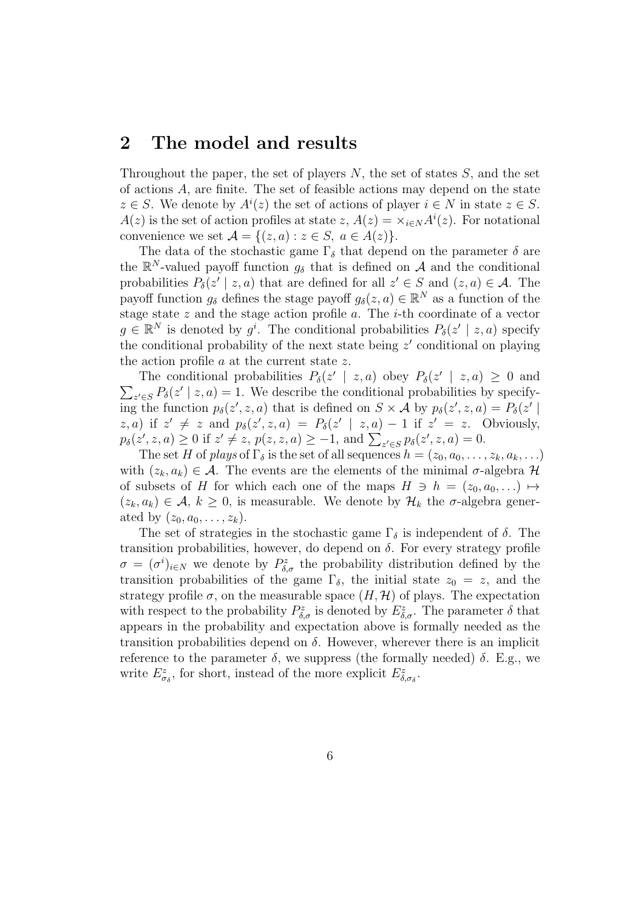## 2 The model and results

Throughout the paper, the set of players $N$, the set of states $S$, and the set of actions $A$, are finite. The set of feasible actions may depend on the state $z \in S$. We denote by $A^i(z)$ the set of actions of player $i \in N$ in state $z \in S$. $A(z)$ is the set of action profiles at state $z$, $A(z) = \times_{i \in N} A^i(z)$. For notational convenience we set $\mathcal{A} = \{(z, a) : z \in S,\ a \in A(z)\}$.

The data of the stochastic game $\Gamma_\delta$ that depend on the parameter $\delta$ are the $\mathbb{R}^N$-valued payoff function $g_\delta$ that is defined on $\mathcal{A}$ and the conditional probabilities $P_\delta(z' \mid z, a)$ that are defined for all $z' \in S$ and $(z, a) \in \mathcal{A}$. The payoff function $g_\delta$ defines the stage payoff $g_\delta(z, a) \in \mathbb{R}^N$ as a function of the stage state $z$ and the stage action profile $a$. The $i$-th coordinate of a vector $g \in \mathbb{R}^N$ is denoted by $g^i$. The conditional probabilities $P_\delta(z' \mid z, a)$ specify the conditional probability of the next state being $z'$ conditional on playing the action profile $a$ at the current state $z$.

The conditional probabilities $P_\delta(z' \mid z, a)$ obey $P_\delta(z' \mid z, a) \geq 0$ and $\sum_{z' \in S} P_\delta(z' \mid z, a) = 1$. We describe the conditional probabilities by specifying the function $p_\delta(z', z, a)$ that is defined on $S \times \mathcal{A}$ by $p_\delta(z', z, a) = P_\delta(z' \mid z, a)$ if $z' \neq z$ and $p_\delta(z', z, a) = P_\delta(z' \mid z, a) - 1$ if $z' = z$. Obviously, $p_\delta(z', z, a) \geq 0$ if $z' \neq z$, $p(z, z, a) \geq -1$, and $\sum_{z' \in S} p_\delta(z', z, a) = 0$.

The set $H$ of *plays* of $\Gamma_\delta$ is the set of all sequences $h = (z_0, a_0, \ldots, z_k, a_k, \ldots)$ with $(z_k, a_k) \in \mathcal{A}$. The events are the elements of the minimal $\sigma$-algebra $\mathcal{H}$ of subsets of $H$ for which each one of the maps $H \ni h = (z_0, a_0, \ldots) \mapsto (z_k, a_k) \in \mathcal{A}$, $k \geq 0$, is measurable. We denote by $\mathcal{H}_k$ the $\sigma$-algebra generated by $(z_0, a_0, \ldots, z_k)$.

The set of strategies in the stochastic game $\Gamma_\delta$ is independent of $\delta$. The transition probabilities, however, do depend on $\delta$. For every strategy profile $\sigma = (\sigma^i)_{i \in N}$ we denote by $P^z_{\delta,\sigma}$ the probability distribution defined by the transition probabilities of the game $\Gamma_\delta$, the initial state $z_0 = z$, and the strategy profile $\sigma$, on the measurable space $(H, \mathcal{H})$ of plays. The expectation with respect to the probability $P^z_{\delta,\sigma}$ is denoted by $E^z_{\delta,\sigma}$. The parameter $\delta$ that appears in the probability and expectation above is formally needed as the transition probabilities depend on $\delta$. However, wherever there is an implicit reference to the parameter $\delta$, we suppress (the formally needed) $\delta$. E.g., we write $E^z_{\sigma_\delta}$, for short, instead of the more explicit $E^z_{\delta,\sigma_\delta}$.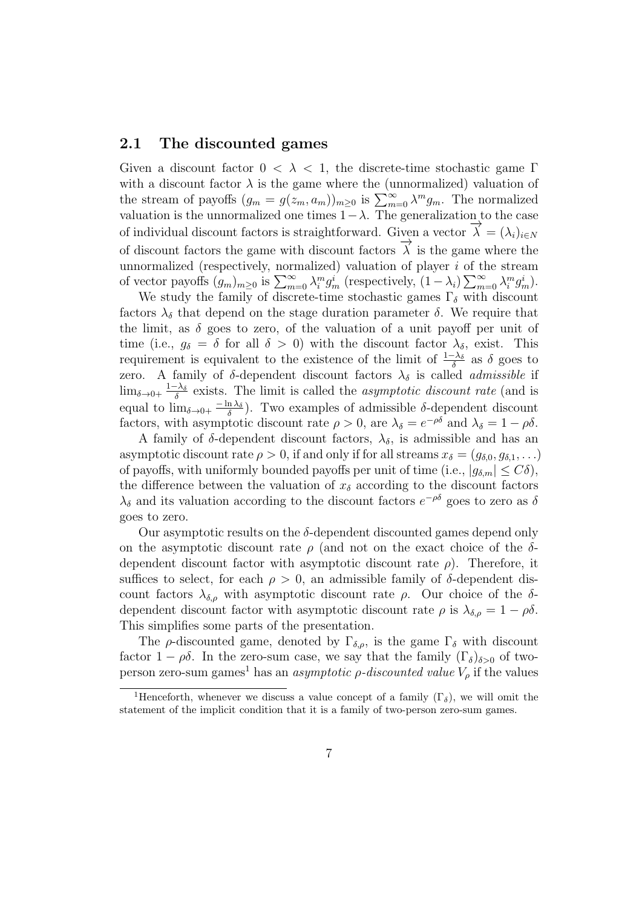### 2.1 The discounted games

Given a discount factor $0 < \lambda < 1$, the discrete-time stochastic game $\Gamma$ with a discount factor $\lambda$ is the game where the (unnormalized) valuation of the stream of payoffs $(g_m = g(z_m, a_m))_{m \geq 0}$ is $\sum_{m=0}^{\infty} \lambda^m g_m$. The normalized valuation is the unnormalized one times $1 - \lambda$. The generalization to the case of individual discount factors is straightforward. Given a vector $\overrightarrow{\lambda} = (\lambda_i)_{i \in N}$ of discount factors the game with discount factors $\overrightarrow{\lambda}$ is the game where the unnormalized (respectively, normalized) valuation of player $i$ of the stream of vector payoffs $(g_m)_{m \geq 0}$ is $\sum_{m=0}^{\infty} \lambda_i^m g_m^i$ (respectively, $(1 - \lambda_i) \sum_{m=0}^{\infty} \lambda_i^m g_m^i$).

We study the family of discrete-time stochastic games $\Gamma_\delta$ with discount factors $\lambda_\delta$ that depend on the stage duration parameter $\delta$. We require that the limit, as $\delta$ goes to zero, of the valuation of a unit payoff per unit of time (i.e., $g_\delta = \delta$ for all $\delta > 0$) with the discount factor $\lambda_\delta$, exist. This requirement is equivalent to the existence of the limit of $\frac{1-\lambda_\delta}{\delta}$ as $\delta$ goes to zero. A family of $\delta$-dependent discount factors $\lambda_\delta$ is called *admissible* if $\lim_{\delta \to 0+} \frac{1-\lambda_\delta}{\delta}$ exists. The limit is called the *asymptotic discount rate* (and is equal to $\lim_{\delta \to 0+} \frac{-\ln \lambda_\delta}{\delta}$). Two examples of admissible $\delta$-dependent discount factors, with asymptotic discount rate $\rho > 0$, are $\lambda_\delta = e^{-\rho\delta}$ and $\lambda_\delta = 1 - \rho\delta$.

A family of $\delta$-dependent discount factors, $\lambda_\delta$, is admissible and has an asymptotic discount rate $\rho > 0$, if and only if for all streams $x_\delta = (g_{\delta,0}, g_{\delta,1}, \ldots)$ of payoffs, with uniformly bounded payoffs per unit of time (i.e., $|g_{\delta,m}| \leq C\delta$), the difference between the valuation of $x_\delta$ according to the discount factors $\lambda_\delta$ and its valuation according to the discount factors $e^{-\rho\delta}$ goes to zero as $\delta$ goes to zero.

Our asymptotic results on the $\delta$-dependent discounted games depend only on the asymptotic discount rate $\rho$ (and not on the exact choice of the $\delta$-dependent discount factor with asymptotic discount rate $\rho$). Therefore, it suffices to select, for each $\rho > 0$, an admissible family of $\delta$-dependent discount factors $\lambda_{\delta,\rho}$ with asymptotic discount rate $\rho$. Our choice of the $\delta$-dependent discount factor with asymptotic discount rate $\rho$ is $\lambda_{\delta,\rho} = 1 - \rho\delta$. This simplifies some parts of the presentation.

The $\rho$-discounted game, denoted by $\Gamma_{\delta,\rho}$, is the game $\Gamma_\delta$ with discount factor $1 - \rho\delta$. In the zero-sum case, we say that the family $(\Gamma_\delta)_{\delta>0}$ of two-person zero-sum games[1] has an *asymptotic $\rho$-discounted value* $V_\rho$ if the values

[1] Henceforth, whenever we discuss a value concept of a family $(\Gamma_\delta)$, we will omit the statement of the implicit condition that it is a family of two-person zero-sum games.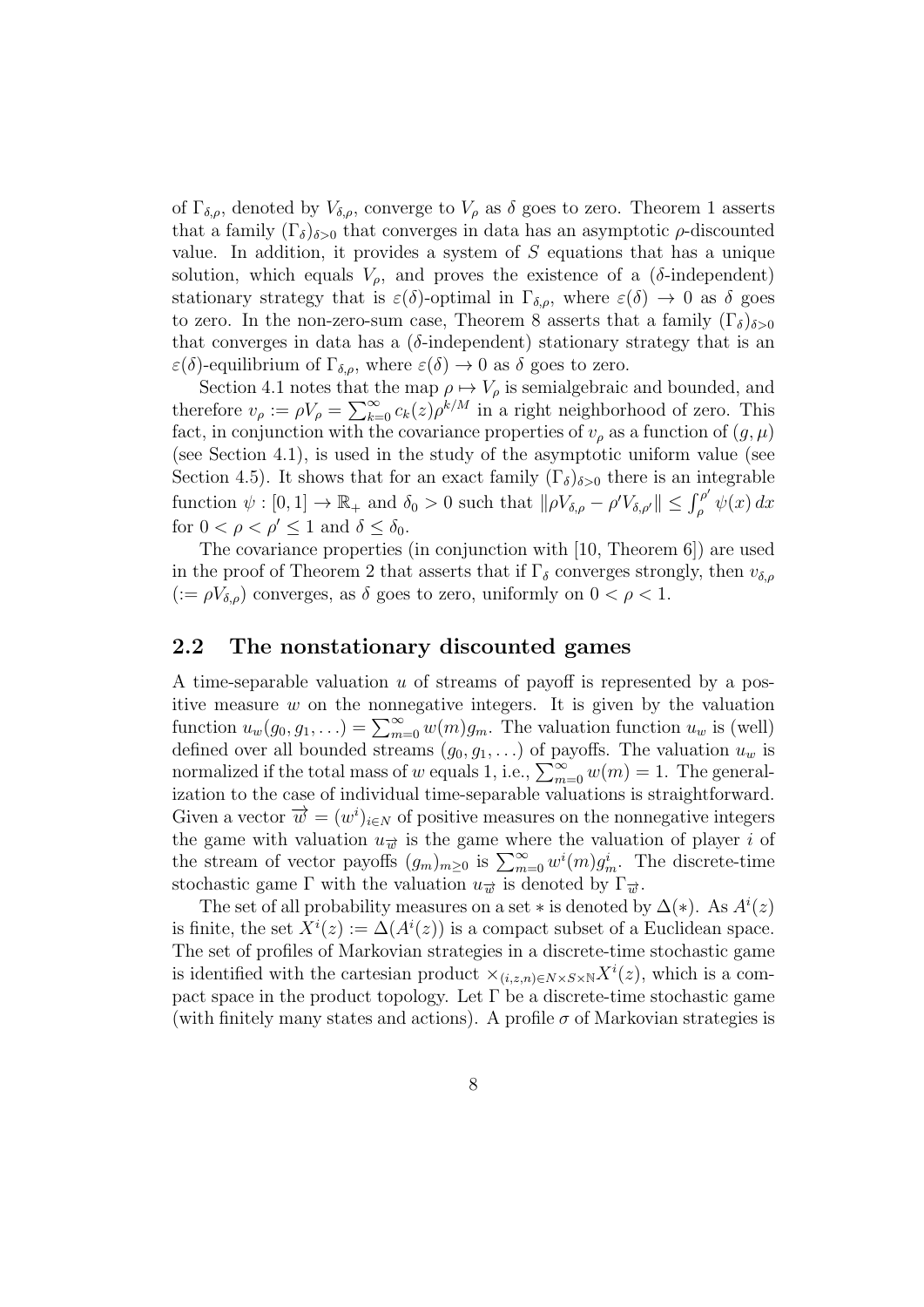of $\Gamma_{\delta,\rho}$, denoted by $V_{\delta,\rho}$, converge to $V_\rho$ as $\delta$ goes to zero. Theorem 1 asserts that a family $(\Gamma_\delta)_{\delta>0}$ that converges in data has an asymptotic $\rho$-discounted value. In addition, it provides a system of $S$ equations that has a unique solution, which equals $V_\rho$, and proves the existence of a ($\delta$-independent) stationary strategy that is $\varepsilon(\delta)$-optimal in $\Gamma_{\delta,\rho}$, where $\varepsilon(\delta) \to 0$ as $\delta$ goes to zero. In the non-zero-sum case, Theorem 8 asserts that a family $(\Gamma_\delta)_{\delta>0}$ that converges in data has a ($\delta$-independent) stationary strategy that is an $\varepsilon(\delta)$-equilibrium of $\Gamma_{\delta,\rho}$, where $\varepsilon(\delta) \to 0$ as $\delta$ goes to zero.

Section 4.1 notes that the map $\rho \mapsto V_\rho$ is semialgebraic and bounded, and therefore $v_\rho := \rho V_\rho = \sum_{k=0}^{\infty} c_k(z)\rho^{k/M}$ in a right neighborhood of zero. This fact, in conjunction with the covariance properties of $v_\rho$ as a function of $(g,\mu)$ (see Section 4.1), is used in the study of the asymptotic uniform value (see Section 4.5). It shows that for an exact family $(\Gamma_\delta)_{\delta>0}$ there is an integrable function $\psi : [0,1] \to \mathbb{R}_+$ and $\delta_0 > 0$ such that $\|\rho V_{\delta,\rho} - \rho' V_{\delta,\rho'}\| \leq \int_\rho^{\rho'} \psi(x)\,dx$ for $0 < \rho < \rho' \leq 1$ and $\delta \leq \delta_0$.

The covariance properties (in conjunction with [10, Theorem 6]) are used in the proof of Theorem 2 that asserts that if $\Gamma_\delta$ converges strongly, then $v_{\delta,\rho}$ $(:= \rho V_{\delta,\rho})$ converges, as $\delta$ goes to zero, uniformly on $0 < \rho < 1$.

## 2.2 The nonstationary discounted games

A time-separable valuation $u$ of streams of payoff is represented by a positive measure $w$ on the nonnegative integers. It is given by the valuation function $u_w(g_0, g_1, \ldots) = \sum_{m=0}^{\infty} w(m) g_m$. The valuation function $u_w$ is (well) defined over all bounded streams $(g_0, g_1, \ldots)$ of payoffs. The valuation $u_w$ is normalized if the total mass of $w$ equals 1, i.e., $\sum_{m=0}^{\infty} w(m) = 1$. The generalization to the case of individual time-separable valuations is straightforward. Given a vector $\overrightarrow{w} = (w^i)_{i\in N}$ of positive measures on the nonnegative integers the game with valuation $u_{\overrightarrow{w}}$ is the game where the valuation of player $i$ of the stream of vector payoffs $(g_m)_{m\geq 0}$ is $\sum_{m=0}^{\infty} w^i(m) g_m^i$. The discrete-time stochastic game $\Gamma$ with the valuation $u_{\overrightarrow{w}}$ is denoted by $\Gamma_{\overrightarrow{w}}$.

The set of all probability measures on a set $*$ is denoted by $\Delta(*)$. As $A^i(z)$ is finite, the set $X^i(z) := \Delta(A^i(z))$ is a compact subset of a Euclidean space. The set of profiles of Markovian strategies in a discrete-time stochastic game is identified with the cartesian product $\times_{(i,z,n)\in N\times S\times \mathbb{N}} X^i(z)$, which is a compact space in the product topology. Let $\Gamma$ be a discrete-time stochastic game (with finitely many states and actions). A profile $\sigma$ of Markovian strategies is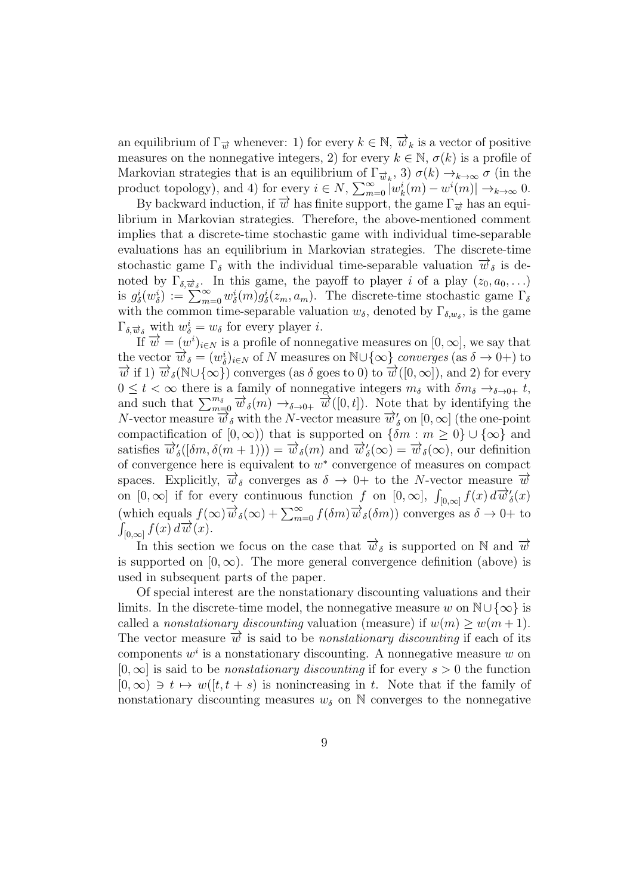an equilibrium of $\Gamma_{\overrightarrow{w}}$ whenever: 1) for every $k \in \mathbb{N}$, $\overrightarrow{w}_k$ is a vector of positive measures on the nonnegative integers, 2) for every $k \in \mathbb{N}$, $\sigma(k)$ is a profile of Markovian strategies that is an equilibrium of $\Gamma_{\overrightarrow{w}_k}$, 3) $\sigma(k) \to_{k\to\infty} \sigma$ (in the product topology), and 4) for every $i \in N$, $\sum_{m=0}^{\infty} |w_k^i(m) - w^i(m)| \to_{k\to\infty} 0$.

By backward induction, if $\overrightarrow{w}$ has finite support, the game $\Gamma_{\overrightarrow{w}}$ has an equilibrium in Markovian strategies. Therefore, the above-mentioned comment implies that a discrete-time stochastic game with individual time-separable evaluations has an equilibrium in Markovian strategies. The discrete-time stochastic game $\Gamma_\delta$ with the individual time-separable valuation $\overrightarrow{w}_\delta$ is denoted by $\Gamma_{\delta,\overrightarrow{w}_\delta}$. In this game, the payoff to player $i$ of a play $(z_0, a_0, \ldots)$ is $g_\delta^i(w_\delta^i) := \sum_{m=0}^{\infty} w_\delta^i(m) g_\delta^i(z_m, a_m)$. The discrete-time stochastic game $\Gamma_\delta$ with the common time-separable valuation $w_\delta$, denoted by $\Gamma_{\delta,w_\delta}$, is the game $\Gamma_{\delta,\overrightarrow{w}_\delta}$ with $w_\delta^i = w_\delta$ for every player $i$.

If $\overrightarrow{w} = (w^i)_{i\in N}$ is a profile of nonnegative measures on $[0,\infty]$, we say that the vector $\overrightarrow{w}_\delta = (w_\delta^i)_{i\in N}$ of $N$ measures on $\mathbb{N}\cup\{\infty\}$ *converges* (as $\delta \to 0+$) to $\overrightarrow{w}$ if 1) $\overrightarrow{w}_\delta(\mathbb{N}\cup\{\infty\})$ converges (as $\delta$ goes to 0) to $\overrightarrow{w}([0,\infty])$, and 2) for every $0 \le t < \infty$ there is a family of nonnegative integers $m_\delta$ with $\delta m_\delta \to_{\delta\to 0+} t$, and such that $\sum_{m=0}^{m_\delta} \overrightarrow{w}_\delta(m) \to_{\delta\to 0+} \overrightarrow{w}([0,t])$. Note that by identifying the $N$-vector measure $\overrightarrow{w}_\delta$ with the $N$-vector measure $\overrightarrow{w}'_\delta$ on $[0,\infty]$ (the one-point compactification of $[0,\infty)$) that is supported on $\{\delta m : m \ge 0\} \cup \{\infty\}$ and satisfies $\overrightarrow{w}'_\delta([\delta m, \delta(m+1))) = \overrightarrow{w}_\delta(m)$ and $\overrightarrow{w}'_\delta(\infty) = \overrightarrow{w}_\delta(\infty)$, our definition of convergence here is equivalent to $w^*$ convergence of measures on compact spaces. Explicitly, $\overrightarrow{w}_\delta$ converges as $\delta \to 0+$ to the $N$-vector measure $\overrightarrow{w}$ on $[0,\infty]$ if for every continuous function $f$ on $[0,\infty]$, $\int_{[0,\infty]} f(x)\, d\overrightarrow{w}'_\delta(x)$ (which equals $f(\infty)\overrightarrow{w}_\delta(\infty) + \sum_{m=0}^{\infty} f(\delta m)\overrightarrow{w}_\delta(\delta m)$) converges as $\delta \to 0+$ to $\int_{[0,\infty]} f(x)\, d\overrightarrow{w}(x)$.

In this section we focus on the case that $\overrightarrow{w}_\delta$ is supported on $\mathbb{N}$ and $\overrightarrow{w}$ is supported on $[0,\infty)$. The more general convergence definition (above) is used in subsequent parts of the paper.

Of special interest are the nonstationary discounting valuations and their limits. In the discrete-time model, the nonnegative measure $w$ on $\mathbb{N}\cup\{\infty\}$ is called a *nonstationary discounting* valuation (measure) if $w(m) \ge w(m+1)$. The vector measure $\overrightarrow{w}$ is said to be *nonstationary discounting* if each of its components $w^i$ is a nonstationary discounting. A nonnegative measure $w$ on $[0,\infty]$ is said to be *nonstationary discounting* if for every $s > 0$ the function $[0,\infty) \ni t \mapsto w([t, t+s))$ is nonincreasing in $t$. Note that if the family of nonstationary discounting measures $w_\delta$ on $\mathbb{N}$ converges to the nonnegative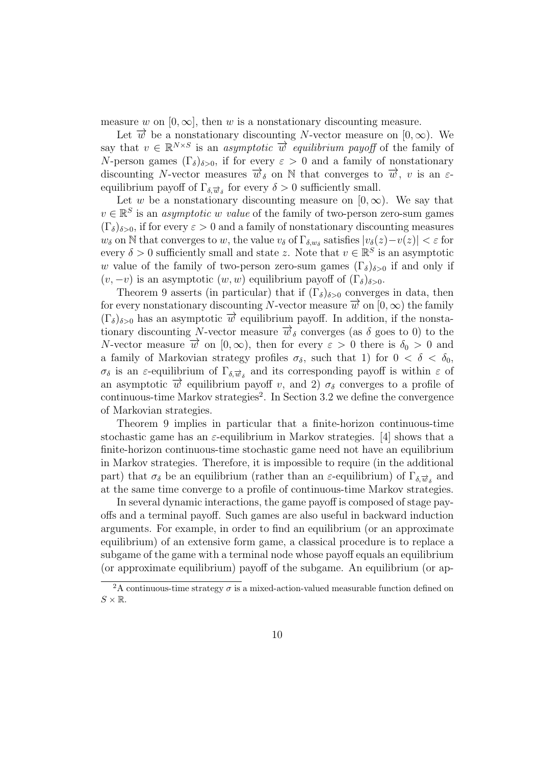measure $w$ on $[0, \infty]$, then $w$ is a nonstationary discounting measure.

Let $\overrightarrow{w}$ be a nonstationary discounting $N$-vector measure on $[0, \infty)$. We say that $v \in \mathbb{R}^{N \times S}$ is an *asymptotic* $\overrightarrow{w}$ *equilibrium payoff* of the family of $N$-person games $(\Gamma_\delta)_{\delta>0}$, if for every $\varepsilon > 0$ and a family of nonstationary discounting $N$-vector measures $\overrightarrow{w}_\delta$ on $\mathbb{N}$ that converges to $\overrightarrow{w}$, $v$ is an $\varepsilon$-equilibrium payoff of $\Gamma_{\delta, \overrightarrow{w}_\delta}$ for every $\delta > 0$ sufficiently small.

Let $w$ be a nonstationary discounting measure on $[0, \infty)$. We say that $v \in \mathbb{R}^S$ is an *asymptotic* $w$ *value* of the family of two-person zero-sum games $(\Gamma_\delta)_{\delta>0}$, if for every $\varepsilon > 0$ and a family of nonstationary discounting measures $w_\delta$ on $\mathbb{N}$ that converges to $w$, the value $v_\delta$ of $\Gamma_{\delta, w_\delta}$ satisfies $|v_\delta(z) - v(z)| < \varepsilon$ for every $\delta > 0$ sufficiently small and state $z$. Note that $v \in \mathbb{R}^S$ is an asymptotic $w$ value of the family of two-person zero-sum games $(\Gamma_\delta)_{\delta>0}$ if and only if $(v, -v)$ is an asymptotic $(w, w)$ equilibrium payoff of $(\Gamma_\delta)_{\delta>0}$.

Theorem 9 asserts (in particular) that if $(\Gamma_\delta)_{\delta>0}$ converges in data, then for every nonstationary discounting $N$-vector measure $\overrightarrow{w}$ on $[0, \infty)$ the family $(\Gamma_\delta)_{\delta>0}$ has an asymptotic $\overrightarrow{w}$ equilibrium payoff. In addition, if the nonstationary discounting $N$-vector measure $\overrightarrow{w}_\delta$ converges (as $\delta$ goes to 0) to the $N$-vector measure $\overrightarrow{w}$ on $[0, \infty)$, then for every $\varepsilon > 0$ there is $\delta_0 > 0$ and a family of Markovian strategy profiles $\sigma_\delta$, such that 1) for $0 < \delta < \delta_0$, $\sigma_\delta$ is an $\varepsilon$-equilibrium of $\Gamma_{\delta, \overrightarrow{w}_\delta}$ and its corresponding payoff is within $\varepsilon$ of an asymptotic $\overrightarrow{w}$ equilibrium payoff $v$, and 2) $\sigma_\delta$ converges to a profile of continuous-time Markov strategies[2]. In Section 3.2 we define the convergence of Markovian strategies.

Theorem 9 implies in particular that a finite-horizon continuous-time stochastic game has an $\varepsilon$-equilibrium in Markov strategies. [4] shows that a finite-horizon continuous-time stochastic game need not have an equilibrium in Markov strategies. Therefore, it is impossible to require (in the additional part) that $\sigma_\delta$ be an equilibrium (rather than an $\varepsilon$-equilibrium) of $\Gamma_{\delta, \overrightarrow{w}_\delta}$ and at the same time converge to a profile of continuous-time Markov strategies.

In several dynamic interactions, the game payoff is composed of stage payoffs and a terminal payoff. Such games are also useful in backward induction arguments. For example, in order to find an equilibrium (or an approximate equilibrium) of an extensive form game, a classical procedure is to replace a subgame of the game with a terminal node whose payoff equals an equilibrium (or approximate equilibrium) payoff of the subgame. An equilibrium (or ap-

[2] A continuous-time strategy $\sigma$ is a mixed-action-valued measurable function defined on $S \times \mathbb{R}$.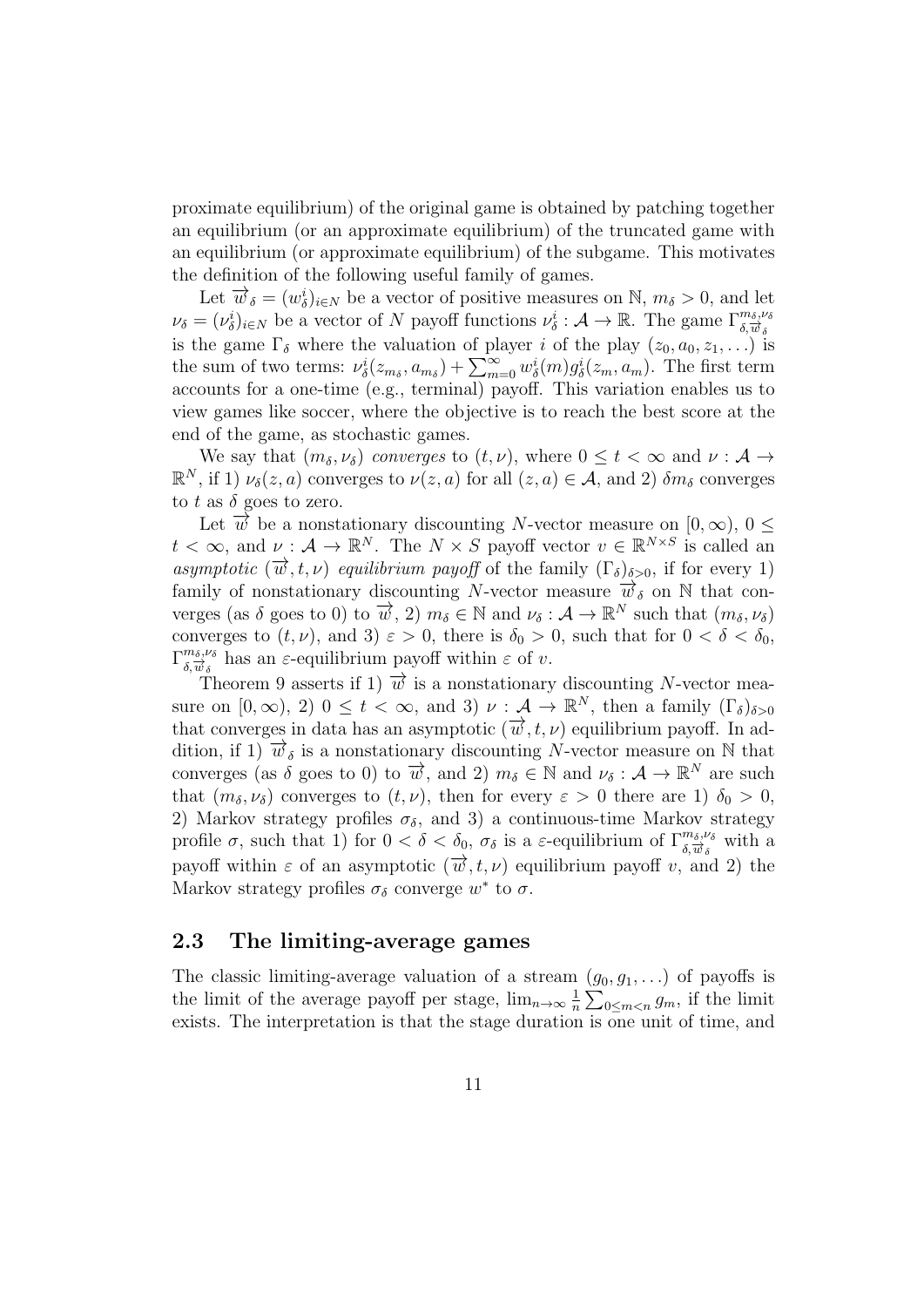proximate equilibrium) of the original game is obtained by patching together an equilibrium (or an approximate equilibrium) of the truncated game with an equilibrium (or approximate equilibrium) of the subgame. This motivates the definition of the following useful family of games.

Let $\overrightarrow{w}_\delta = (w^i_\delta)_{i\in N}$ be a vector of positive measures on $\mathbb{N}$, $m_\delta > 0$, and let $\nu_\delta = (\nu^i_\delta)_{i\in N}$ be a vector of $N$ payoff functions $\nu^i_\delta : \mathcal{A} \to \mathbb{R}$. The game $\Gamma^{m_\delta,\nu_\delta}_{\delta,\overrightarrow{w}_\delta}$ is the game $\Gamma_\delta$ where the valuation of player $i$ of the play $(z_0, a_0, z_1, \ldots)$ is the sum of two terms: $\nu^i_\delta(z_{m_\delta}, a_{m_\delta}) + \sum_{m=0}^{\infty} w^i_\delta(m) g^i_\delta(z_m, a_m)$. The first term accounts for a one-time (e.g., terminal) payoff. This variation enables us to view games like soccer, where the objective is to reach the best score at the end of the game, as stochastic games.

We say that $(m_\delta, \nu_\delta)$ *converges* to $(t, \nu)$, where $0 \leq t < \infty$ and $\nu : \mathcal{A} \to \mathbb{R}^N$, if 1) $\nu_\delta(z, a)$ converges to $\nu(z, a)$ for all $(z, a) \in \mathcal{A}$, and 2) $\delta m_\delta$ converges to $t$ as $\delta$ goes to zero.

Let $\overrightarrow{w}$ be a nonstationary discounting $N$-vector measure on $[0, \infty)$, $0 \leq t < \infty$, and $\nu : \mathcal{A} \to \mathbb{R}^N$. The $N \times S$ payoff vector $v \in \mathbb{R}^{N\times S}$ is called an *asymptotic* $(\overrightarrow{w}, t, \nu)$ *equilibrium payoff* of the family $(\Gamma_\delta)_{\delta>0}$, if for every 1) family of nonstationary discounting $N$-vector measure $\overrightarrow{w}_\delta$ on $\mathbb{N}$ that converges (as $\delta$ goes to 0) to $\overrightarrow{w}$, 2) $m_\delta \in \mathbb{N}$ and $\nu_\delta : \mathcal{A} \to \mathbb{R}^N$ such that $(m_\delta, \nu_\delta)$ converges to $(t, \nu)$, and 3) $\varepsilon > 0$, there is $\delta_0 > 0$, such that for $0 < \delta < \delta_0$, $\Gamma^{m_\delta,\nu_\delta}_{\delta,\overrightarrow{w}_\delta}$ has an $\varepsilon$-equilibrium payoff within $\varepsilon$ of $v$.

Theorem 9 asserts if 1) $\overrightarrow{w}$ is a nonstationary discounting $N$-vector measure on $[0, \infty)$, 2) $0 \leq t < \infty$, and 3) $\nu : \mathcal{A} \to \mathbb{R}^N$, then a family $(\Gamma_\delta)_{\delta>0}$ that converges in data has an asymptotic $(\overrightarrow{w}, t, \nu)$ equilibrium payoff. In addition, if 1) $\overrightarrow{w}_\delta$ is a nonstationary discounting $N$-vector measure on $\mathbb{N}$ that converges (as $\delta$ goes to 0) to $\overrightarrow{w}$, and 2) $m_\delta \in \mathbb{N}$ and $\nu_\delta : \mathcal{A} \to \mathbb{R}^N$ are such that $(m_\delta, \nu_\delta)$ converges to $(t, \nu)$, then for every $\varepsilon > 0$ there are 1) $\delta_0 > 0$, 2) Markov strategy profiles $\sigma_\delta$, and 3) a continuous-time Markov strategy profile $\sigma$, such that 1) for $0 < \delta < \delta_0$, $\sigma_\delta$ is a $\varepsilon$-equilibrium of $\Gamma^{m_\delta,\nu_\delta}_{\delta,\overrightarrow{w}_\delta}$ with a payoff within $\varepsilon$ of an asymptotic $(\overrightarrow{w}, t, \nu)$ equilibrium payoff $v$, and 2) the Markov strategy profiles $\sigma_\delta$ converge $w^*$ to $\sigma$.

## 2.3 The limiting-average games

The classic limiting-average valuation of a stream $(g_0, g_1, \ldots)$ of payoffs is the limit of the average payoff per stage, $\lim_{n\to\infty} \frac{1}{n} \sum_{0\leq m<n} g_m$, if the limit exists. The interpretation is that the stage duration is one unit of time, and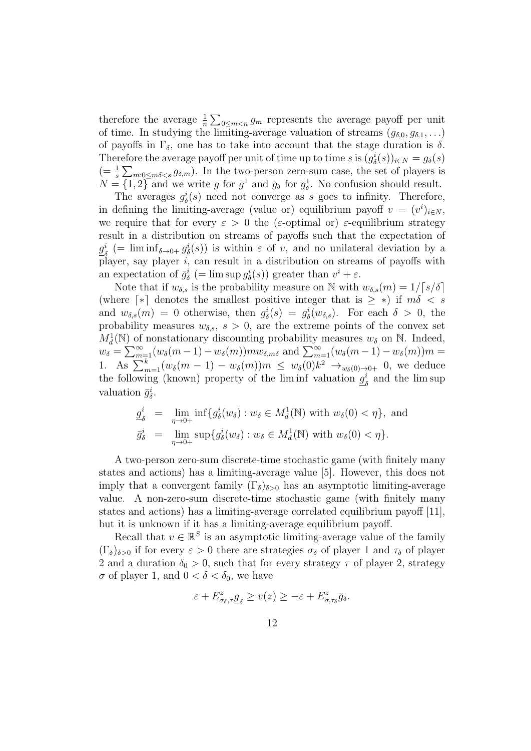therefore the average $\frac{1}{n}\sum_{0\leq m<n} g_m$ represents the average payoff per unit of time. In studying the limiting-average valuation of streams $(g_{\delta,0}, g_{\delta,1}, \ldots)$ of payoffs in $\Gamma_\delta$, one has to take into account that the stage duration is $\delta$. Therefore the average payoff per unit of time up to time $s$ is $(g^i_\delta(s))_{i\in N} = g_\delta(s)$ $(= \frac{1}{s}\sum_{m:0\leq m\delta<s} g_{\delta,m})$. In the two-person zero-sum case, the set of players is $N = \{1, 2\}$ and we write $g$ for $g^1$ and $g_\delta$ for $g^1_\delta$. No confusion should result.

The averages $g^i_\delta(s)$ need not converge as $s$ goes to infinity. Therefore, in defining the limiting-average (value or) equilibrium payoff $v = (v^i)_{i\in N}$, we require that for every $\varepsilon > 0$ the ($\varepsilon$-optimal or) $\varepsilon$-equilibrium strategy result in a distribution on streams of payoffs such that the expectation of $\underline{g}^i_\delta$ $(= \liminf_{\delta\to 0+} g^i_\delta(s))$ is within $\varepsilon$ of $v$, and no unilateral deviation by a player, say player $i$, can result in a distribution on streams of payoffs with an expectation of $\bar{g}^i_\delta$ $(= \limsup g^i_\delta(s))$ greater than $v^i + \varepsilon$.

Note that if $w_{\delta,s}$ is the probability measure on $\mathbb{N}$ with $w_{\delta,s}(m) = 1/\lceil s/\delta\rceil$ (where $\lceil * \rceil$ denotes the smallest positive integer that is $\geq *$) if $m\delta < s$ and $w_{\delta,s}(m) = 0$ otherwise, then $g^i_\delta(s) = g^i_\delta(w_{\delta,s})$. For each $\delta > 0$, the probability measures $w_{\delta,s}$, $s > 0$, are the extreme points of the convex set $M^1_d(\mathbb{N})$ of nonstationary discounting probability measures $w_\delta$ on $\mathbb{N}$. Indeed, $w_\delta = \sum_{m=1}^\infty (w_\delta(m-1) - w_\delta(m)) m w_{\delta,m\delta}$ and $\sum_{m=1}^\infty (w_\delta(m-1) - w_\delta(m))m = 1$. As $\sum_{m=1}^k (w_\delta(m-1) - w_\delta(m))m \leq w_\delta(0)k^2 \to_{w_\delta(0)\to 0+} 0$, we deduce the following (known) property of the lim inf valuation $\underline{g}^i_\delta$ and the lim sup valuation $\bar{g}^i_\delta$.

$$
\begin{aligned}
\underline{g}^i_\delta &= \lim_{\eta\to 0+} \inf\{g^i_\delta(w_\delta) : w_\delta \in M^1_d(\mathbb{N}) \text{ with } w_\delta(0) < \eta\}, \text{ and} \\
\bar{g}^i_\delta &= \lim_{\eta\to 0+} \sup\{g^i_\delta(w_\delta) : w_\delta \in M^1_d(\mathbb{N}) \text{ with } w_\delta(0) < \eta\}.
\end{aligned}
$$

A two-person zero-sum discrete-time stochastic game (with finitely many states and actions) has a limiting-average value [5]. However, this does not imply that a convergent family $(\Gamma_\delta)_{\delta>0}$ has an asymptotic limiting-average value. A non-zero-sum discrete-time stochastic game (with finitely many states and actions) has a limiting-average correlated equilibrium payoff [11], but it is unknown if it has a limiting-average equilibrium payoff.

Recall that $v \in \mathbb{R}^S$ is an asymptotic limiting-average value of the family $(\Gamma_\delta)_{\delta>0}$ if for every $\varepsilon > 0$ there are strategies $\sigma_\delta$ of player 1 and $\tau_\delta$ of player 2 and a duration $\delta_0 > 0$, such that for every strategy $\tau$ of player 2, strategy $\sigma$ of player 1, and $0 < \delta < \delta_0$, we have

$$
\varepsilon + E^z_{\sigma_\delta,\tau}\underline{g}_\delta \geq v(z) \geq -\varepsilon + E^z_{\sigma,\tau_\delta}\bar{g}_\delta.
$$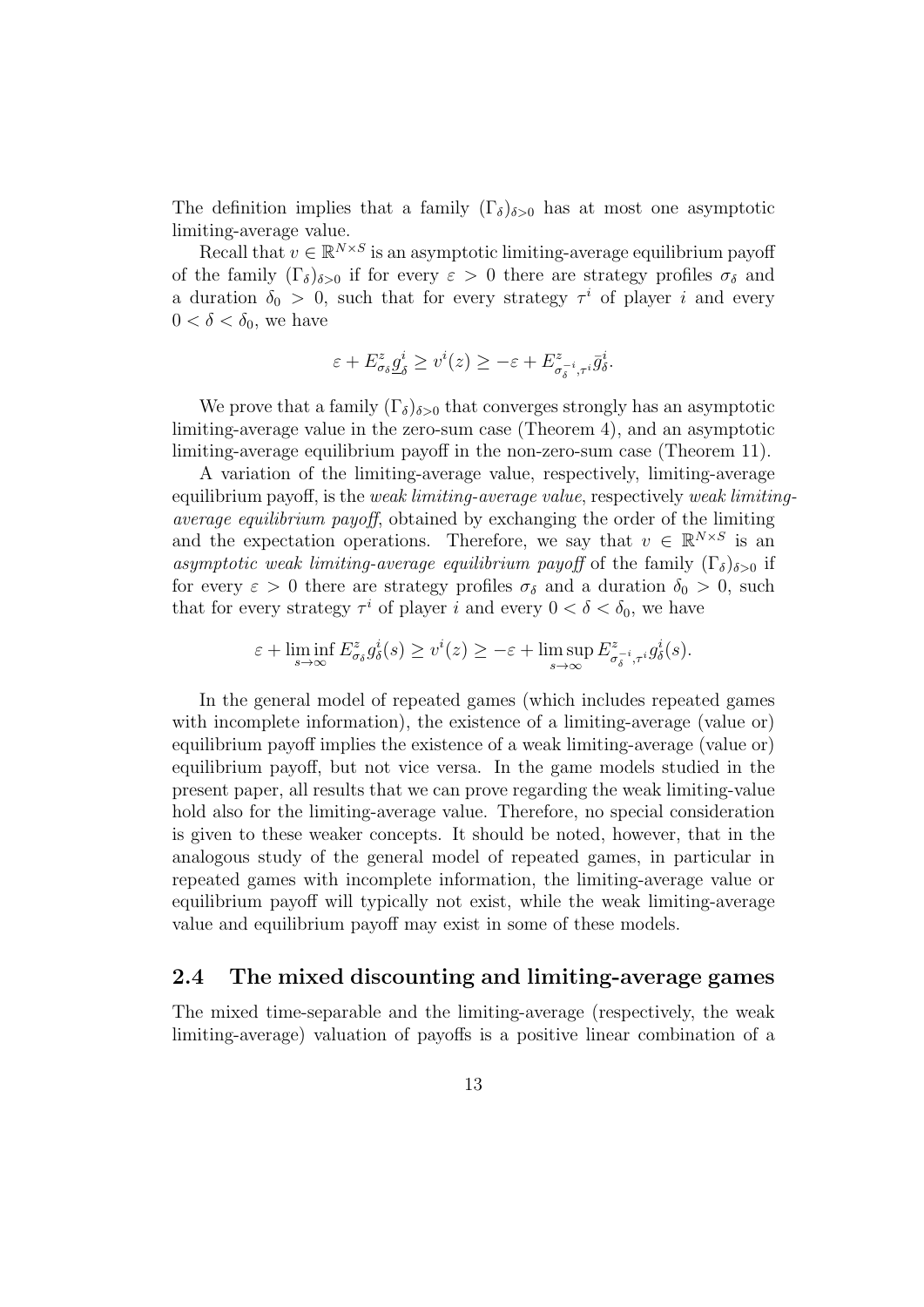The definition implies that a family $(\Gamma_\delta)_{\delta>0}$ has at most one asymptotic limiting-average value.

Recall that $v \in \mathbb{R}^{N\times S}$ is an asymptotic limiting-average equilibrium payoff of the family $(\Gamma_\delta)_{\delta>0}$ if for every $\varepsilon > 0$ there are strategy profiles $\sigma_\delta$ and a duration $\delta_0 > 0$, such that for every strategy $\tau^i$ of player $i$ and every $0 < \delta < \delta_0$, we have

$$\varepsilon + E^z_{\sigma_\delta} \underline{g}^i_\delta \geq v^i(z) \geq -\varepsilon + E^z_{\sigma^{-i}_\delta, \tau^i} \bar{g}^i_\delta.$$

We prove that a family $(\Gamma_\delta)_{\delta>0}$ that converges strongly has an asymptotic limiting-average value in the zero-sum case (Theorem 4), and an asymptotic limiting-average equilibrium payoff in the non-zero-sum case (Theorem 11).

A variation of the limiting-average value, respectively, limiting-average equilibrium payoff, is the *weak limiting-average value*, respectively *weak limiting-average equilibrium payoff*, obtained by exchanging the order of the limiting and the expectation operations. Therefore, we say that $v \in \mathbb{R}^{N\times S}$ is an *asymptotic weak limiting-average equilibrium payoff* of the family $(\Gamma_\delta)_{\delta>0}$ if for every $\varepsilon > 0$ there are strategy profiles $\sigma_\delta$ and a duration $\delta_0 > 0$, such that for every strategy $\tau^i$ of player $i$ and every $0 < \delta < \delta_0$, we have

$$\varepsilon + \liminf_{s\to\infty} E^z_{\sigma_\delta} g^i_\delta(s) \geq v^i(z) \geq -\varepsilon + \limsup_{s\to\infty} E^z_{\sigma^{-i}_\delta, \tau^i} g^i_\delta(s).$$

In the general model of repeated games (which includes repeated games with incomplete information), the existence of a limiting-average (value or) equilibrium payoff implies the existence of a weak limiting-average (value or) equilibrium payoff, but not vice versa. In the game models studied in the present paper, all results that we can prove regarding the weak limiting-value hold also for the limiting-average value. Therefore, no special consideration is given to these weaker concepts. It should be noted, however, that in the analogous study of the general model of repeated games, in particular in repeated games with incomplete information, the limiting-average value or equilibrium payoff will typically not exist, while the weak limiting-average value and equilibrium payoff may exist in some of these models.

## 2.4 The mixed discounting and limiting-average games

The mixed time-separable and the limiting-average (respectively, the weak limiting-average) valuation of payoffs is a positive linear combination of a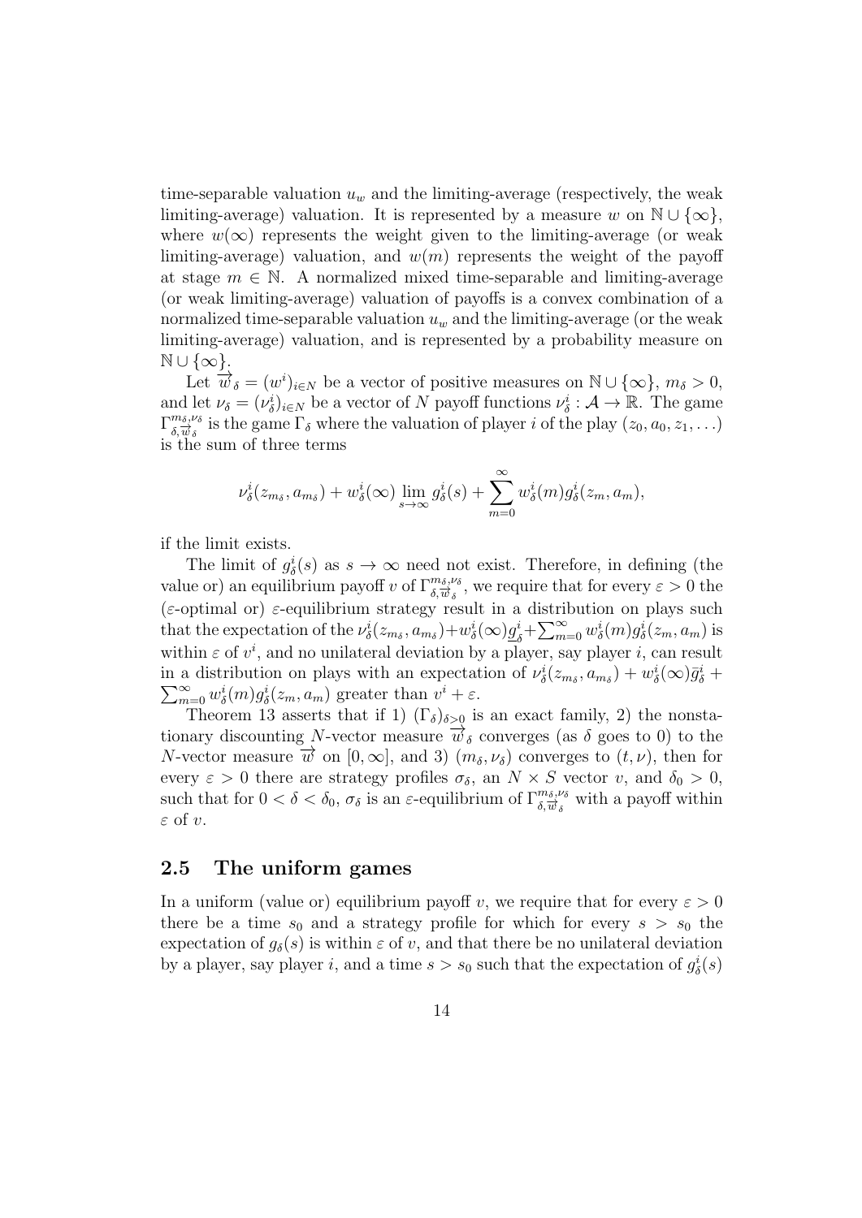time-separable valuation $u_w$ and the limiting-average (respectively, the weak limiting-average) valuation. It is represented by a measure $w$ on $\mathbb{N} \cup \{\infty\}$, where $w(\infty)$ represents the weight given to the limiting-average (or weak limiting-average) valuation, and $w(m)$ represents the weight of the payoff at stage $m \in \mathbb{N}$. A normalized mixed time-separable and limiting-average (or weak limiting-average) valuation of payoffs is a convex combination of a normalized time-separable valuation $u_w$ and the limiting-average (or the weak limiting-average) valuation, and is represented by a probability measure on $\mathbb{N} \cup \{\infty\}$.

Let $\overrightarrow{w}_\delta = (w^i)_{i \in N}$ be a vector of positive measures on $\mathbb{N} \cup \{\infty\}$, $m_\delta > 0$, and let $\nu_\delta = (\nu^i_\delta)_{i \in N}$ be a vector of $N$ payoff functions $\nu^i_\delta : \mathcal{A} \to \mathbb{R}$. The game $\Gamma^{m_\delta,\nu_\delta}_{\delta,\overrightarrow{w}_\delta}$ is the game $\Gamma_\delta$ where the valuation of player $i$ of the play $(z_0, a_0, z_1, \ldots)$ is the sum of three terms

$$\nu^i_\delta(z_{m_\delta}, a_{m_\delta}) + w^i_\delta(\infty) \lim_{s \to \infty} g^i_\delta(s) + \sum_{m=0}^{\infty} w^i_\delta(m) g^i_\delta(z_m, a_m),$$

if the limit exists.

The limit of $g^i_\delta(s)$ as $s \to \infty$ need not exist. Therefore, in defining (the value or) an equilibrium payoff $v$ of $\Gamma^{m_\delta,\nu_\delta}_{\delta,\overrightarrow{w}_\delta}$, we require that for every $\varepsilon > 0$ the ($\varepsilon$-optimal or) $\varepsilon$-equilibrium strategy result in a distribution on plays such that the expectation of the $\nu^i_\delta(z_{m_\delta}, a_{m_\delta}) + w^i_\delta(\infty)\underline{g}^i_\delta + \sum_{m=0}^{\infty} w^i_\delta(m) g^i_\delta(z_m, a_m)$ is within $\varepsilon$ of $v^i$, and no unilateral deviation by a player, say player $i$, can result in a distribution on plays with an expectation of $\nu^i_\delta(z_{m_\delta}, a_{m_\delta}) + w^i_\delta(\infty)\bar{g}^i_\delta + \sum_{m=0}^{\infty} w^i_\delta(m) g^i_\delta(z_m, a_m)$ greater than $v^i + \varepsilon$.

Theorem 13 asserts that if 1) $(\Gamma_\delta)_{\delta>0}$ is an exact family, 2) the nonstationary discounting $N$-vector measure $\overrightarrow{w}_\delta$ converges (as $\delta$ goes to 0) to the $N$-vector measure $\overrightarrow{w}$ on $[0, \infty]$, and 3) $(m_\delta, \nu_\delta)$ converges to $(t, \nu)$, then for every $\varepsilon > 0$ there are strategy profiles $\sigma_\delta$, an $N \times S$ vector $v$, and $\delta_0 > 0$, such that for $0 < \delta < \delta_0$, $\sigma_\delta$ is an $\varepsilon$-equilibrium of $\Gamma^{m_\delta,\nu_\delta}_{\delta,\overrightarrow{w}_\delta}$ with a payoff within $\varepsilon$ of $v$.

## 2.5 The uniform games

In a uniform (value or) equilibrium payoff $v$, we require that for every $\varepsilon > 0$ there be a time $s_0$ and a strategy profile for which for every $s > s_0$ the expectation of $g_\delta(s)$ is within $\varepsilon$ of $v$, and that there be no unilateral deviation by a player, say player $i$, and a time $s > s_0$ such that the expectation of $g^i_\delta(s)$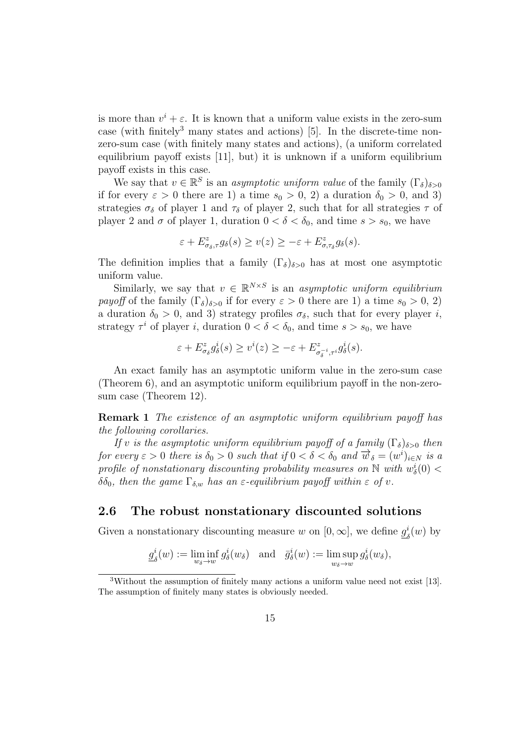is more than $v^i + \varepsilon$. It is known that a uniform value exists in the zero-sum case (with finitely[3] many states and actions) [5]. In the discrete-time non-zero-sum case (with finitely many states and actions), (a uniform correlated equilibrium payoff exists [11], but) it is unknown if a uniform equilibrium payoff exists in this case.

We say that $v \in \mathbb{R}^S$ is an *asymptotic uniform value* of the family $(\Gamma_\delta)_{\delta>0}$ if for every $\varepsilon > 0$ there are 1) a time $s_0 > 0$, 2) a duration $\delta_0 > 0$, and 3) strategies $\sigma_\delta$ of player 1 and $\tau_\delta$ of player 2, such that for all strategies $\tau$ of player 2 and $\sigma$ of player 1, duration $0 < \delta < \delta_0$, and time $s > s_0$, we have

$$\varepsilon + E^z_{\sigma_\delta,\tau} g_\delta(s) \geq v(z) \geq -\varepsilon + E^z_{\sigma,\tau_\delta} g_\delta(s).$$

The definition implies that a family $(\Gamma_\delta)_{\delta>0}$ has at most one asymptotic uniform value.

Similarly, we say that $v \in \mathbb{R}^{N\times S}$ is an *asymptotic uniform equilibrium payoff* of the family $(\Gamma_\delta)_{\delta>0}$ if for every $\varepsilon > 0$ there are 1) a time $s_0 > 0$, 2) a duration $\delta_0 > 0$, and 3) strategy profiles $\sigma_\delta$, such that for every player $i$, strategy $\tau^i$ of player $i$, duration $0 < \delta < \delta_0$, and time $s > s_0$, we have

$$\varepsilon + E^z_{\sigma_\delta} g^i_\delta(s) \geq v^i(z) \geq -\varepsilon + E^z_{\sigma^{-i}_\delta,\tau^i} g^i_\delta(s).$$

An exact family has an asymptotic uniform value in the zero-sum case (Theorem 6), and an asymptotic uniform equilibrium payoff in the non-zero-sum case (Theorem 12).

**Remark 1** *The existence of an asymptotic uniform equilibrium payoff has the following corollaries.*

*If $v$ is the asymptotic uniform equilibrium payoff of a family $(\Gamma_\delta)_{\delta>0}$ then for every $\varepsilon > 0$ there is $\delta_0 > 0$ such that if $0 < \delta < \delta_0$ and $\overrightarrow{w}_\delta = (w^i)_{i\in N}$ is a profile of nonstationary discounting probability measures on $\mathbb{N}$ with $w^i_\delta(0) < \delta\delta_0$, then the game $\Gamma_{\delta,w}$ has an $\varepsilon$-equilibrium payoff within $\varepsilon$ of $v$.*

## 2.6 The robust nonstationary discounted solutions

Given a nonstationary discounting measure $w$ on $[0, \infty]$, we define $\underline{g}^i_\delta(w)$ by

$$\underline{g}^i_\delta(w) := \liminf_{w_\delta \to w} g^i_\delta(w_\delta) \quad \text{and} \quad \bar{g}^i_\delta(w) := \limsup_{w_\delta \to w} g^i_\delta(w_\delta),$$

[3]Without the assumption of finitely many actions a uniform value need not exist [13]. The assumption of finitely many states is obviously needed.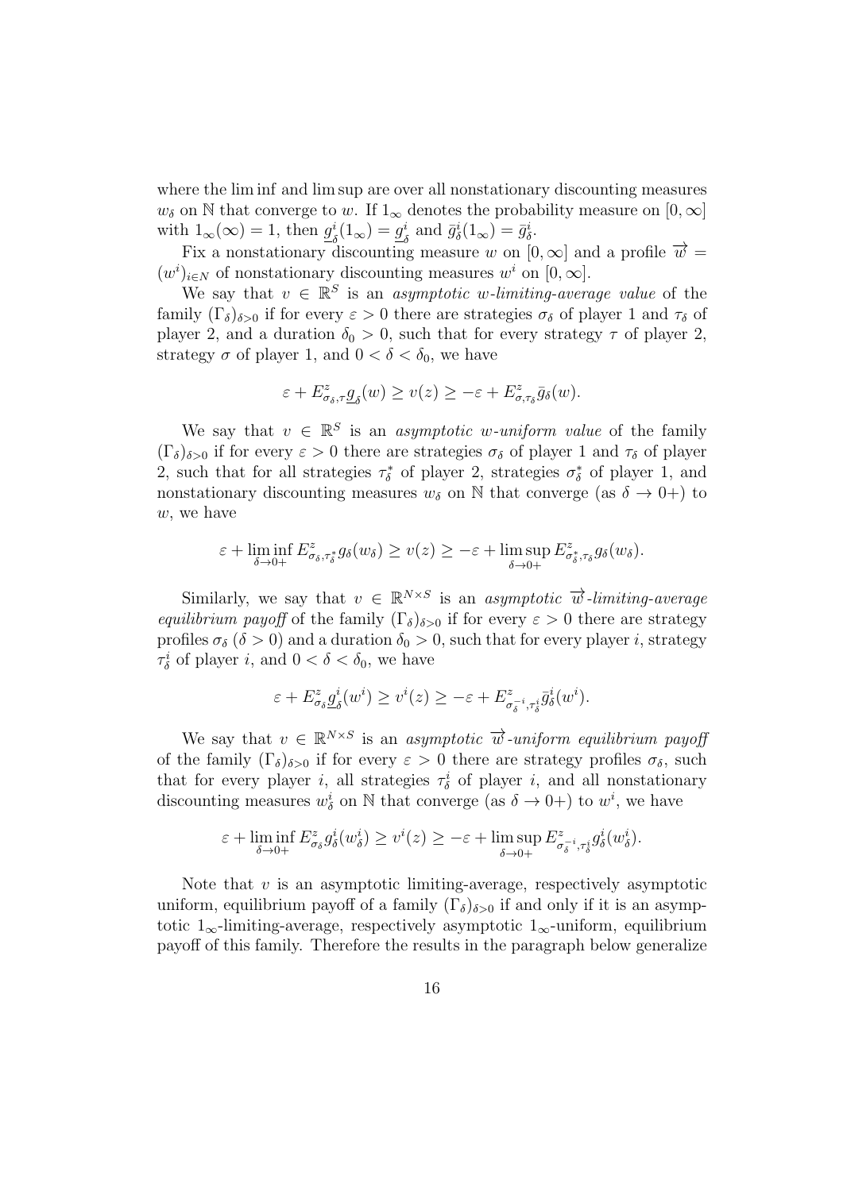where the lim inf and lim sup are over all nonstationary discounting measures $w_\delta$ on $\mathbb{N}$ that converge to $w$. If $1_\infty$ denotes the probability measure on $[0,\infty]$ with $1_\infty(\infty)=1$, then $\underline{g}^i_\delta(1_\infty)=\underline{g}^i_\delta$ and $\bar{g}^i_\delta(1_\infty)=\bar{g}^i_\delta$.

Fix a nonstationary discounting measure $w$ on $[0,\infty]$ and a profile $\overrightarrow{w}=(w^i)_{i\in N}$ of nonstationary discounting measures $w^i$ on $[0,\infty]$.

We say that $v\in\mathbb{R}^S$ is an *asymptotic $w$-limiting-average value* of the family $(\Gamma_\delta)_{\delta>0}$ if for every $\varepsilon>0$ there are strategies $\sigma_\delta$ of player 1 and $\tau_\delta$ of player 2, and a duration $\delta_0>0$, such that for every strategy $\tau$ of player 2, strategy $\sigma$ of player 1, and $0<\delta<\delta_0$, we have

$$\varepsilon + E^z_{\sigma_\delta,\tau}\underline{g}_\delta(w) \geq v(z) \geq -\varepsilon + E^z_{\sigma,\tau_\delta}\bar{g}_\delta(w).$$

We say that $v\in\mathbb{R}^S$ is an *asymptotic $w$-uniform value* of the family $(\Gamma_\delta)_{\delta>0}$ if for every $\varepsilon>0$ there are strategies $\sigma_\delta$ of player 1 and $\tau_\delta$ of player 2, such that for all strategies $\tau^*_\delta$ of player 2, strategies $\sigma^*_\delta$ of player 1, and nonstationary discounting measures $w_\delta$ on $\mathbb{N}$ that converge (as $\delta\to 0+$) to $w$, we have

$$\varepsilon + \liminf_{\delta\to 0+} E^z_{\sigma_\delta,\tau^*_\delta} g_\delta(w_\delta) \geq v(z) \geq -\varepsilon + \limsup_{\delta\to 0+} E^z_{\sigma^*_\delta,\tau_\delta} g_\delta(w_\delta).$$

Similarly, we say that $v\in\mathbb{R}^{N\times S}$ is an *asymptotic $\overrightarrow{w}$-limiting-average equilibrium payoff* of the family $(\Gamma_\delta)_{\delta>0}$ if for every $\varepsilon>0$ there are strategy profiles $\sigma_\delta$ $(\delta>0)$ and a duration $\delta_0>0$, such that for every player $i$, strategy $\tau^i_\delta$ of player $i$, and $0<\delta<\delta_0$, we have

$$\varepsilon + E^z_{\sigma_\delta}\underline{g}^i_\delta(w^i) \geq v^i(z) \geq -\varepsilon + E^z_{\sigma^{-i}_\delta,\tau^i_\delta}\bar{g}^i_\delta(w^i).$$

We say that $v\in\mathbb{R}^{N\times S}$ is an *asymptotic $\overrightarrow{w}$-uniform equilibrium payoff* of the family $(\Gamma_\delta)_{\delta>0}$ if for every $\varepsilon>0$ there are strategy profiles $\sigma_\delta$, such that for every player $i$, all strategies $\tau^i_\delta$ of player $i$, and all nonstationary discounting measures $w^i_\delta$ on $\mathbb{N}$ that converge (as $\delta\to 0+$) to $w^i$, we have

$$\varepsilon + \liminf_{\delta\to 0+} E^z_{\sigma_\delta} g^i_\delta(w^i_\delta) \geq v^i(z) \geq -\varepsilon + \limsup_{\delta\to 0+} E^z_{\sigma^{-i}_\delta,\tau^i_\delta} g^i_\delta(w^i_\delta).$$

Note that $v$ is an asymptotic limiting-average, respectively asymptotic uniform, equilibrium payoff of a family $(\Gamma_\delta)_{\delta>0}$ if and only if it is an asymptotic $1_\infty$-limiting-average, respectively asymptotic $1_\infty$-uniform, equilibrium payoff of this family. Therefore the results in the paragraph below generalize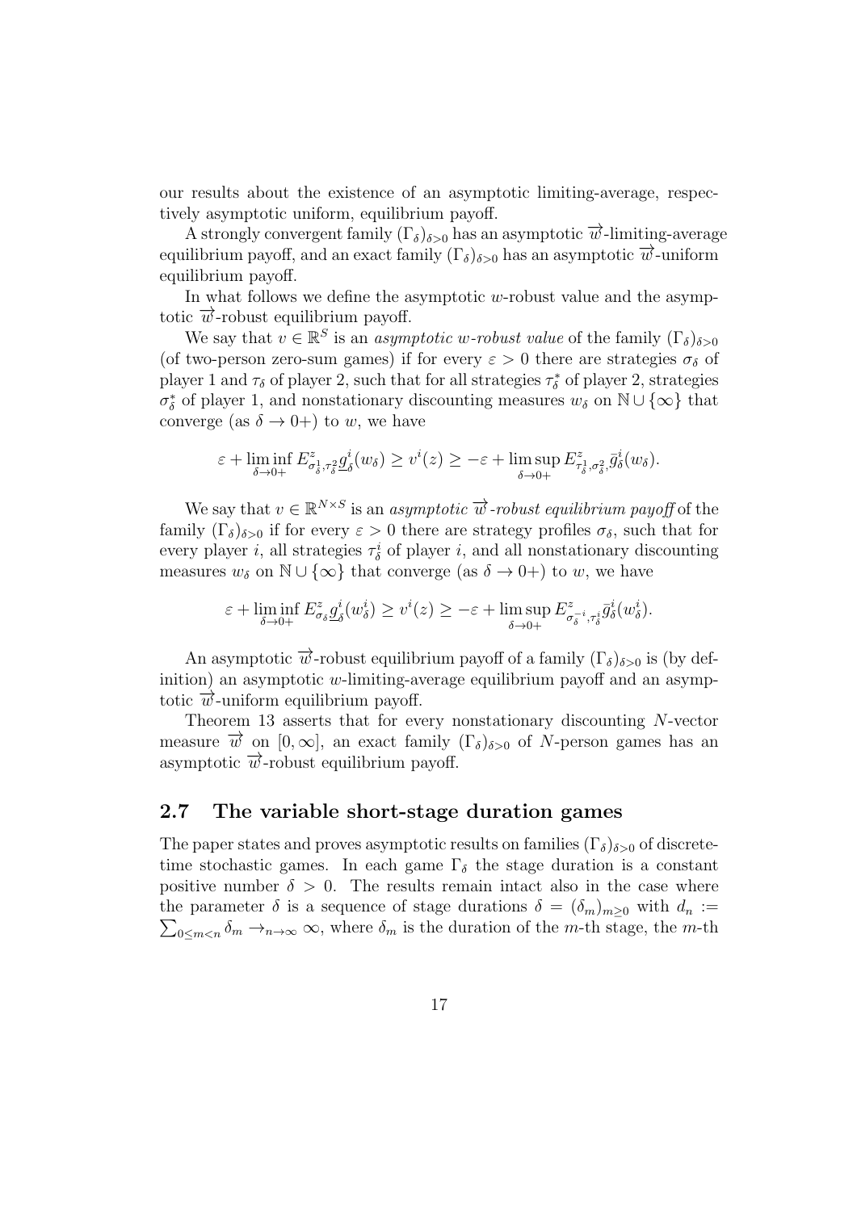our results about the existence of an asymptotic limiting-average, respectively asymptotic uniform, equilibrium payoff.

A strongly convergent family $(\Gamma_\delta)_{\delta>0}$ has an asymptotic $\overrightarrow{w}$-limiting-average equilibrium payoff, and an exact family $(\Gamma_\delta)_{\delta>0}$ has an asymptotic $\overrightarrow{w}$-uniform equilibrium payoff.

In what follows we define the asymptotic $w$-robust value and the asymptotic $\overrightarrow{w}$-robust equilibrium payoff.

We say that $v \in \mathbb{R}^S$ is an *asymptotic $w$-robust value* of the family $(\Gamma_\delta)_{\delta>0}$ (of two-person zero-sum games) if for every $\varepsilon > 0$ there are strategies $\sigma_\delta$ of player 1 and $\tau_\delta$ of player 2, such that for all strategies $\tau_\delta^*$ of player 2, strategies $\sigma_\delta^*$ of player 1, and nonstationary discounting measures $w_\delta$ on $\mathbb{N} \cup \{\infty\}$ that converge (as $\delta \to 0+$) to $w$, we have

$$\varepsilon + \liminf_{\delta \to 0+} E^z_{\sigma^1_\delta, \tau^2_\delta} \underline{g}^i_\delta(w_\delta) \geq v^i(z) \geq -\varepsilon + \limsup_{\delta \to 0+} E^z_{\tau^1_\delta, \sigma^2_\delta} \bar{g}^i_\delta(w_\delta).$$

We say that $v \in \mathbb{R}^{N \times S}$ is an *asymptotic $\overrightarrow{w}$-robust equilibrium payoff* of the family $(\Gamma_\delta)_{\delta>0}$ if for every $\varepsilon > 0$ there are strategy profiles $\sigma_\delta$, such that for every player $i$, all strategies $\tau^i_\delta$ of player $i$, and all nonstationary discounting measures $w_\delta$ on $\mathbb{N} \cup \{\infty\}$ that converge (as $\delta \to 0+$) to $w$, we have

$$\varepsilon + \liminf_{\delta \to 0+} E^z_{\sigma_\delta} \underline{g}^i_\delta(w^i_\delta) \geq v^i(z) \geq -\varepsilon + \limsup_{\delta \to 0+} E^z_{\sigma^{-i}_\delta, \tau^i_\delta} \bar{g}^i_\delta(w^i_\delta).$$

An asymptotic $\overrightarrow{w}$-robust equilibrium payoff of a family $(\Gamma_\delta)_{\delta>0}$ is (by definition) an asymptotic $w$-limiting-average equilibrium payoff and an asymptotic $\overrightarrow{w}$-uniform equilibrium payoff.

Theorem 13 asserts that for every nonstationary discounting $N$-vector measure $\overrightarrow{w}$ on $[0, \infty]$, an exact family $(\Gamma_\delta)_{\delta>0}$ of $N$-person games has an asymptotic $\overrightarrow{w}$-robust equilibrium payoff.

## 2.7 The variable short-stage duration games

The paper states and proves asymptotic results on families $(\Gamma_\delta)_{\delta>0}$ of discrete-time stochastic games. In each game $\Gamma_\delta$ the stage duration is a constant positive number $\delta > 0$. The results remain intact also in the case where the parameter $\delta$ is a sequence of stage durations $\delta = (\delta_m)_{m \geq 0}$ with $d_n := \sum_{0 \leq m < n} \delta_m \to_{n \to \infty} \infty$, where $\delta_m$ is the duration of the $m$-th stage, the $m$-th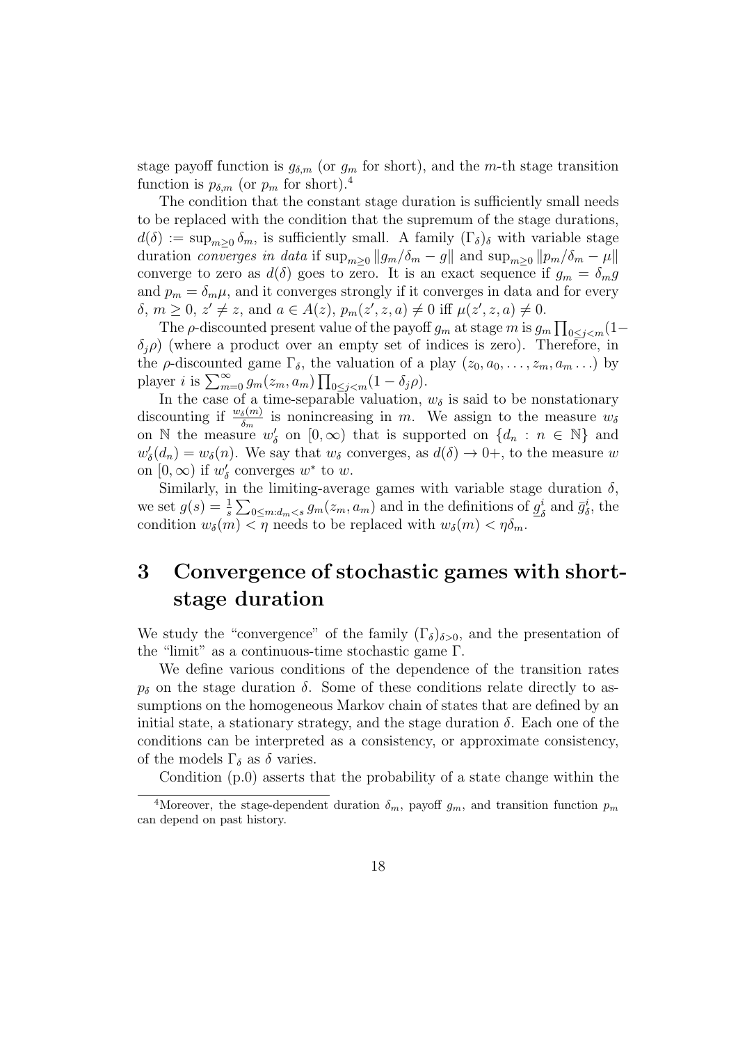stage payoff function is $g_{\delta,m}$ (or $g_m$ for short), and the $m$-th stage transition function is $p_{\delta,m}$ (or $p_m$ for short).[4]

The condition that the constant stage duration is sufficiently small needs to be replaced with the condition that the supremum of the stage durations, $d(\delta) := \sup_{m\geq 0} \delta_m$, is sufficiently small. A family $(\Gamma_\delta)_\delta$ with variable stage duration *converges in data* if $\sup_{m\geq 0} \|g_m/\delta_m - g\|$ and $\sup_{m\geq 0} \|p_m/\delta_m - \mu\|$ converge to zero as $d(\delta)$ goes to zero. It is an exact sequence if $g_m = \delta_m g$ and $p_m = \delta_m \mu$, and it converges strongly if it converges in data and for every $\delta$, $m \geq 0$, $z' \neq z$, and $a \in A(z)$, $p_m(z', z, a) \neq 0$ iff $\mu(z', z, a) \neq 0$.

The $\rho$-discounted present value of the payoff $g_m$ at stage $m$ is $g_m \prod_{0\leq j<m}(1-\delta_j\rho)$ (where a product over an empty set of indices is zero). Therefore, in the $\rho$-discounted game $\Gamma_\delta$, the valuation of a play $(z_0, a_0, \ldots, z_m, a_m \ldots)$ by player $i$ is $\sum_{m=0}^{\infty} g_m(z_m, a_m) \prod_{0\leq j<m}(1-\delta_j\rho)$.

In the case of a time-separable valuation, $w_\delta$ is said to be nonstationary discounting if $\frac{w_\delta(m)}{\delta_m}$ is nonincreasing in $m$. We assign to the measure $w_\delta$ on $\mathbb{N}$ the measure $w'_\delta$ on $[0, \infty)$ that is supported on $\{d_n : n \in \mathbb{N}\}$ and $w'_\delta(d_n) = w_\delta(n)$. We say that $w_\delta$ converges, as $d(\delta) \to 0+$, to the measure $w$ on $[0, \infty)$ if $w'_\delta$ converges $w^*$ to $w$.

Similarly, in the limiting-average games with variable stage duration $\delta$, we set $g(s) = \frac{1}{s}\sum_{0\leq m: d_m<s} g_m(z_m, a_m)$ and in the definitions of $\underline{g}^i_\delta$ and $\bar{g}^i_\delta$, the condition $w_\delta(m) < \eta$ needs to be replaced with $w_\delta(m) < \eta\delta_m$.

# 3 Convergence of stochastic games with short-stage duration

We study the "convergence" of the family $(\Gamma_\delta)_{\delta>0}$, and the presentation of the "limit" as a continuous-time stochastic game $\Gamma$.

We define various conditions of the dependence of the transition rates $p_\delta$ on the stage duration $\delta$. Some of these conditions relate directly to assumptions on the homogeneous Markov chain of states that are defined by an initial state, a stationary strategy, and the stage duration $\delta$. Each one of the conditions can be interpreted as a consistency, or approximate consistency, of the models $\Gamma_\delta$ as $\delta$ varies.

Condition (p.0) asserts that the probability of a state change within the

[4]Moreover, the stage-dependent duration $\delta_m$, payoff $g_m$, and transition function $p_m$ can depend on past history.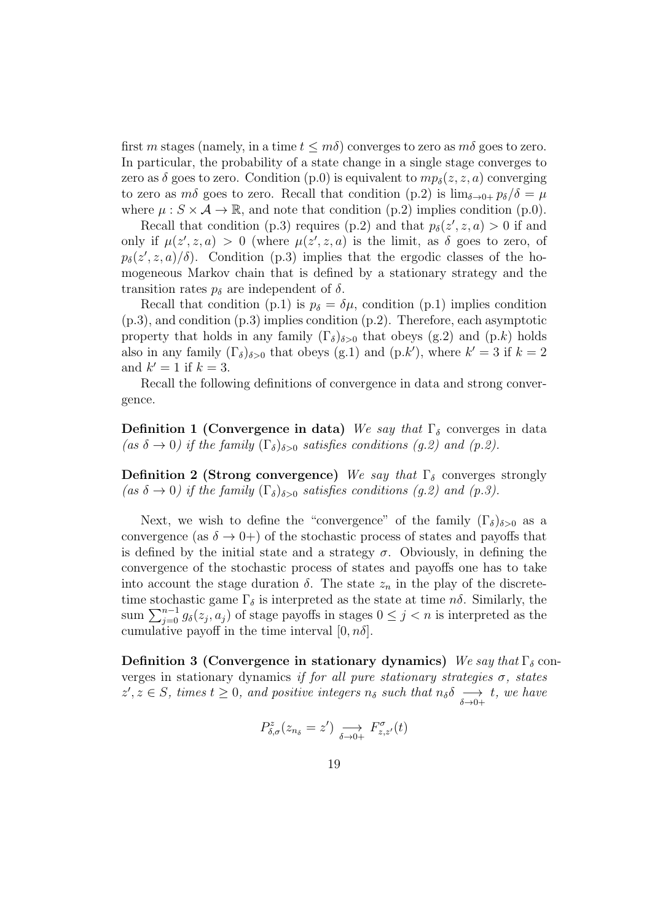first $m$ stages (namely, in a time $t \leq m\delta$) converges to zero as $m\delta$ goes to zero. In particular, the probability of a state change in a single stage converges to zero as $\delta$ goes to zero. Condition (p.0) is equivalent to $mp_\delta(z, z, a)$ converging to zero as $m\delta$ goes to zero. Recall that condition (p.2) is $\lim_{\delta \to 0+} p_\delta/\delta = \mu$ where $\mu : S \times \mathcal{A} \to \mathbb{R}$, and note that condition (p.2) implies condition (p.0).

Recall that condition (p.3) requires (p.2) and that $p_\delta(z', z, a) > 0$ if and only if $\mu(z', z, a) > 0$ (where $\mu(z', z, a)$ is the limit, as $\delta$ goes to zero, of $p_\delta(z', z, a)/\delta$). Condition (p.3) implies that the ergodic classes of the homogeneous Markov chain that is defined by a stationary strategy and the transition rates $p_\delta$ are independent of $\delta$.

Recall that condition (p.1) is $p_\delta = \delta\mu$, condition (p.1) implies condition (p.3), and condition (p.3) implies condition (p.2). Therefore, each asymptotic property that holds in any family $(\Gamma_\delta)_{\delta>0}$ that obeys (g.2) and (p.$k$) holds also in any family $(\Gamma_\delta)_{\delta>0}$ that obeys (g.1) and (p.$k'$), where $k' = 3$ if $k = 2$ and $k' = 1$ if $k = 3$.

Recall the following definitions of convergence in data and strong convergence.

**Definition 1 (Convergence in data)** *We say that* $\Gamma_\delta$ converges in data *(as $\delta \to 0$) if the family $(\Gamma_\delta)_{\delta>0}$ satisfies conditions (g.2) and (p.2).*

**Definition 2 (Strong convergence)** *We say that* $\Gamma_\delta$ converges strongly *(as $\delta \to 0$) if the family $(\Gamma_\delta)_{\delta>0}$ satisfies conditions (g.2) and (p.3).*

Next, we wish to define the "convergence" of the family $(\Gamma_\delta)_{\delta>0}$ as a convergence (as $\delta \to 0+$) of the stochastic process of states and payoffs that is defined by the initial state and a strategy $\sigma$. Obviously, in defining the convergence of the stochastic process of states and payoffs one has to take into account the stage duration $\delta$. The state $z_n$ in the play of the discrete-time stochastic game $\Gamma_\delta$ is interpreted as the state at time $n\delta$. Similarly, the sum $\sum_{j=0}^{n-1} g_\delta(z_j, a_j)$ of stage payoffs in stages $0 \leq j < n$ is interpreted as the cumulative payoff in the time interval $[0, n\delta]$.

**Definition 3 (Convergence in stationary dynamics)** *We say that* $\Gamma_\delta$ converges in stationary dynamics *if for all pure stationary strategies $\sigma$, states $z', z \in S$, times $t \geq 0$, and positive integers $n_\delta$ such that $n_\delta \delta \underset{\delta \to 0+}{\longrightarrow} t$, we have*

$$P^z_{\delta,\sigma}(z_{n_\delta} = z') \underset{\delta \to 0+}{\longrightarrow} F^\sigma_{z,z'}(t)$$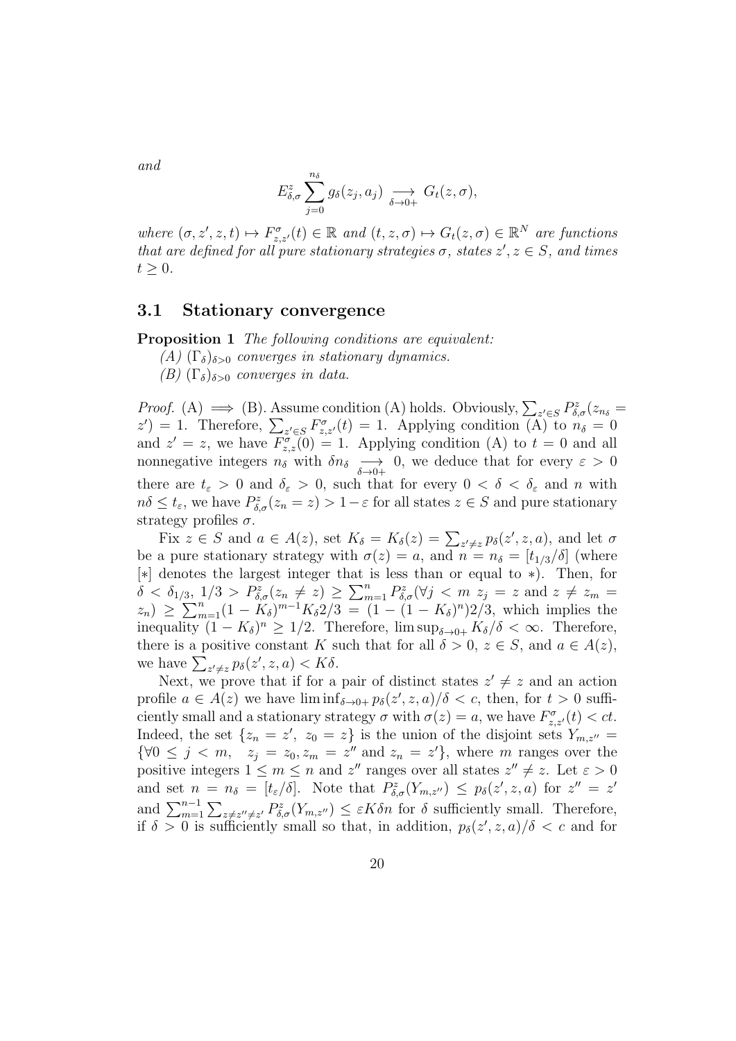*and*

$$E^z_{\delta,\sigma}\sum_{j=0}^{n_\delta} g_\delta(z_j,a_j) \underset{\delta\to 0+}{\longrightarrow} G_t(z,\sigma),$$

*where* $(\sigma,z',z,t)\mapsto F^\sigma_{z,z'}(t)\in\mathbb{R}$ *and* $(t,z,\sigma)\mapsto G_t(z,\sigma)\in\mathbb{R}^N$ *are functions that are defined for all pure stationary strategies* $\sigma$*, states* $z',z\in S$*, and times* $t\geq 0$*.*

## 3.1 Stationary convergence

**Proposition 1** *The following conditions are equivalent:*
*(A)* $(\Gamma_\delta)_{\delta>0}$ *converges in stationary dynamics.*
*(B)* $(\Gamma_\delta)_{\delta>0}$ *converges in data.*

*Proof.* (A) $\implies$ (B). Assume condition (A) holds. Obviously, $\sum_{z'\in S}P^z_{\delta,\sigma}(z_{n_\delta}=z')=1$. Therefore, $\sum_{z'\in S}F^\sigma_{z,z'}(t)=1$. Applying condition (A) to $n_\delta=0$ and $z'=z$, we have $F^\sigma_{z,z}(0)=1$. Applying condition (A) to $t=0$ and all nonnegative integers $n_\delta$ with $\delta n_\delta \underset{\delta\to 0+}{\longrightarrow} 0$, we deduce that for every $\varepsilon>0$ there are $t_\varepsilon>0$ and $\delta_\varepsilon>0$, such that for every $0<\delta<\delta_\varepsilon$ and $n$ with $n\delta\leq t_\varepsilon$, we have $P^z_{\delta,\sigma}(z_n=z)>1-\varepsilon$ for all states $z\in S$ and pure stationary strategy profiles $\sigma$.

Fix $z\in S$ and $a\in A(z)$, set $K_\delta=K_\delta(z)=\sum_{z'\neq z}p_\delta(z',z,a)$, and let $\sigma$ be a pure stationary strategy with $\sigma(z)=a$, and $n=n_\delta=[t_{1/3}/\delta]$ (where $[*]$ denotes the largest integer that is less than or equal to $*$). Then, for $\delta<\delta_{1/3}$, $1/3>P^z_{\delta,\sigma}(z_n\neq z)\geq\sum_{m=1}^n P^z_{\delta,\sigma}(\forall j<m\ z_j=z \text{ and } z\neq z_m=z_n)\geq\sum_{m=1}^n(1-K_\delta)^{m-1}K_\delta 2/3=(1-(1-K_\delta)^n)2/3$, which implies the inequality $(1-K_\delta)^n\geq 1/2$. Therefore, $\limsup_{\delta\to 0+}K_\delta/\delta<\infty$. Therefore, there is a positive constant $K$ such that for all $\delta>0$, $z\in S$, and $a\in A(z)$, we have $\sum_{z'\neq z}p_\delta(z',z,a)<K\delta$.

Next, we prove that if for a pair of distinct states $z'\neq z$ and an action profile $a\in A(z)$ we have $\liminf_{\delta\to 0+}p_\delta(z',z,a)/\delta<c$, then, for $t>0$ sufficiently small and a stationary strategy $\sigma$ with $\sigma(z)=a$, we have $F^\sigma_{z,z'}(t)<ct$. Indeed, the set $\{z_n=z',\ z_0=z\}$ is the union of the disjoint sets $Y_{m,z''}=\{\forall 0\leq j<m,\quad z_j=z_0, z_m=z'' \text{ and } z_n=z'\}$, where $m$ ranges over the positive integers $1\leq m\leq n$ and $z''$ ranges over all states $z''\neq z$. Let $\varepsilon>0$ and set $n=n_\delta=[t_\varepsilon/\delta]$. Note that $P^z_{\delta,\sigma}(Y_{m,z''})\leq p_\delta(z',z,a)$ for $z''=z'$ and $\sum_{m=1}^{n-1}\sum_{z\neq z''\neq z'}P^z_{\delta,\sigma}(Y_{m,z''})\leq\varepsilon K\delta n$ for $\delta$ sufficiently small. Therefore, if $\delta>0$ is sufficiently small so that, in addition, $p_\delta(z',z,a)/\delta<c$ and for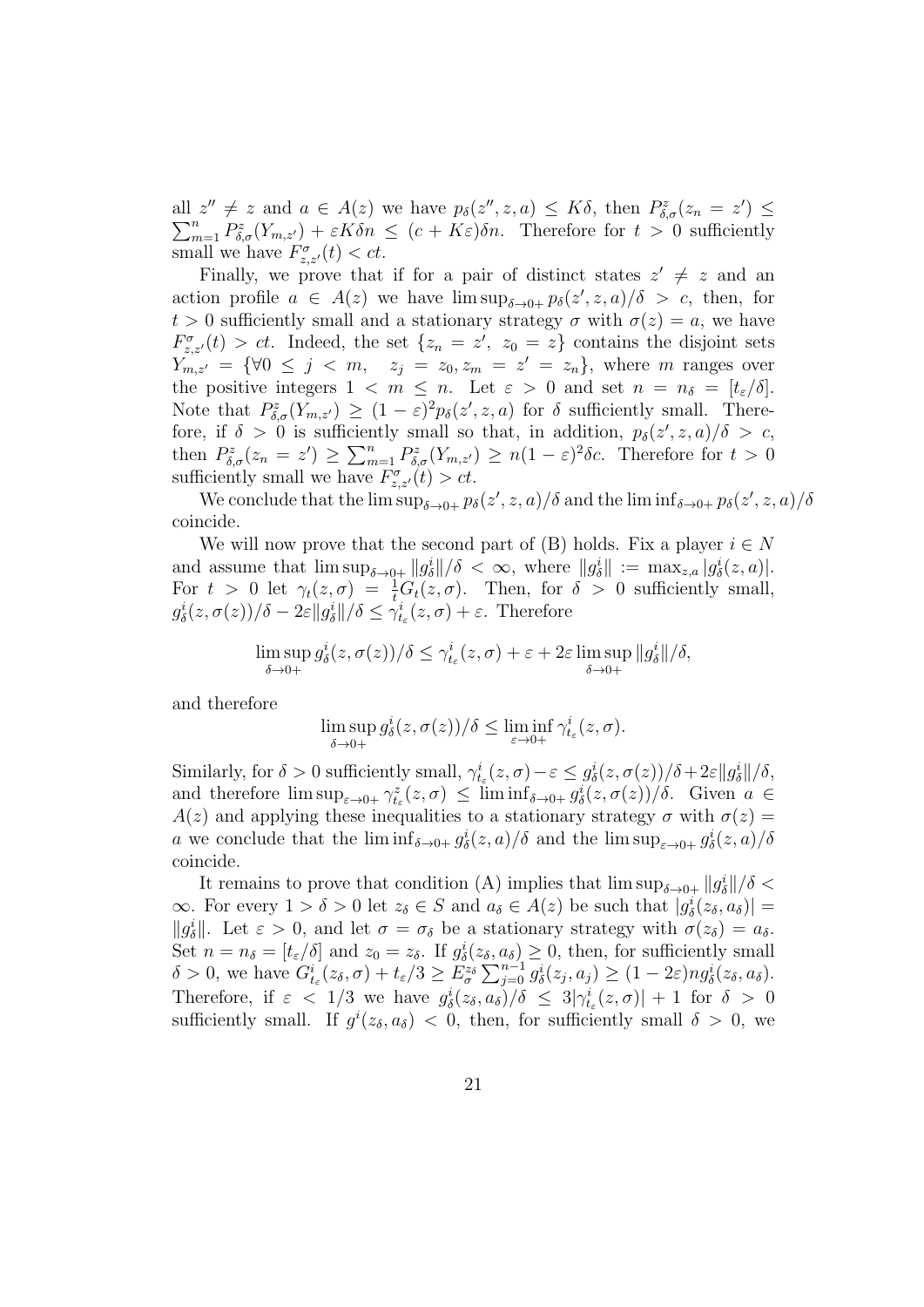all $z'' \neq z$ and $a \in A(z)$ we have $p_\delta(z'', z, a) \leq K\delta$, then $P^z_{\delta,\sigma}(z_n = z') \leq \sum_{m=1}^n P^z_{\delta,\sigma}(Y_{m,z'}) + \varepsilon K \delta n \leq (c + K\varepsilon)\delta n$. Therefore for $t > 0$ sufficiently small we have $F^\sigma_{z,z'}(t) < ct$.

Finally, we prove that if for a pair of distinct states $z' \neq z$ and an action profile $a \in A(z)$ we have $\limsup_{\delta \to 0+} p_\delta(z', z, a)/\delta > c$, then, for $t > 0$ sufficiently small and a stationary strategy $\sigma$ with $\sigma(z) = a$, we have $F^\sigma_{z,z'}(t) > ct$. Indeed, the set $\{z_n = z',\ z_0 = z\}$ contains the disjoint sets $Y_{m,z'} = \{\forall 0 \leq j < m, \quad z_j = z_0, z_m = z' = z_n\}$, where $m$ ranges over the positive integers $1 < m \leq n$. Let $\varepsilon > 0$ and set $n = n_\delta = [t_\varepsilon/\delta]$. Note that $P^z_{\delta,\sigma}(Y_{m,z'}) \geq (1-\varepsilon)^2 p_\delta(z', z, a)$ for $\delta$ sufficiently small. Therefore, if $\delta > 0$ is sufficiently small so that, in addition, $p_\delta(z', z, a)/\delta > c$, then $P^z_{\delta,\sigma}(z_n = z') \geq \sum_{m=1}^n P^z_{\delta,\sigma}(Y_{m,z'}) \geq n(1-\varepsilon)^2 \delta c$. Therefore for $t > 0$ sufficiently small we have $F^\sigma_{z,z'}(t) > ct$.

We conclude that the $\limsup_{\delta \to 0+} p_\delta(z', z, a)/\delta$ and the $\liminf_{\delta \to 0+} p_\delta(z', z, a)/\delta$ coincide.

We will now prove that the second part of (B) holds. Fix a player $i \in N$ and assume that $\limsup_{\delta \to 0+} \|g^i_\delta\|/\delta < \infty$, where $\|g^i_\delta\| := \max_{z,a} |g^i_\delta(z, a)|$. For $t > 0$ let $\gamma_t(z, \sigma) = \frac{1}{t} G_t(z, \sigma)$. Then, for $\delta > 0$ sufficiently small, $g^i_\delta(z, \sigma(z))/\delta - 2\varepsilon \|g^i_\delta\|/\delta \leq \gamma^i_{t_\varepsilon}(z, \sigma) + \varepsilon$. Therefore

$$\limsup_{\delta \to 0+} g^i_\delta(z, \sigma(z))/\delta \leq \gamma^i_{t_\varepsilon}(z, \sigma) + \varepsilon + 2\varepsilon \limsup_{\delta \to 0+} \|g^i_\delta\|/\delta,$$

and therefore

$$\limsup_{\delta \to 0+} g^i_\delta(z, \sigma(z))/\delta \leq \liminf_{\varepsilon \to 0+} \gamma^i_{t_\varepsilon}(z, \sigma).$$

Similarly, for $\delta > 0$ sufficiently small, $\gamma^i_{t_\varepsilon}(z, \sigma) - \varepsilon \leq g^i_\delta(z, \sigma(z))/\delta + 2\varepsilon \|g^i_\delta\|/\delta$, and therefore $\limsup_{\varepsilon \to 0+} \gamma^z_{t_\varepsilon}(z, \sigma) \leq \liminf_{\delta \to 0+} g^i_\delta(z, \sigma(z))/\delta$. Given $a \in A(z)$ and applying these inequalities to a stationary strategy $\sigma$ with $\sigma(z) = a$ we conclude that the $\liminf_{\delta \to 0+} g^i_\delta(z, a)/\delta$ and the $\limsup_{\varepsilon \to 0+} g^i_\delta(z, a)/\delta$ coincide.

It remains to prove that condition (A) implies that $\limsup_{\delta \to 0+} \|g^i_\delta\|/\delta < \infty$. For every $1 > \delta > 0$ let $z_\delta \in S$ and $a_\delta \in A(z)$ be such that $|g^i_\delta(z_\delta, a_\delta)| = \|g^i_\delta\|$. Let $\varepsilon > 0$, and let $\sigma = \sigma_\delta$ be a stationary strategy with $\sigma(z_\delta) = a_\delta$. Set $n = n_\delta = [t_\varepsilon/\delta]$ and $z_0 = z_\delta$. If $g^i_\delta(z_\delta, a_\delta) \geq 0$, then, for sufficiently small $\delta > 0$, we have $G^i_{t_\varepsilon}(z_\delta, \sigma) + t_\varepsilon/3 \geq E^{z_\delta}_\sigma \sum_{j=0}^{n-1} g^i_\delta(z_j, a_j) \geq (1 - 2\varepsilon) n g^i_\delta(z_\delta, a_\delta)$. Therefore, if $\varepsilon < 1/3$ we have $g^i_\delta(z_\delta, a_\delta)/\delta \leq 3|\gamma^i_{t_\varepsilon}(z, \sigma)| + 1$ for $\delta > 0$ sufficiently small. If $g^i(z_\delta, a_\delta) < 0$, then, for sufficiently small $\delta > 0$, we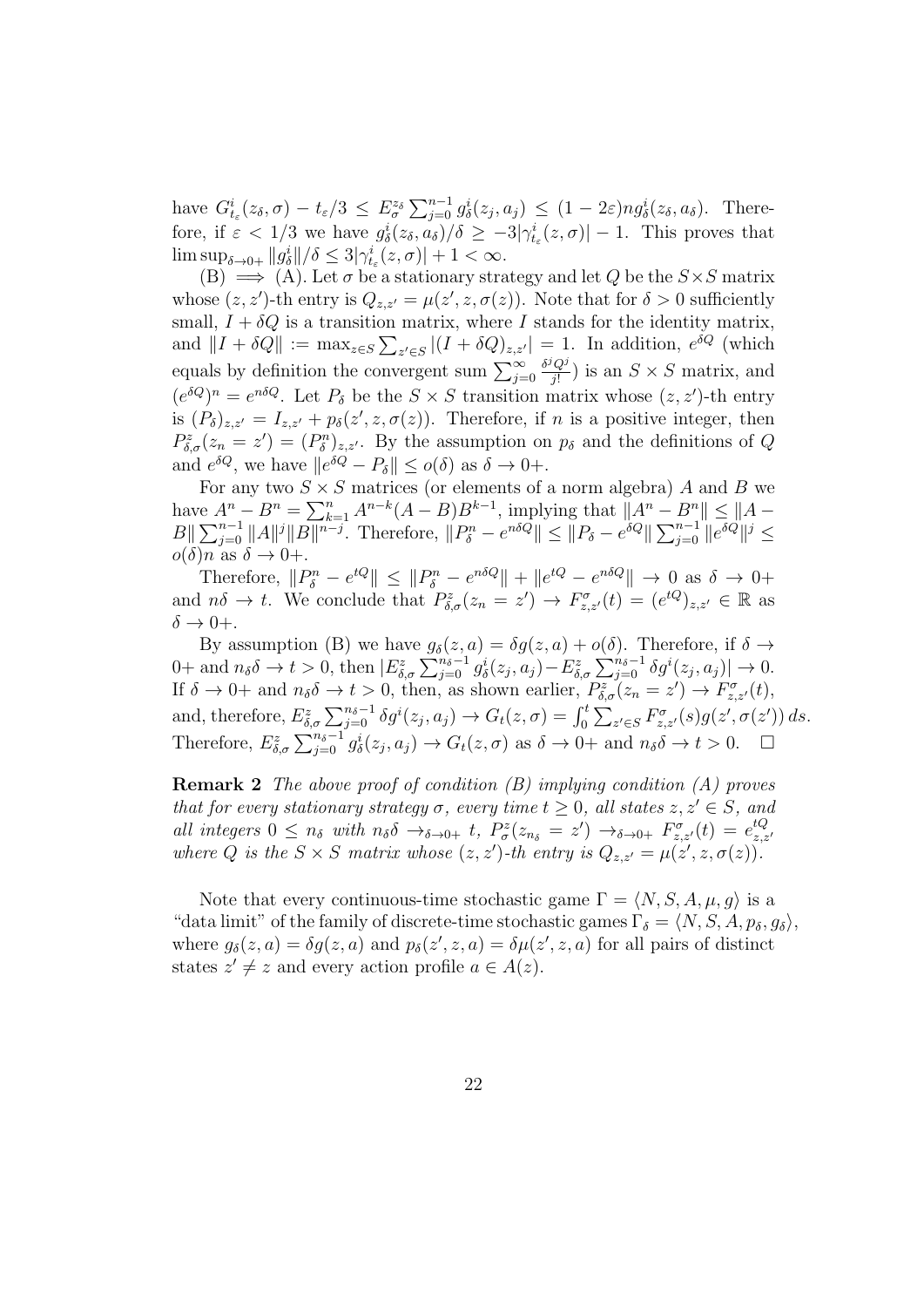have $G^i_{t_\varepsilon}(z_\delta, \sigma) - t_\varepsilon/3 \leq E^{z_\delta}_\sigma \sum_{j=0}^{n-1} g^i_\delta(z_j, a_j) \leq (1-2\varepsilon) n g^i_\delta(z_\delta, a_\delta)$. Therefore, if $\varepsilon < 1/3$ we have $g^i_\delta(z_\delta, a_\delta)/\delta \geq -3|\gamma^i_{t_\varepsilon}(z,\sigma)| - 1$. This proves that $\limsup_{\delta \to 0+} \|g^i_\delta\|/\delta \leq 3|\gamma^i_{t_\varepsilon}(z,\sigma)| + 1 < \infty$.

(B) $\Longrightarrow$ (A). Let $\sigma$ be a stationary strategy and let $Q$ be the $S \times S$ matrix whose $(z,z')$-th entry is $Q_{z,z'} = \mu(z', z, \sigma(z))$. Note that for $\delta > 0$ sufficiently small, $I + \delta Q$ is a transition matrix, where $I$ stands for the identity matrix, and $\|I + \delta Q\| := \max_{z \in S} \sum_{z' \in S} |(I+\delta Q)_{z,z'}| = 1$. In addition, $e^{\delta Q}$ (which equals by definition the convergent sum $\sum_{j=0}^{\infty} \frac{\delta^j Q^j}{j!}$) is an $S \times S$ matrix, and $(e^{\delta Q})^n = e^{n\delta Q}$. Let $P_\delta$ be the $S \times S$ transition matrix whose $(z,z')$-th entry is $(P_\delta)_{z,z'} = I_{z,z'} + p_\delta(z', z, \sigma(z))$. Therefore, if $n$ is a positive integer, then $P^z_{\delta,\sigma}(z_n = z') = (P^n_\delta)_{z,z'}$. By the assumption on $p_\delta$ and the definitions of $Q$ and $e^{\delta Q}$, we have $\|e^{\delta Q} - P_\delta\| \leq o(\delta)$ as $\delta \to 0+$.

For any two $S \times S$ matrices (or elements of a norm algebra) $A$ and $B$ we have $A^n - B^n = \sum_{k=1}^n A^{n-k}(A-B)B^{k-1}$, implying that $\|A^n - B^n\| \leq \|A - B\| \sum_{j=0}^{n-1} \|A\|^j \|B\|^{n-j}$. Therefore, $\|P^n_\delta - e^{n\delta Q}\| \leq \|P_\delta - e^{\delta Q}\| \sum_{j=0}^{n-1} \|e^{\delta Q}\|^j \leq o(\delta) n$ as $\delta \to 0+$.

Therefore, $\|P^n_\delta - e^{tQ}\| \leq \|P^n_\delta - e^{n\delta Q}\| + \|e^{tQ} - e^{n\delta Q}\| \to 0$ as $\delta \to 0+$ and $n\delta \to t$. We conclude that $P^z_{\delta,\sigma}(z_n = z') \to F^\sigma_{z,z'}(t) = (e^{tQ})_{z,z'} \in \mathbb{R}$ as $\delta \to 0+$.

By assumption (B) we have $g_\delta(z,a) = \delta g(z,a) + o(\delta)$. Therefore, if $\delta \to 0+$ and $n_\delta \delta \to t > 0$, then $|E^z_{\delta,\sigma} \sum_{j=0}^{n_\delta - 1} g^i_\delta(z_j, a_j) - E^z_{\delta,\sigma} \sum_{j=0}^{n_\delta - 1} \delta g^i(z_j, a_j)| \to 0$. If $\delta \to 0+$ and $n_\delta \delta \to t > 0$, then, as shown earlier, $P^z_{\delta,\sigma}(z_n = z') \to F^\sigma_{z,z'}(t)$, and, therefore, $E^z_{\delta,\sigma} \sum_{j=0}^{n_\delta - 1} \delta g^i(z_j, a_j) \to G_t(z,\sigma) = \int_0^t \sum_{z' \in S} F^\sigma_{z,z'}(s) g(z', \sigma(z'))\, ds$. Therefore, $E^z_{\delta,\sigma} \sum_{j=0}^{n_\delta - 1} g^i_\delta(z_j, a_j) \to G_t(z,\sigma)$ as $\delta \to 0+$ and $n_\delta \delta \to t > 0$. $\square$

**Remark 2** *The above proof of condition (B) implying condition (A) proves that for every stationary strategy $\sigma$, every time $t \geq 0$, all states $z, z' \in S$, and all integers $0 \leq n_\delta$ with $n_\delta \delta \to_{\delta \to 0+} t$, $P^z_\sigma(z_{n_\delta} = z') \to_{\delta \to 0+} F^\sigma_{z,z'}(t) = e^{tQ}_{z,z'}$ where $Q$ is the $S \times S$ matrix whose $(z,z')$-th entry is $Q_{z,z'} = \mu(z', z, \sigma(z))$.*

Note that every continuous-time stochastic game $\Gamma = \langle N, S, A, \mu, g \rangle$ is a "data limit" of the family of discrete-time stochastic games $\Gamma_\delta = \langle N, S, A, p_\delta, g_\delta \rangle$, where $g_\delta(z,a) = \delta g(z,a)$ and $p_\delta(z', z, a) = \delta \mu(z', z, a)$ for all pairs of distinct states $z' \neq z$ and every action profile $a \in A(z)$.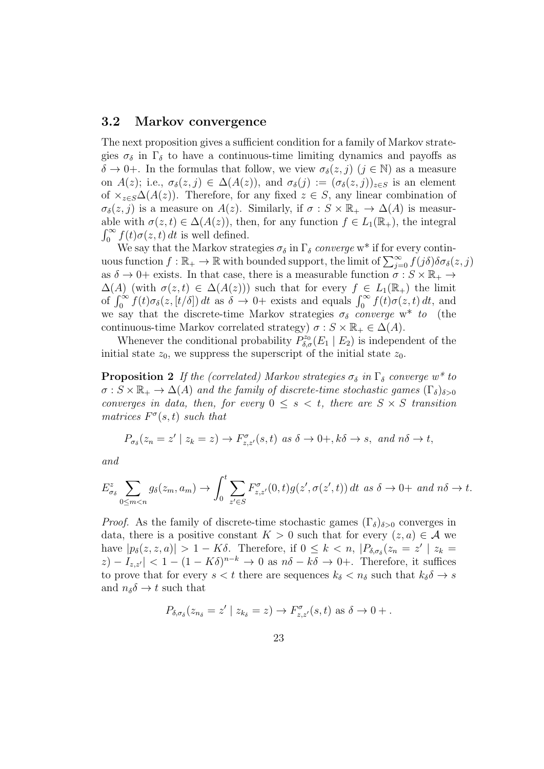### 3.2 Markov convergence

The next proposition gives a sufficient condition for a family of Markov strategies $\sigma_\delta$ in $\Gamma_\delta$ to have a continuous-time limiting dynamics and payoffs as $\delta \to 0+$. In the formulas that follow, we view $\sigma_\delta(z, j)$ ($j \in \mathbb{N}$) as a measure on $A(z)$; i.e., $\sigma_\delta(z, j) \in \Delta(A(z))$, and $\sigma_\delta(j) := (\sigma_\delta(z, j))_{z \in S}$ is an element of $\times_{z \in S} \Delta(A(z))$. Therefore, for any fixed $z \in S$, any linear combination of $\sigma_\delta(z, j)$ is a measure on $A(z)$. Similarly, if $\sigma : S \times \mathbb{R}_+ \to \Delta(A)$ is measurable with $\sigma(z, t) \in \Delta(A(z))$, then, for any function $f \in L_1(\mathbb{R}_+)$, the integral $\int_0^\infty f(t)\sigma(z, t)\, dt$ is well defined.

We say that the Markov strategies $\sigma_\delta$ in $\Gamma_\delta$ *converge* w* if for every continuous function $f : \mathbb{R}_+ \to \mathbb{R}$ with bounded support, the limit of $\sum_{j=0}^\infty f(j\delta)\delta\sigma_\delta(z, j)$ as $\delta \to 0+$ exists. In that case, there is a measurable function $\sigma : S \times \mathbb{R}_+ \to \Delta(A)$ (with $\sigma(z, t) \in \Delta(A(z))$) such that for every $f \in L_1(\mathbb{R}_+)$ the limit of $\int_0^\infty f(t)\sigma_\delta(z, [t/\delta])\, dt$ as $\delta \to 0+$ exists and equals $\int_0^\infty f(t)\sigma(z, t)\, dt$, and we say that the discrete-time Markov strategies $\sigma_\delta$ *converge* w* *to* (the continuous-time Markov correlated strategy) $\sigma : S \times \mathbb{R}_+ \in \Delta(A)$.

Whenever the conditional probability $P^{z_0}_{\delta,\sigma}(E_1 \mid E_2)$ is independent of the initial state $z_0$, we suppress the superscript of the initial state $z_0$.

**Proposition 2** *If the (correlated) Markov strategies $\sigma_\delta$ in $\Gamma_\delta$ converge $w^*$ to $\sigma : S \times \mathbb{R}_+ \to \Delta(A)$ and the family of discrete-time stochastic games $(\Gamma_\delta)_{\delta>0}$ converges in data, then, for every $0 \le s < t$, there are $S \times S$ transition matrices $F^\sigma(s, t)$ such that*

$$P_{\sigma_\delta}(z_n = z' \mid z_k = z) \to F^\sigma_{z,z'}(s, t) \text{ as } \delta \to 0+, k\delta \to s, \text{ and } n\delta \to t,$$

*and*

$$E^z_{\sigma_\delta} \sum_{0 \le m < n} g_\delta(z_m, a_m) \to \int_0^t \sum_{z' \in S} F^\sigma_{z,z'}(0, t) g(z', \sigma(z', t))\, dt \text{ as } \delta \to 0+ \text{ and } n\delta \to t.$$

*Proof.* As the family of discrete-time stochastic games $(\Gamma_\delta)_{\delta>0}$ converges in data, there is a positive constant $K > 0$ such that for every $(z, a) \in \mathcal{A}$ we have $|p_\delta(z, z, a)| > 1 - K\delta$. Therefore, if $0 \le k < n$, $|P_{\delta,\sigma_\delta}(z_n = z' \mid z_k = z) - I_{z,z'}| < 1 - (1 - K\delta)^{n-k} \to 0$ as $n\delta - k\delta \to 0+$. Therefore, it suffices to prove that for every $s < t$ there are sequences $k_\delta < n_\delta$ such that $k_\delta\delta \to s$ and $n_\delta\delta \to t$ such that

$$P_{\delta,\sigma_\delta}(z_{n_\delta} = z' \mid z_{k_\delta} = z) \to F^\sigma_{z,z'}(s, t) \text{ as } \delta \to 0+ .$$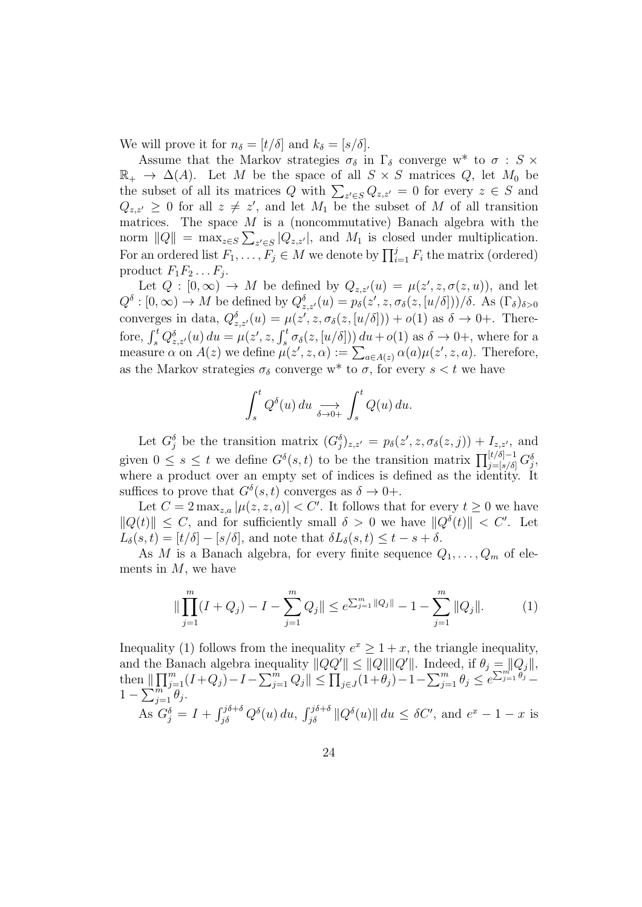We will prove it for $n_\delta = [t/\delta]$ and $k_\delta = [s/\delta]$.

Assume that the Markov strategies $\sigma_\delta$ in $\Gamma_\delta$ converge w* to $\sigma : S \times \mathbb{R}_+ \to \Delta(A)$. Let $M$ be the space of all $S \times S$ matrices $Q$, let $M_0$ be the subset of all its matrices $Q$ with $\sum_{z' \in S} Q_{z,z'} = 0$ for every $z \in S$ and $Q_{z,z'} \geq 0$ for all $z \neq z'$, and let $M_1$ be the subset of $M$ of all transition matrices. The space $M$ is a (noncommutative) Banach algebra with the norm $\|Q\| = \max_{z \in S} \sum_{z' \in S} |Q_{z,z'}|$, and $M_1$ is closed under multiplication. For an ordered list $F_1, \ldots, F_j \in M$ we denote by $\prod_{i=1}^j F_i$ the matrix (ordered) product $F_1 F_2 \ldots F_j$.

Let $Q : [0, \infty) \to M$ be defined by $Q_{z,z'}(u) = \mu(z', z, \sigma(z, u))$, and let $Q^\delta : [0, \infty) \to M$ be defined by $Q^\delta_{z,z'}(u) = p_\delta(z', z, \sigma_\delta(z, [u/\delta]))/\delta$. As $(\Gamma_\delta)_{\delta > 0}$ converges in data, $Q^\delta_{z,z'}(u) = \mu(z', z, \sigma_\delta(z, [u/\delta])) + o(1)$ as $\delta \to 0+$. Therefore, $\int_s^t Q^\delta_{z,z'}(u)\, du = \mu(z', z, \int_s^t \sigma_\delta(z, [u/\delta]))\, du + o(1)$ as $\delta \to 0+$, where for a measure $\alpha$ on $A(z)$ we define $\mu(z', z, \alpha) := \sum_{a \in A(z)} \alpha(a) \mu(z', z, a)$. Therefore, as the Markov strategies $\sigma_\delta$ converge w* to $\sigma$, for every $s < t$ we have

$$\int_s^t Q^\delta(u)\, du \underset{\delta \to 0+}{\longrightarrow} \int_s^t Q(u)\, du.$$

Let $G^\delta_j$ be the transition matrix $(G^\delta_j)_{z,z'} = p_\delta(z', z, \sigma_\delta(z, j)) + I_{z,z'}$, and given $0 \leq s \leq t$ we define $G^\delta(s,t)$ to be the transition matrix $\prod_{j=[s/\delta]}^{[t/\delta]-1} G^\delta_j$, where a product over an empty set of indices is defined as the identity. It suffices to prove that $G^\delta(s,t)$ converges as $\delta \to 0+$.

Let $C = 2 \max_{z,a} |\mu(z, z, a)| < C'$. It follows that for every $t \geq 0$ we have $\|Q(t)\| \leq C$, and for sufficiently small $\delta > 0$ we have $\|Q^\delta(t)\| < C'$. Let $L_\delta(s,t) = [t/\delta] - [s/\delta]$, and note that $\delta L_\delta(s,t) \leq t - s + \delta$.

As $M$ is a Banach algebra, for every finite sequence $Q_1, \ldots, Q_m$ of elements in $M$, we have

$$\|\prod_{j=1}^m (I + Q_j) - I - \sum_{j=1}^m Q_j\| \leq e^{\sum_{j=1}^m \|Q_j\|} - 1 - \sum_{j=1}^m \|Q_j\|. \tag{1}$$

Inequality (1) follows from the inequality $e^x \geq 1 + x$, the triangle inequality, and the Banach algebra inequality $\|QQ'\| \leq \|Q\|\|Q'\|$. Indeed, if $\theta_j = \|Q_j\|$, then $\|\prod_{j=1}^m (I + Q_j) - I - \sum_{j=1}^m Q_j\| \leq \prod_{j \in J}(1 + \theta_j) - 1 - \sum_{j=1}^m \theta_j \leq e^{\sum_{j=1}^m \theta_j} - 1 - \sum_{j=1}^m \theta_j$.

As $G^\delta_j = I + \int_{j\delta}^{j\delta+\delta} Q^\delta(u)\, du$, $\int_{j\delta}^{j\delta+\delta} \|Q^\delta(u)\|\, du \leq \delta C'$, and $e^x - 1 - x$ is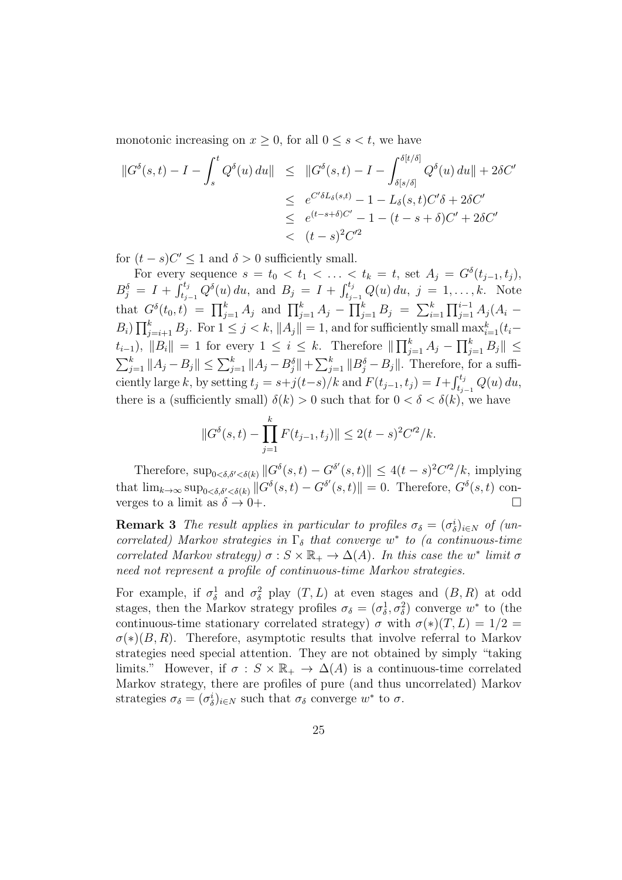monotonic increasing on $x \geq 0$, for all $0 \leq s < t$, we have

$$
\begin{aligned}
\|G^\delta(s,t) - I - \int_s^t Q^\delta(u)\,du\| &\leq \|G^\delta(s,t) - I - \int_{\delta[s/\delta]}^{\delta[t/\delta]} Q^\delta(u)\,du\| + 2\delta C' \\
&\leq e^{C'\delta L_\delta(s,t)} - 1 - L_\delta(s,t)C'\delta + 2\delta C' \\
&\leq e^{(t-s+\delta)C'} - 1 - (t-s+\delta)C' + 2\delta C' \\
&< (t-s)^2 C'^2
\end{aligned}
$$

for $(t-s)C' \leq 1$ and $\delta > 0$ sufficiently small.

For every sequence $s = t_0 < t_1 < \ldots < t_k = t$, set $A_j = G^\delta(t_{j-1}, t_j)$, $B_j^\delta = I + \int_{t_{j-1}}^{t_j} Q^\delta(u)\,du$, and $B_j = I + \int_{t_{j-1}}^{t_j} Q(u)\,du$, $j = 1, \ldots, k$. Note that $G^\delta(t_0, t) = \prod_{j=1}^k A_j$ and $\prod_{j=1}^k A_j - \prod_{j=1}^k B_j = \sum_{i=1}^k \prod_{j=1}^{i-1} A_j (A_i - B_i) \prod_{j=i+1}^k B_j$. For $1 \leq j < k$, $\|A_j\| = 1$, and for sufficiently small $\max_{i=1}^k (t_i - t_{i-1})$, $\|B_i\| = 1$ for every $1 \leq i \leq k$. Therefore $\|\prod_{j=1}^k A_j - \prod_{j=1}^k B_j\| \leq \sum_{j=1}^k \|A_j - B_j\| \leq \sum_{j=1}^k \|A_j - B_j^\delta\| + \sum_{j=1}^k \|B_j^\delta - B_j\|$. Therefore, for a sufficiently large $k$, by setting $t_j = s + j(t-s)/k$ and $F(t_{j-1}, t_j) = I + \int_{t_{j-1}}^{t_j} Q(u)\,du$, there is a (sufficiently small) $\delta(k) > 0$ such that for $0 < \delta < \delta(k)$, we have

$$
\|G^\delta(s,t) - \prod_{j=1}^k F(t_{j-1}, t_j)\| \leq 2(t-s)^2 C'^2 / k.
$$

Therefore, $\sup_{0<\delta,\delta'<\delta(k)} \|G^\delta(s,t) - G^{\delta'}(s,t)\| \leq 4(t-s)^2 C'^2/k$, implying that $\lim_{k\to\infty} \sup_{0<\delta,\delta'<\delta(k)} \|G^\delta(s,t) - G^{\delta'}(s,t)\| = 0$. Therefore, $G^\delta(s,t)$ converges to a limit as $\delta \to 0+$. $\square$

**Remark 3** *The result applies in particular to profiles $\sigma_\delta = (\sigma_\delta^i)_{i\in N}$ of (uncorrelated) Markov strategies in $\Gamma_\delta$ that converge $w^*$ to (a continuous-time correlated Markov strategy) $\sigma : S \times \mathbb{R}_+ \to \Delta(A)$. In this case the $w^*$ limit $\sigma$ need not represent a profile of continuous-time Markov strategies.*

For example, if $\sigma_\delta^1$ and $\sigma_\delta^2$ play $(T, L)$ at even stages and $(B, R)$ at odd stages, then the Markov strategy profiles $\sigma_\delta = (\sigma_\delta^1, \sigma_\delta^2)$ converge $w^*$ to (the continuous-time stationary correlated strategy) $\sigma$ with $\sigma(*)(T, L) = 1/2 = \sigma(*)(B, R)$. Therefore, asymptotic results that involve referral to Markov strategies need special attention. They are not obtained by simply "taking limits." However, if $\sigma : S \times \mathbb{R}_+ \to \Delta(A)$ is a continuous-time correlated Markov strategy, there are profiles of pure (and thus uncorrelated) Markov strategies $\sigma_\delta = (\sigma_\delta^i)_{i\in N}$ such that $\sigma_\delta$ converge $w^*$ to $\sigma$.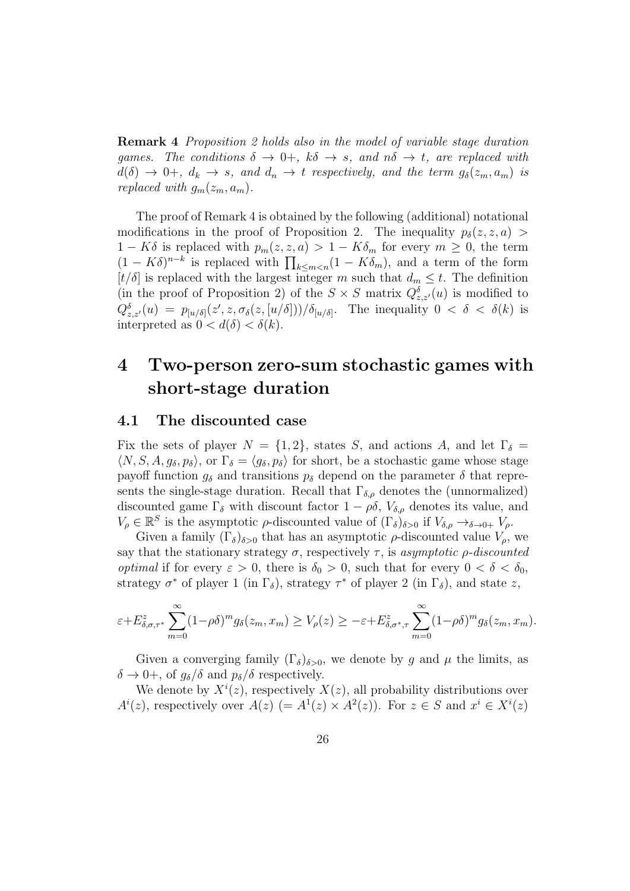**Remark 4** *Proposition 2 holds also in the model of variable stage duration games. The conditions $\delta \to 0+$, $k\delta \to s$, and $n\delta \to t$, are replaced with $d(\delta) \to 0+$, $d_k \to s$, and $d_n \to t$ respectively, and the term $g_\delta(z_m, a_m)$ is replaced with $g_m(z_m, a_m)$.*

The proof of Remark 4 is obtained by the following (additional) notational modifications in the proof of Proposition 2. The inequality $p_\delta(z, z, a) > 1 - K\delta$ is replaced with $p_m(z, z, a) > 1 - K\delta_m$ for every $m \geq 0$, the term $(1 - K\delta)^{n-k}$ is replaced with $\prod_{k \leq m < n}(1 - K\delta_m)$, and a term of the form $[t/\delta]$ is replaced with the largest integer $m$ such that $d_m \leq t$. The definition (in the proof of Proposition 2) of the $S \times S$ matrix $Q^\delta_{z,z'}(u)$ is modified to $Q^\delta_{z,z'}(u) = p_{[u/\delta]}(z', z, \sigma_\delta(z, [u/\delta]))/\delta_{[u/\delta]}$. The inequality $0 < \delta < \delta(k)$ is interpreted as $0 < d(\delta) < \delta(k)$.

# 4 Two-person zero-sum stochastic games with short-stage duration

## 4.1 The discounted case

Fix the sets of player $N = \{1, 2\}$, states $S$, and actions $A$, and let $\Gamma_\delta = \langle N, S, A, g_\delta, p_\delta \rangle$, or $\Gamma_\delta = \langle g_\delta, p_\delta \rangle$ for short, be a stochastic game whose stage payoff function $g_\delta$ and transitions $p_\delta$ depend on the parameter $\delta$ that represents the single-stage duration. Recall that $\Gamma_{\delta,\rho}$ denotes the (unnormalized) discounted game $\Gamma_\delta$ with discount factor $1 - \rho\delta$, $V_{\delta,\rho}$ denotes its value, and $V_\rho \in \mathbb{R}^S$ is the asymptotic $\rho$-discounted value of $(\Gamma_\delta)_{\delta>0}$ if $V_{\delta,\rho} \to_{\delta \to 0+} V_\rho$.

Given a family $(\Gamma_\delta)_{\delta>0}$ that has an asymptotic $\rho$-discounted value $V_\rho$, we say that the stationary strategy $\sigma$, respectively $\tau$, is *asymptotic $\rho$-discounted optimal* if for every $\varepsilon > 0$, there is $\delta_0 > 0$, such that for every $0 < \delta < \delta_0$, strategy $\sigma^*$ of player 1 (in $\Gamma_\delta$), strategy $\tau^*$ of player 2 (in $\Gamma_\delta$), and state $z$,

$$\varepsilon + E^z_{\delta,\sigma,\tau^*} \sum_{m=0}^{\infty} (1-\rho\delta)^m g_\delta(z_m, x_m) \geq V_\rho(z) \geq -\varepsilon + E^z_{\delta,\sigma^*,\tau} \sum_{m=0}^{\infty} (1-\rho\delta)^m g_\delta(z_m, x_m).$$

Given a converging family $(\Gamma_\delta)_{\delta>0}$, we denote by $g$ and $\mu$ the limits, as $\delta \to 0+$, of $g_\delta/\delta$ and $p_\delta/\delta$ respectively.

We denote by $X^i(z)$, respectively $X(z)$, all probability distributions over $A^i(z)$, respectively over $A(z)$ $(= A^1(z) \times A^2(z))$. For $z \in S$ and $x^i \in X^i(z)$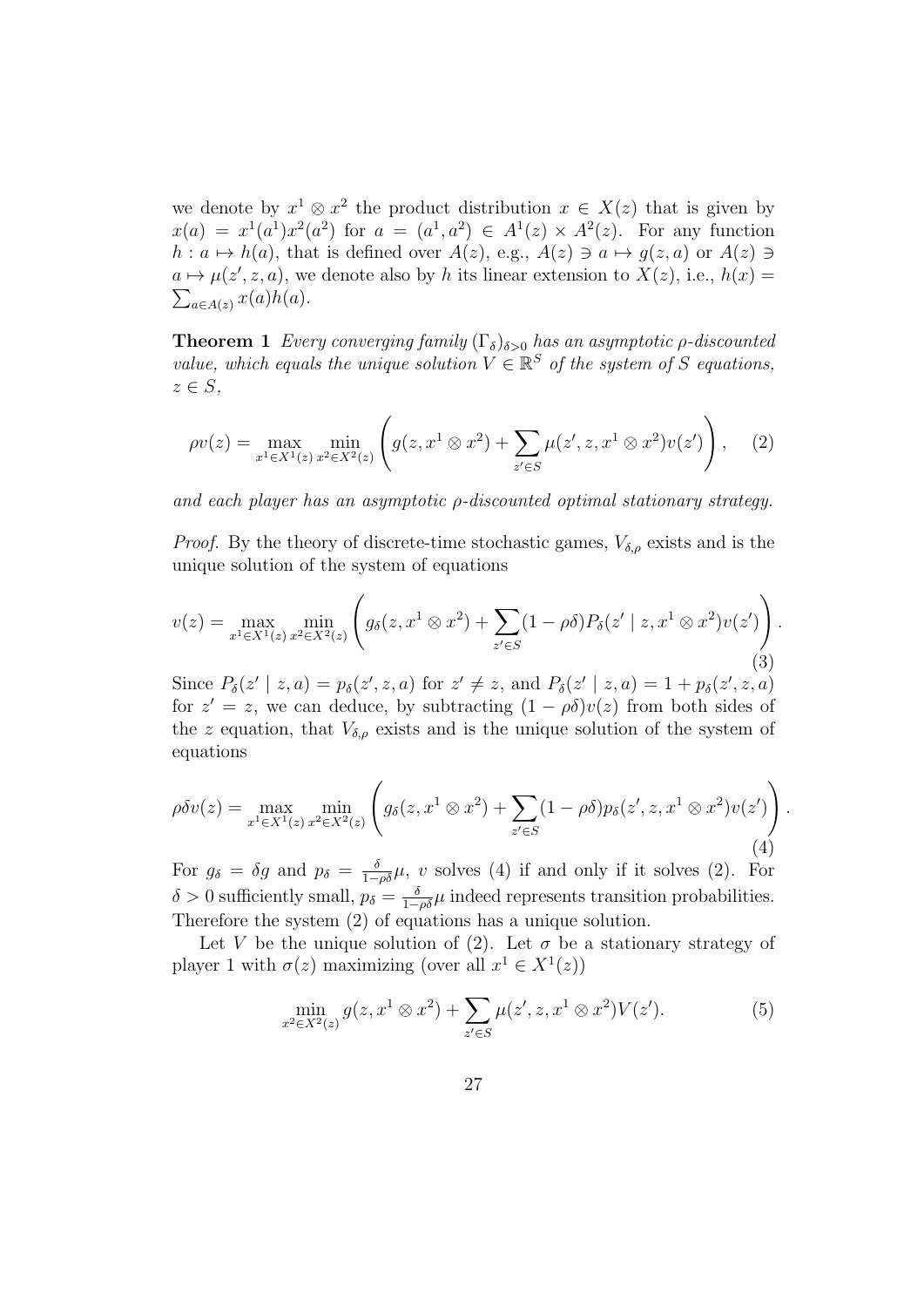we denote by $x^1 \otimes x^2$ the product distribution $x \in X(z)$ that is given by $x(a) = x^1(a^1)x^2(a^2)$ for $a = (a^1, a^2) \in A^1(z) \times A^2(z)$. For any function $h : a \mapsto h(a)$, that is defined over $A(z)$, e.g., $A(z) \ni a \mapsto g(z, a)$ or $A(z) \ni a \mapsto \mu(z', z, a)$, we denote also by $h$ its linear extension to $X(z)$, i.e., $h(x) = \sum_{a \in A(z)} x(a)h(a)$.

**Theorem 1** *Every converging family $(\Gamma_\delta)_{\delta>0}$ has an asymptotic $\rho$-discounted value, which equals the unique solution $V \in \mathbb{R}^S$ of the system of $S$ equations, $z \in S$,*

$$\rho v(z) = \max_{x^1 \in X^1(z)} \min_{x^2 \in X^2(z)} \left( g(z, x^1 \otimes x^2) + \sum_{z' \in S} \mu(z', z, x^1 \otimes x^2) v(z') \right), \quad (2)$$

*and each player has an asymptotic $\rho$-discounted optimal stationary strategy.*

*Proof.* By the theory of discrete-time stochastic games, $V_{\delta,\rho}$ exists and is the unique solution of the system of equations

$$v(z) = \max_{x^1 \in X^1(z)} \min_{x^2 \in X^2(z)} \left( g_\delta(z, x^1 \otimes x^2) + \sum_{z' \in S} (1 - \rho\delta) P_\delta(z' \mid z, x^1 \otimes x^2) v(z') \right). \quad (3)$$

Since $P_\delta(z' \mid z, a) = p_\delta(z', z, a)$ for $z' \neq z$, and $P_\delta(z' \mid z, a) = 1 + p_\delta(z', z, a)$ for $z' = z$, we can deduce, by subtracting $(1 - \rho\delta)v(z)$ from both sides of the $z$ equation, that $V_{\delta,\rho}$ exists and is the unique solution of the system of equations

$$\rho\delta v(z) = \max_{x^1 \in X^1(z)} \min_{x^2 \in X^2(z)} \left( g_\delta(z, x^1 \otimes x^2) + \sum_{z' \in S} (1 - \rho\delta) p_\delta(z', z, x^1 \otimes x^2) v(z') \right). \quad (4)$$

For $g_\delta = \delta g$ and $p_\delta = \frac{\delta}{1-\rho\delta}\mu$, $v$ solves (4) if and only if it solves (2). For $\delta > 0$ sufficiently small, $p_\delta = \frac{\delta}{1-\rho\delta}\mu$ indeed represents transition probabilities. Therefore the system (2) of equations has a unique solution.

Let $V$ be the unique solution of (2). Let $\sigma$ be a stationary strategy of player 1 with $\sigma(z)$ maximizing (over all $x^1 \in X^1(z)$)

$$\min_{x^2 \in X^2(z)} g(z, x^1 \otimes x^2) + \sum_{z' \in S} \mu(z', z, x^1 \otimes x^2) V(z'). \quad (5)$$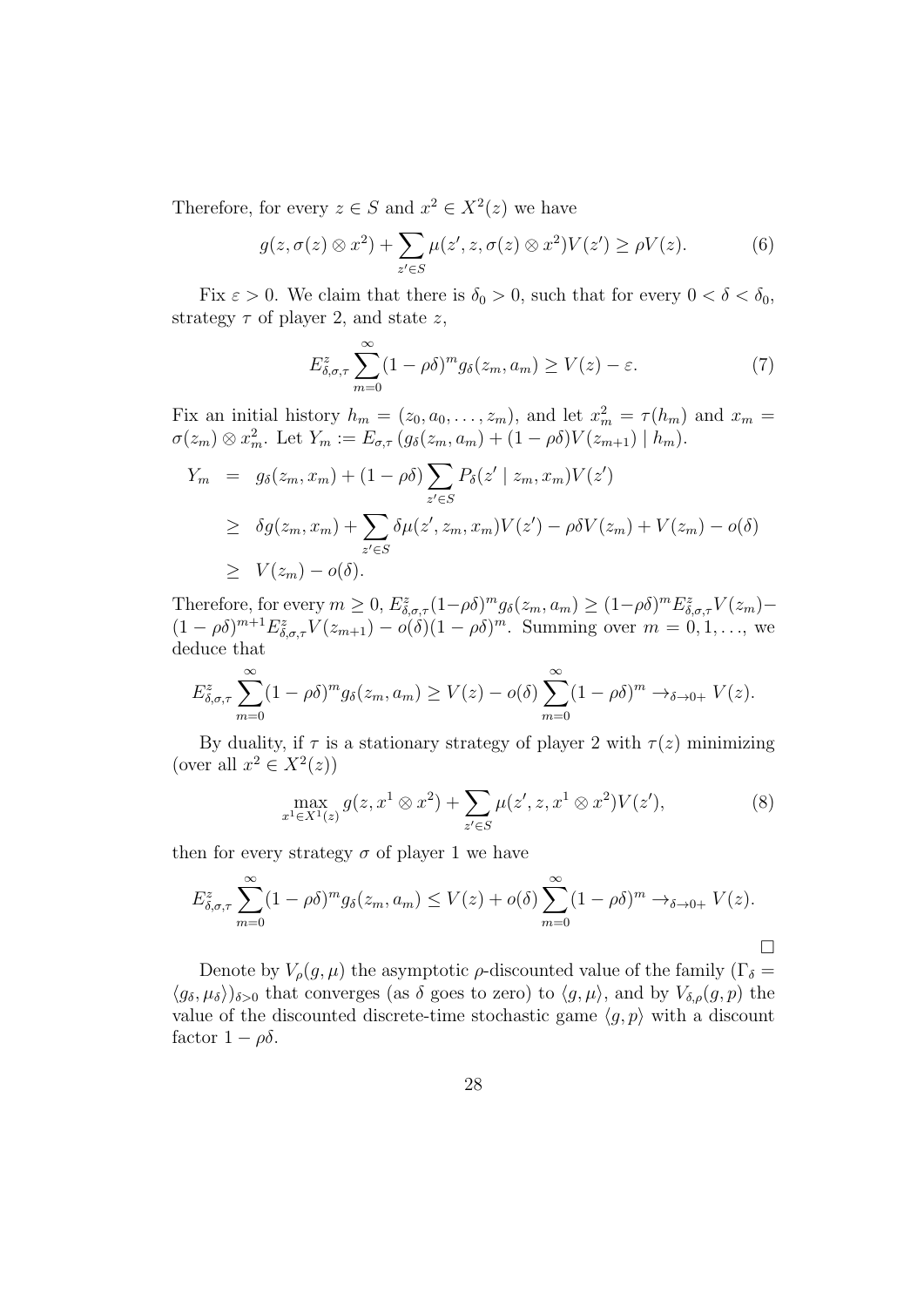Therefore, for every $z \in S$ and $x^2 \in X^2(z)$ we have

$$g(z, \sigma(z) \otimes x^2) + \sum_{z' \in S} \mu(z', z, \sigma(z) \otimes x^2) V(z') \geq \rho V(z). \tag{6}$$

Fix $\varepsilon > 0$. We claim that there is $\delta_0 > 0$, such that for every $0 < \delta < \delta_0$, strategy $\tau$ of player 2, and state $z$,

$$E^z_{\delta,\sigma,\tau} \sum_{m=0}^{\infty} (1 - \rho\delta)^m g_\delta(z_m, a_m) \geq V(z) - \varepsilon. \tag{7}$$

Fix an initial history $h_m = (z_0, a_0, \ldots, z_m)$, and let $x^2_m = \tau(h_m)$ and $x_m = \sigma(z_m) \otimes x^2_m$. Let $Y_m := E_{\sigma,\tau}\left(g_\delta(z_m, a_m) + (1 - \rho\delta)V(z_{m+1}) \mid h_m\right)$.

$$\begin{aligned}
Y_m &= g_\delta(z_m, x_m) + (1 - \rho\delta) \sum_{z' \in S} P_\delta(z' \mid z_m, x_m) V(z') \\
&\geq \delta g(z_m, x_m) + \sum_{z' \in S} \delta \mu(z', z_m, x_m) V(z') - \rho\delta V(z_m) + V(z_m) - o(\delta) \\
&\geq V(z_m) - o(\delta).
\end{aligned}$$

Therefore, for every $m \geq 0$, $E^z_{\delta,\sigma,\tau}(1-\rho\delta)^m g_\delta(z_m, a_m) \geq (1-\rho\delta)^m E^z_{\delta,\sigma,\tau} V(z_m) - (1 - \rho\delta)^{m+1} E^z_{\delta,\sigma,\tau} V(z_{m+1}) - o(\delta)(1 - \rho\delta)^m$. Summing over $m = 0, 1, \ldots$, we deduce that

$$E^z_{\delta,\sigma,\tau} \sum_{m=0}^{\infty} (1 - \rho\delta)^m g_\delta(z_m, a_m) \geq V(z) - o(\delta) \sum_{m=0}^{\infty} (1 - \rho\delta)^m \to_{\delta \to 0+} V(z).$$

By duality, if $\tau$ is a stationary strategy of player 2 with $\tau(z)$ minimizing (over all $x^2 \in X^2(z)$)

$$\max_{x^1 \in X^1(z)} g(z, x^1 \otimes x^2) + \sum_{z' \in S} \mu(z', z, x^1 \otimes x^2) V(z'), \tag{8}$$

then for every strategy $\sigma$ of player 1 we have

$$E^z_{\delta,\sigma,\tau} \sum_{m=0}^{\infty} (1 - \rho\delta)^m g_\delta(z_m, a_m) \leq V(z) + o(\delta) \sum_{m=0}^{\infty} (1 - \rho\delta)^m \to_{\delta \to 0+} V(z).$$

$\square$

Denote by $V_\rho(g, \mu)$ the asymptotic $\rho$-discounted value of the family $(\Gamma_\delta = \langle g_\delta, \mu_\delta \rangle)_{\delta > 0}$ that converges (as $\delta$ goes to zero) to $\langle g, \mu \rangle$, and by $V_{\delta,\rho}(g, p)$ the value of the discounted discrete-time stochastic game $\langle g, p \rangle$ with a discount factor $1 - \rho\delta$.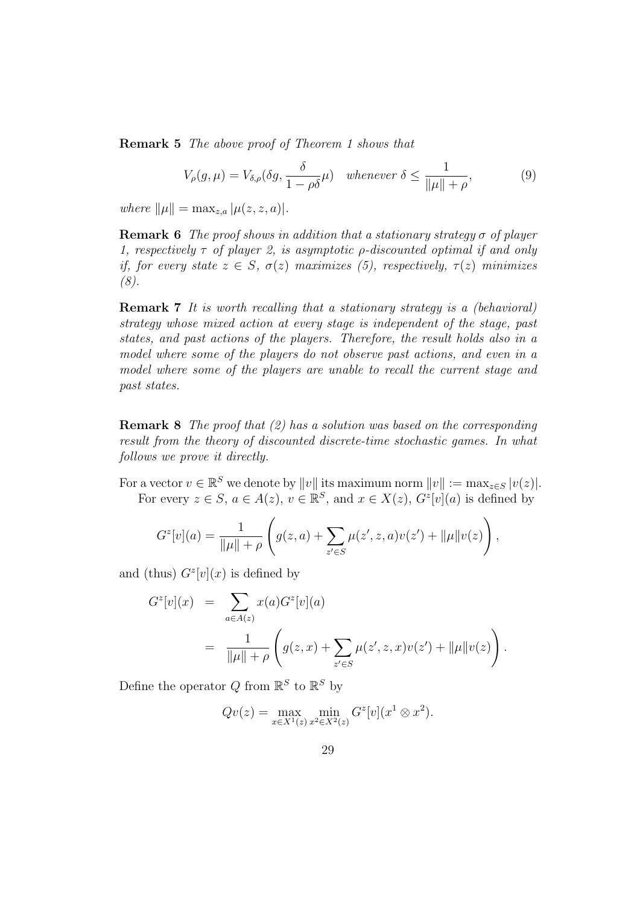**Remark 5** *The above proof of Theorem 1 shows that*

$$V_\rho(g,\mu) = V_{\delta,\rho}(\delta g, \frac{\delta}{1-\rho\delta}\mu) \quad \textit{whenever } \delta \leq \frac{1}{\|\mu\| + \rho}, \tag{9}$$

*where* $\|\mu\| = \max_{z,a} |\mu(z,z,a)|$.

**Remark 6** *The proof shows in addition that a stationary strategy* $\sigma$ *of player 1, respectively* $\tau$ *of player 2, is asymptotic* $\rho$*-discounted optimal if and only if, for every state* $z \in S$, $\sigma(z)$ *maximizes (5), respectively,* $\tau(z)$ *minimizes (8).*

**Remark 7** *It is worth recalling that a stationary strategy is a (behavioral) strategy whose mixed action at every stage is independent of the stage, past states, and past actions of the players. Therefore, the result holds also in a model where some of the players do not observe past actions, and even in a model where some of the players are unable to recall the current stage and past states.*

**Remark 8** *The proof that (2) has a solution was based on the corresponding result from the theory of discounted discrete-time stochastic games. In what follows we prove it directly.*

For a vector $v \in \mathbb{R}^S$ we denote by $\|v\|$ its maximum norm $\|v\| := \max_{z\in S} |v(z)|$.

For every $z \in S$, $a \in A(z)$, $v \in \mathbb{R}^S$, and $x \in X(z)$, $G^z[v](a)$ is defined by

$$G^z[v](a) = \frac{1}{\|\mu\| + \rho}\left(g(z,a) + \sum_{z'\in S} \mu(z',z,a)v(z') + \|\mu\| v(z)\right),$$

and (thus) $G^z[v](x)$ is defined by

$$\begin{aligned} G^z[v](x) &= \sum_{a\in A(z)} x(a) G^z[v](a) \\ &= \frac{1}{\|\mu\| + \rho}\left(g(z,x) + \sum_{z'\in S} \mu(z',z,x)v(z') + \|\mu\| v(z)\right). \end{aligned}$$

Define the operator $Q$ from $\mathbb{R}^S$ to $\mathbb{R}^S$ by

$$Qv(z) = \max_{x\in X^1(z)} \min_{x^2\in X^2(z)} G^z[v](x^1 \otimes x^2).$$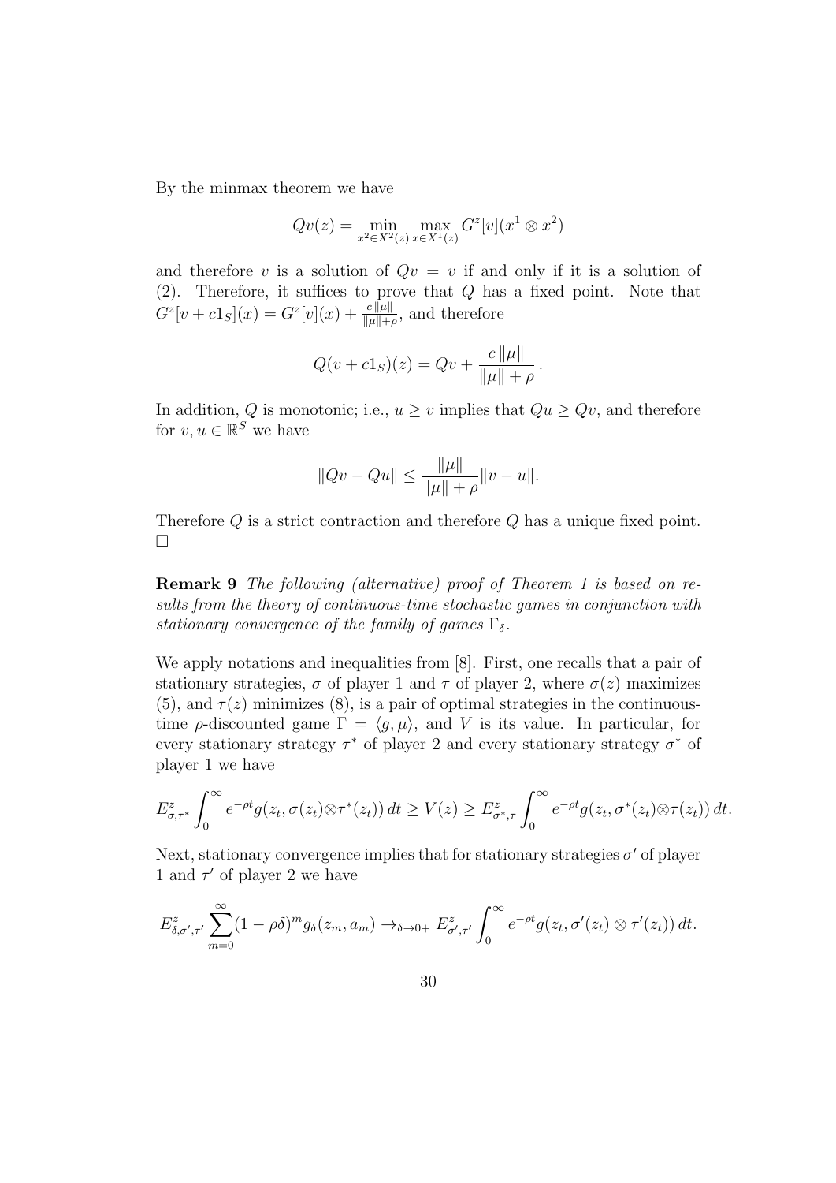By the minmax theorem we have

$$Qv(z) = \min_{x^2 \in X^2(z)} \max_{x \in X^1(z)} G^z[v](x^1 \otimes x^2)$$

and therefore $v$ is a solution of $Qv = v$ if and only if it is a solution of (2). Therefore, it suffices to prove that $Q$ has a fixed point. Note that $G^z[v + c1_S](x) = G^z[v](x) + \frac{c\|\mu\|}{\|\mu\|+\rho}$, and therefore

$$Q(v + c1_S)(z) = Qv + \frac{c\,\|\mu\|}{\|\mu\| + \rho}.$$

In addition, $Q$ is monotonic; i.e., $u \geq v$ implies that $Qu \geq Qv$, and therefore for $v, u \in \mathbb{R}^S$ we have

$$\|Qv - Qu\| \leq \frac{\|\mu\|}{\|\mu\| + \rho}\|v - u\|.$$

Therefore $Q$ is a strict contraction and therefore $Q$ has a unique fixed point. □

**Remark 9** *The following (alternative) proof of Theorem 1 is based on results from the theory of continuous-time stochastic games in conjunction with stationary convergence of the family of games $\Gamma_\delta$.*

We apply notations and inequalities from [8]. First, one recalls that a pair of stationary strategies, $\sigma$ of player 1 and $\tau$ of player 2, where $\sigma(z)$ maximizes (5), and $\tau(z)$ minimizes (8), is a pair of optimal strategies in the continuous-time $\rho$-discounted game $\Gamma = \langle g, \mu \rangle$, and $V$ is its value. In particular, for every stationary strategy $\tau^*$ of player 2 and every stationary strategy $\sigma^*$ of player 1 we have

$$E^z_{\sigma,\tau^*} \int_0^\infty e^{-\rho t} g(z_t, \sigma(z_t) \otimes \tau^*(z_t))\, dt \geq V(z) \geq E^z_{\sigma^*,\tau} \int_0^\infty e^{-\rho t} g(z_t, \sigma^*(z_t) \otimes \tau(z_t))\, dt.$$

Next, stationary convergence implies that for stationary strategies $\sigma'$ of player 1 and $\tau'$ of player 2 we have

$$E^z_{\delta,\sigma',\tau'} \sum_{m=0}^{\infty} (1 - \rho\delta)^m g_\delta(z_m, a_m) \to_{\delta \to 0+} E^z_{\sigma',\tau'} \int_0^\infty e^{-\rho t} g(z_t, \sigma'(z_t) \otimes \tau'(z_t))\, dt.$$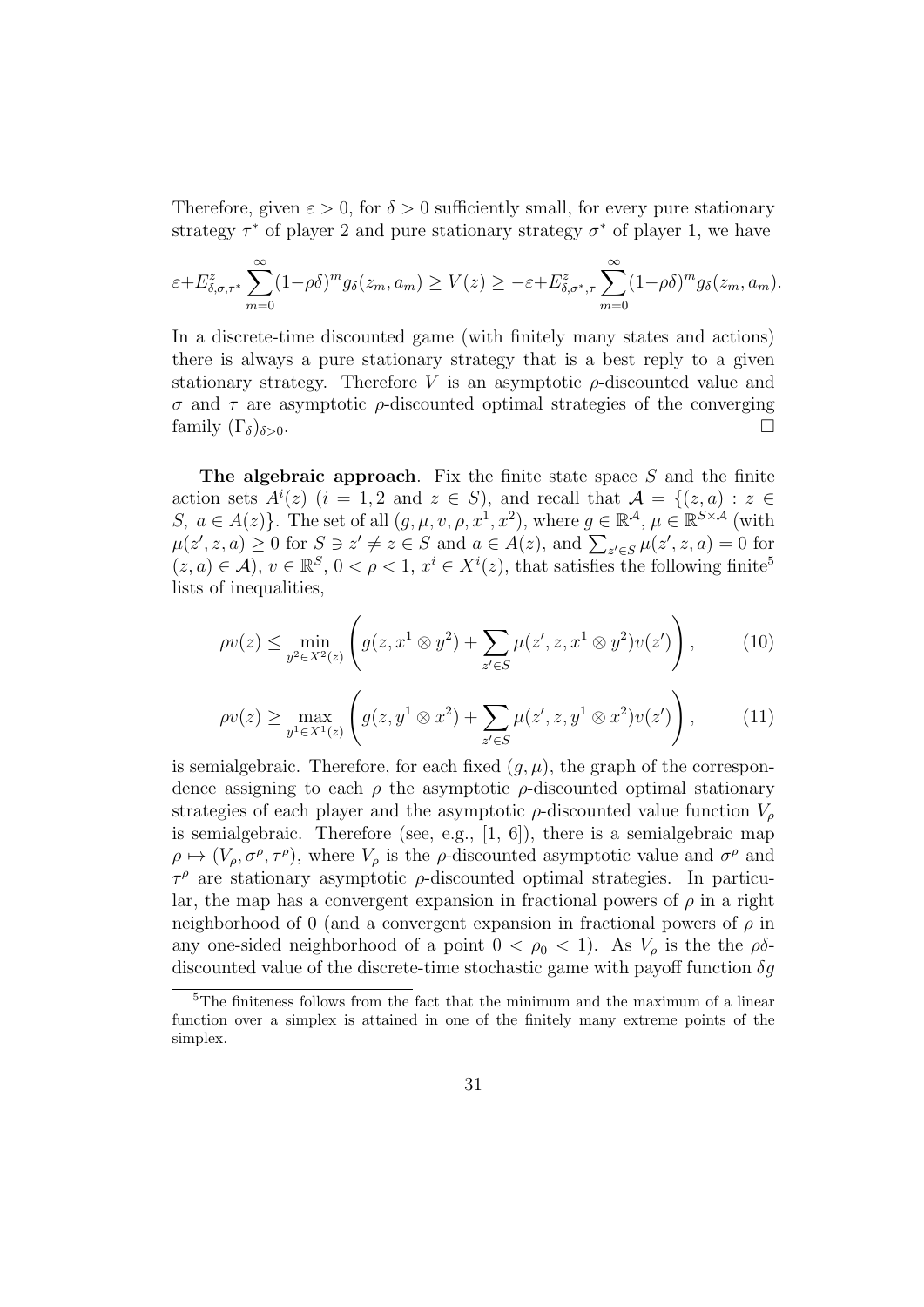Therefore, given $\varepsilon > 0$, for $\delta > 0$ sufficiently small, for every pure stationary strategy $\tau^*$ of player 2 and pure stationary strategy $\sigma^*$ of player 1, we have

$$\varepsilon + E^z_{\delta,\sigma,\tau^*} \sum_{m=0}^{\infty} (1-\rho\delta)^m g_\delta(z_m, a_m) \geq V(z) \geq -\varepsilon + E^z_{\delta,\sigma^*,\tau} \sum_{m=0}^{\infty} (1-\rho\delta)^m g_\delta(z_m, a_m).$$

In a discrete-time discounted game (with finitely many states and actions) there is always a pure stationary strategy that is a best reply to a given stationary strategy. Therefore $V$ is an asymptotic $\rho$-discounted value and $\sigma$ and $\tau$ are asymptotic $\rho$-discounted optimal strategies of the converging family $(\Gamma_\delta)_{\delta>0}$. $\square$

**The algebraic approach**. Fix the finite state space $S$ and the finite action sets $A^i(z)$ ($i = 1, 2$ and $z \in S$), and recall that $\mathcal{A} = \{(z, a) : z \in S,\ a \in A(z)\}$. The set of all $(g, \mu, v, \rho, x^1, x^2)$, where $g \in \mathbb{R}^{\mathcal{A}}$, $\mu \in \mathbb{R}^{S \times \mathcal{A}}$ (with $\mu(z', z, a) \geq 0$ for $S \ni z' \neq z \in S$ and $a \in A(z)$, and $\sum_{z' \in S} \mu(z', z, a) = 0$ for $(z, a) \in \mathcal{A}$), $v \in \mathbb{R}^S$, $0 < \rho < 1$, $x^i \in X^i(z)$, that satisfies the following finite[5] lists of inequalities,

$$\rho v(z) \leq \min_{y^2 \in X^2(z)} \left( g(z, x^1 \otimes y^2) + \sum_{z' \in S} \mu(z', z, x^1 \otimes y^2) v(z') \right), \tag{10}$$

$$\rho v(z) \geq \max_{y^1 \in X^1(z)} \left( g(z, y^1 \otimes x^2) + \sum_{z' \in S} \mu(z', z, y^1 \otimes x^2) v(z') \right), \tag{11}$$

is semialgebraic. Therefore, for each fixed $(g, \mu)$, the graph of the correspondence assigning to each $\rho$ the asymptotic $\rho$-discounted optimal stationary strategies of each player and the asymptotic $\rho$-discounted value function $V_\rho$ is semialgebraic. Therefore (see, e.g., [1, 6]), there is a semialgebraic map $\rho \mapsto (V_\rho, \sigma^\rho, \tau^\rho)$, where $V_\rho$ is the $\rho$-discounted asymptotic value and $\sigma^\rho$ and $\tau^\rho$ are stationary asymptotic $\rho$-discounted optimal strategies. In particular, the map has a convergent expansion in fractional powers of $\rho$ in a right neighborhood of 0 (and a convergent expansion in fractional powers of $\rho$ in any one-sided neighborhood of a point $0 < \rho_0 < 1$). As $V_\rho$ is the the $\rho\delta$-discounted value of the discrete-time stochastic game with payoff function $\delta g$

[5] The finiteness follows from the fact that the minimum and the maximum of a linear function over a simplex is attained in one of the finitely many extreme points of the simplex.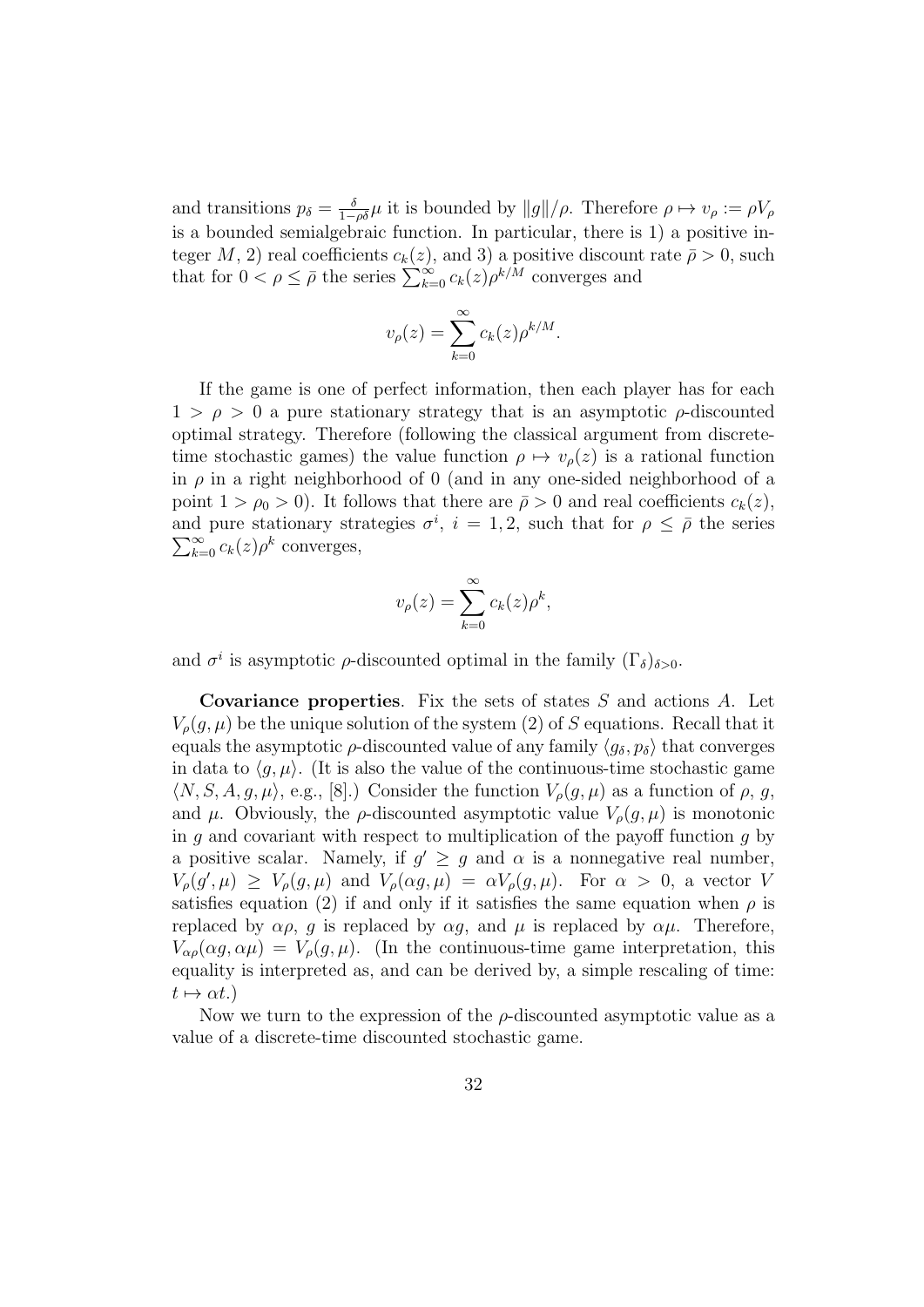and transitions $p_\delta = \frac{\delta}{1-\rho\delta}\mu$ it is bounded by $\|g\|/\rho$. Therefore $\rho \mapsto v_\rho := \rho V_\rho$ is a bounded semialgebraic function. In particular, there is 1) a positive integer $M$, 2) real coefficients $c_k(z)$, and 3) a positive discount rate $\bar{\rho} > 0$, such that for $0 < \rho \leq \bar{\rho}$ the series $\sum_{k=0}^{\infty} c_k(z)\rho^{k/M}$ converges and

$$v_\rho(z) = \sum_{k=0}^{\infty} c_k(z)\rho^{k/M}.$$

If the game is one of perfect information, then each player has for each $1 > \rho > 0$ a pure stationary strategy that is an asymptotic $\rho$-discounted optimal strategy. Therefore (following the classical argument from discrete-time stochastic games) the value function $\rho \mapsto v_\rho(z)$ is a rational function in $\rho$ in a right neighborhood of 0 (and in any one-sided neighborhood of a point $1 > \rho_0 > 0$). It follows that there are $\bar{\rho} > 0$ and real coefficients $c_k(z)$, and pure stationary strategies $\sigma^i$, $i = 1, 2$, such that for $\rho \leq \bar{\rho}$ the series $\sum_{k=0}^{\infty} c_k(z)\rho^k$ converges,

$$v_\rho(z) = \sum_{k=0}^{\infty} c_k(z)\rho^k,$$

and $\sigma^i$ is asymptotic $\rho$-discounted optimal in the family $(\Gamma_\delta)_{\delta>0}$.

**Covariance properties**. Fix the sets of states $S$ and actions $A$. Let $V_\rho(g, \mu)$ be the unique solution of the system (2) of $S$ equations. Recall that it equals the asymptotic $\rho$-discounted value of any family $\langle g_\delta, p_\delta \rangle$ that converges in data to $\langle g, \mu \rangle$. (It is also the value of the continuous-time stochastic game $\langle N, S, A, g, \mu \rangle$, e.g., [8].) Consider the function $V_\rho(g, \mu)$ as a function of $\rho$, $g$, and $\mu$. Obviously, the $\rho$-discounted asymptotic value $V_\rho(g, \mu)$ is monotonic in $g$ and covariant with respect to multiplication of the payoff function $g$ by a positive scalar. Namely, if $g' \geq g$ and $\alpha$ is a nonnegative real number, $V_\rho(g', \mu) \geq V_\rho(g, \mu)$ and $V_\rho(\alpha g, \mu) = \alpha V_\rho(g, \mu)$. For $\alpha > 0$, a vector $V$ satisfies equation (2) if and only if it satisfies the same equation when $\rho$ is replaced by $\alpha\rho$, $g$ is replaced by $\alpha g$, and $\mu$ is replaced by $\alpha\mu$. Therefore, $V_{\alpha\rho}(\alpha g, \alpha\mu) = V_\rho(g, \mu)$. (In the continuous-time game interpretation, this equality is interpreted as, and can be derived by, a simple rescaling of time: $t \mapsto \alpha t$.)

Now we turn to the expression of the $\rho$-discounted asymptotic value as a value of a discrete-time discounted stochastic game.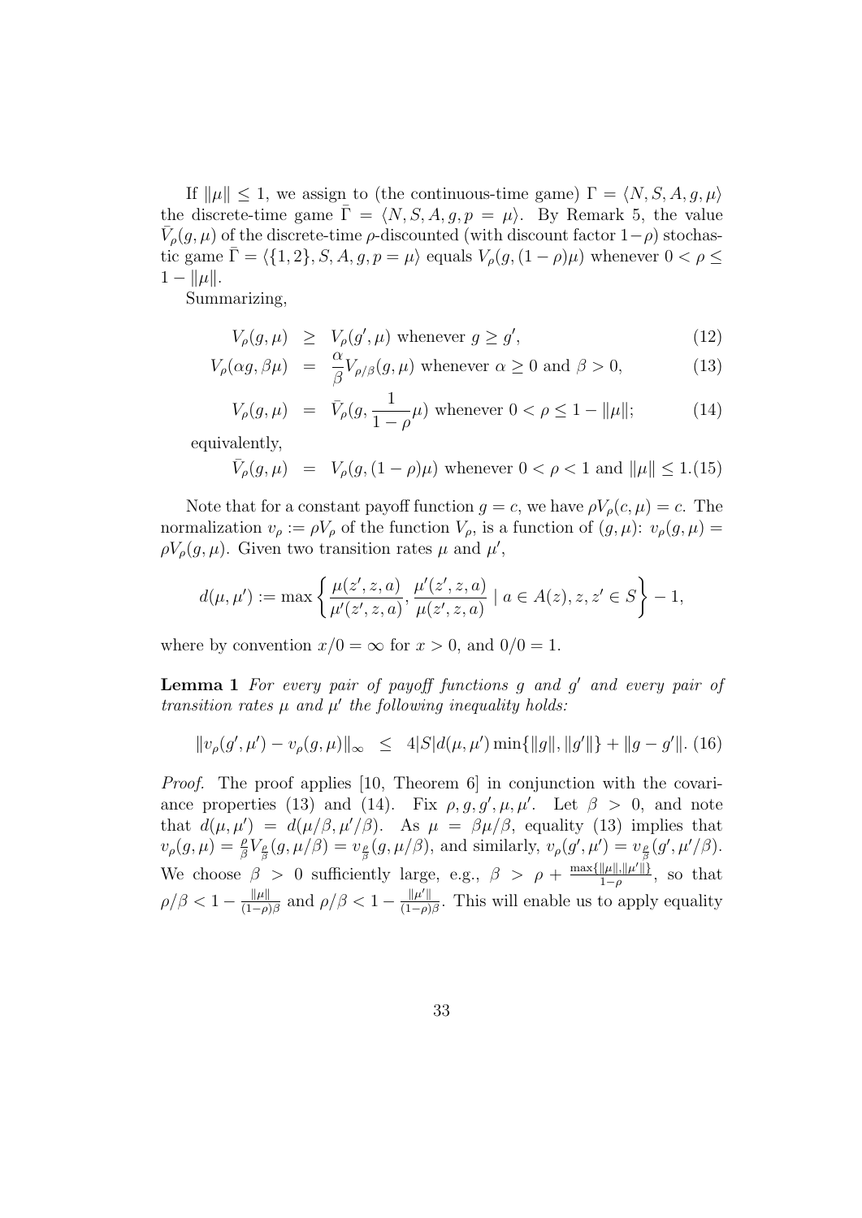If $\|\mu\| \leq 1$, we assign to (the continuous-time game) $\Gamma = \langle N, S, A, g, \mu \rangle$ the discrete-time game $\bar{\Gamma} = \langle N, S, A, g, p = \mu \rangle$. By Remark 5, the value $\bar{V}_\rho(g, \mu)$ of the discrete-time $\rho$-discounted (with discount factor $1-\rho$) stochastic game $\bar{\Gamma} = \langle \{1, 2\}, S, A, g, p = \mu \rangle$ equals $V_\rho(g, (1-\rho)\mu)$ whenever $0 < \rho \leq 1 - \|\mu\|$.

Summarizing,

$$V_\rho(g, \mu) \geq V_\rho(g', \mu) \text{ whenever } g \geq g', \tag{12}$$

$$V_\rho(\alpha g, \beta \mu) = \frac{\alpha}{\beta} V_{\rho/\beta}(g, \mu) \text{ whenever } \alpha \geq 0 \text{ and } \beta > 0, \tag{13}$$

$$V_\rho(g, \mu) = \bar{V}_\rho(g, \frac{1}{1-\rho}\mu) \text{ whenever } 0 < \rho \leq 1 - \|\mu\|; \tag{14}$$

equivalently,

$$\bar{V}_\rho(g, \mu) = V_\rho(g, (1-\rho)\mu) \text{ whenever } 0 < \rho < 1 \text{ and } \|\mu\| \leq 1. \tag{15}$$

Note that for a constant payoff function $g = c$, we have $\rho V_\rho(c, \mu) = c$. The normalization $v_\rho := \rho V_\rho$ of the function $V_\rho$, is a function of $(g, \mu)$: $v_\rho(g, \mu) = \rho V_\rho(g, \mu)$. Given two transition rates $\mu$ and $\mu'$,

$$d(\mu, \mu') := \max \left\{ \frac{\mu(z', z, a)}{\mu'(z', z, a)}, \frac{\mu'(z', z, a)}{\mu(z', z, a)} \mid a \in A(z), z, z' \in S \right\} - 1,$$

where by convention $x/0 = \infty$ for $x > 0$, and $0/0 = 1$.

**Lemma 1** *For every pair of payoff functions $g$ and $g'$ and every pair of transition rates $\mu$ and $\mu'$ the following inequality holds:*

$$\|v_\rho(g', \mu') - v_\rho(g, \mu)\|_\infty \leq 4|S| d(\mu, \mu') \min\{\|g\|, \|g'\|\} + \|g - g'\|. \tag{16}$$

*Proof.* The proof applies [10, Theorem 6] in conjunction with the covariance properties (13) and (14). Fix $\rho, g, g', \mu, \mu'$. Let $\beta > 0$, and note that $d(\mu, \mu') = d(\mu/\beta, \mu'/\beta)$. As $\mu = \beta \mu/\beta$, equality (13) implies that $v_\rho(g, \mu) = \frac{\rho}{\beta} V_{\frac{\rho}{\beta}}(g, \mu/\beta) = v_{\frac{\rho}{\beta}}(g, \mu/\beta)$, and similarly, $v_\rho(g', \mu') = v_{\frac{\rho}{\beta}}(g', \mu'/\beta)$. We choose $\beta > 0$ sufficiently large, e.g., $\beta > \rho + \frac{\max\{\|\mu\|, \|\mu'\|\}}{1-\rho}$, so that $\rho/\beta < 1 - \frac{\|\mu\|}{(1-\rho)\beta}$ and $\rho/\beta < 1 - \frac{\|\mu'\|}{(1-\rho)\beta}$. This will enable us to apply equality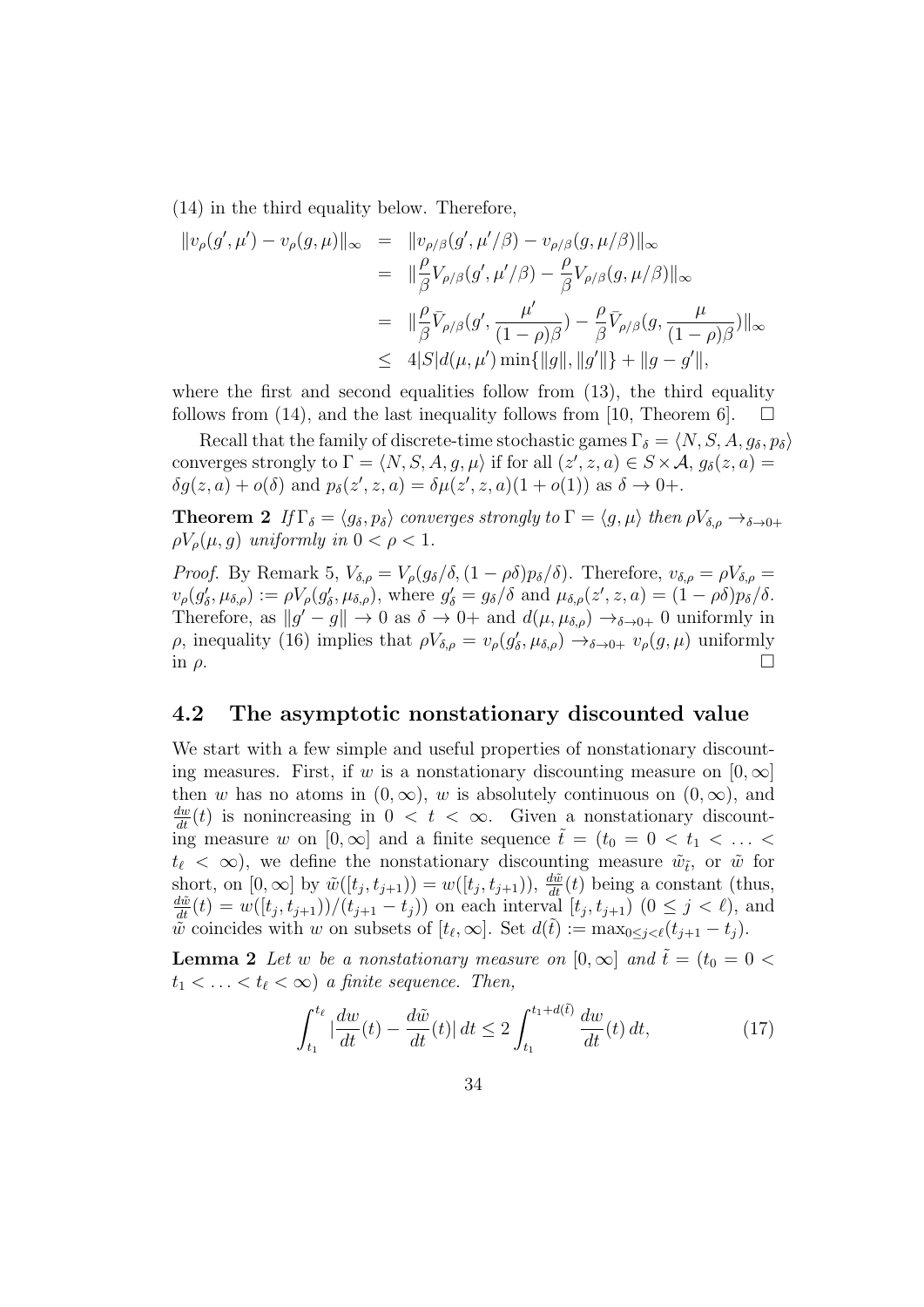(14) in the third equality below. Therefore,

$$
\begin{aligned}
\|v_\rho(g', \mu') - v_\rho(g, \mu)\|_\infty &= \|v_{\rho/\beta}(g', \mu'/\beta) - v_{\rho/\beta}(g, \mu/\beta)\|_\infty \\
&= \|\frac{\rho}{\beta} V_{\rho/\beta}(g', \mu'/\beta) - \frac{\rho}{\beta} V_{\rho/\beta}(g, \mu/\beta)\|_\infty \\
&= \|\frac{\rho}{\beta} \bar{V}_{\rho/\beta}(g', \frac{\mu'}{(1-\rho)\beta}) - \frac{\rho}{\beta} \bar{V}_{\rho/\beta}(g, \frac{\mu}{(1-\rho)\beta})\|_\infty \\
&\leq 4|S| d(\mu, \mu') \min\{\|g\|, \|g'\|\} + \|g - g'\|,
\end{aligned}
$$

where the first and second equalities follow from (13), the third equality follows from (14), and the last inequality follows from [10, Theorem 6]. $\square$

Recall that the family of discrete-time stochastic games $\Gamma_\delta = \langle N, S, A, g_\delta, p_\delta \rangle$ converges strongly to $\Gamma = \langle N, S, A, g, \mu \rangle$ if for all $(z', z, a) \in S \times \mathcal{A}$, $g_\delta(z, a) = \delta g(z, a) + o(\delta)$ and $p_\delta(z', z, a) = \delta \mu(z', z, a)(1 + o(1))$ as $\delta \to 0+$.

**Theorem 2** *If $\Gamma_\delta = \langle g_\delta, p_\delta \rangle$ converges strongly to $\Gamma = \langle g, \mu \rangle$ then $\rho V_{\delta,\rho} \to_{\delta \to 0+} \rho V_\rho(\mu, g)$ uniformly in $0 < \rho < 1$.*

*Proof.* By Remark 5, $V_{\delta,\rho} = V_\rho(g_\delta/\delta, (1-\rho\delta)p_\delta/\delta)$. Therefore, $v_{\delta,\rho} = \rho V_{\delta,\rho} = v_\rho(g'_\delta, \mu_{\delta,\rho}) := \rho V_\rho(g'_\delta, \mu_{\delta,\rho})$, where $g'_\delta = g_\delta/\delta$ and $\mu_{\delta,\rho}(z', z, a) = (1-\rho\delta)p_\delta/\delta$. Therefore, as $\|g' - g\| \to 0$ as $\delta \to 0+$ and $d(\mu, \mu_{\delta,\rho}) \to_{\delta \to 0+} 0$ uniformly in $\rho$, inequality (16) implies that $\rho V_{\delta,\rho} = v_\rho(g'_\delta, \mu_{\delta,\rho}) \to_{\delta \to 0+} v_\rho(g, \mu)$ uniformly in $\rho$. $\square$

## 4.2 The asymptotic nonstationary discounted value

We start with a few simple and useful properties of nonstationary discounting measures. First, if $w$ is a nonstationary discounting measure on $[0, \infty]$ then $w$ has no atoms in $(0, \infty)$, $w$ is absolutely continuous on $(0, \infty)$, and $\frac{dw}{dt}(t)$ is nonincreasing in $0 < t < \infty$. Given a nonstationary discounting measure $w$ on $[0, \infty]$ and a finite sequence $\tilde{t} = (t_0 = 0 < t_1 < \ldots < t_\ell < \infty)$, we define the nonstationary discounting measure $\tilde{w}_{\tilde{t}}$, or $\tilde{w}$ for short, on $[0, \infty]$ by $\tilde{w}([t_j, t_{j+1})) = w([t_j, t_{j+1}))$, $\frac{d\tilde{w}}{dt}(t)$ being a constant (thus, $\frac{d\tilde{w}}{dt}(t) = w([t_j, t_{j+1}))/(t_{j+1} - t_j)$) on each interval $[t_j, t_{j+1})$ $(0 \leq j < \ell)$, and $\tilde{w}$ coincides with $w$ on subsets of $[t_\ell, \infty]$. Set $d(\tilde{t}) := \max_{0 \leq j < \ell}(t_{j+1} - t_j)$.

**Lemma 2** *Let $w$ be a nonstationary measure on $[0, \infty]$ and $\tilde{t} = (t_0 = 0 < t_1 < \ldots < t_\ell < \infty)$ a finite sequence. Then,*

$$
\int_{t_1}^{t_\ell} |\frac{dw}{dt}(t) - \frac{d\tilde{w}}{dt}(t)| \, dt \leq 2 \int_{t_1}^{t_1 + d(\tilde{t})} \frac{dw}{dt}(t) \, dt, \tag{17}
$$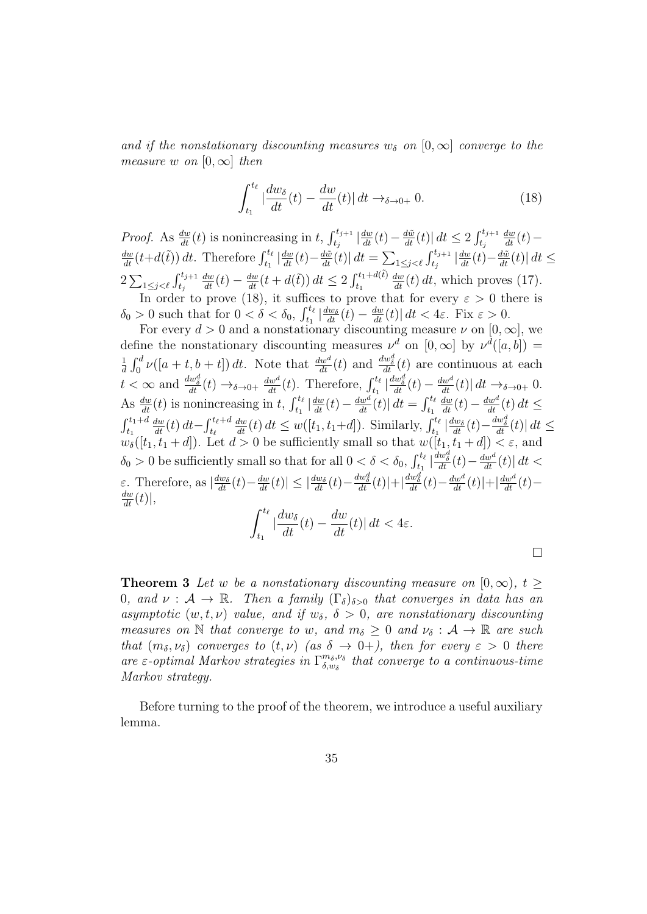*and if the nonstationary discounting measures $w_\delta$ on $[0,\infty]$ converge to the measure $w$ on $[0,\infty]$ then*

$$\int_{t_1}^{t_\ell} |\frac{dw_\delta}{dt}(t) - \frac{dw}{dt}(t)|\, dt \to_{\delta\to 0+} 0. \tag{18}$$

*Proof.* As $\frac{dw}{dt}(t)$ is nonincreasing in $t$, $\int_{t_j}^{t_{j+1}} |\frac{dw}{dt}(t) - \frac{d\tilde{w}}{dt}(t)|\, dt \leq 2\int_{t_j}^{t_{j+1}} \frac{dw}{dt}(t) - \frac{dw}{dt}(t+d(\tilde{t}))\, dt$. Therefore $\int_{t_1}^{t_\ell} |\frac{dw}{dt}(t) - \frac{d\tilde{w}}{dt}(t)|\, dt = \sum_{1\leq j<\ell} \int_{t_j}^{t_{j+1}} |\frac{dw}{dt}(t) - \frac{d\tilde{w}}{dt}(t)|\, dt \leq 2\sum_{1\leq j<\ell} \int_{t_j}^{t_{j+1}} \frac{dw}{dt}(t) - \frac{dw}{dt}(t+d(\tilde{t}))\, dt \leq 2\int_{t_1}^{t_1+d(\tilde{t})} \frac{dw}{dt}(t)\, dt$, which proves (17).

In order to prove (18), it suffices to prove that for every $\varepsilon > 0$ there is $\delta_0 > 0$ such that for $0 < \delta < \delta_0$, $\int_{t_1}^{t_\ell} |\frac{dw_\delta}{dt}(t) - \frac{dw}{dt}(t)|\, dt < 4\varepsilon$. Fix $\varepsilon > 0$.

For every $d > 0$ and a nonstationary discounting measure $\nu$ on $[0,\infty]$, we define the nonstationary discounting measures $\nu^d$ on $[0,\infty]$ by $\nu^d([a,b]) = \frac{1}{d}\int_0^d \nu([a+t, b+t])\, dt$. Note that $\frac{dw^d}{dt}(t)$ and $\frac{dw_\delta^d}{dt}(t)$ are continuous at each $t < \infty$ and $\frac{dw_\delta^d}{dt}(t) \to_{\delta\to 0+} \frac{dw^d}{dt}(t)$. Therefore, $\int_{t_1}^{t_\ell} |\frac{dw_\delta^d}{dt}(t) - \frac{dw^d}{dt}(t)|\, dt \to_{\delta\to 0+} 0$. As $\frac{dw}{dt}(t)$ is nonincreasing in $t$, $\int_{t_1}^{t_\ell} |\frac{dw}{dt}(t) - \frac{dw^d}{dt}(t)|\, dt = \int_{t_1}^{t_\ell} \frac{dw}{dt}(t) - \frac{dw^d}{dt}(t)\, dt \leq \int_{t_1}^{t_1+d} \frac{dw}{dt}(t)\, dt - \int_{t_\ell}^{t_\ell+d} \frac{dw}{dt}(t)\, dt \leq w([t_1, t_1+d])$. Similarly, $\int_{t_1}^{t_\ell} |\frac{dw_\delta}{dt}(t) - \frac{dw_\delta^d}{dt}(t)|\, dt \leq w_\delta([t_1, t_1+d])$. Let $d > 0$ be sufficiently small so that $w([t_1, t_1+d]) < \varepsilon$, and $\delta_0 > 0$ be sufficiently small so that for all $0 < \delta < \delta_0$, $\int_{t_1}^{t_\ell} |\frac{dw_\delta^d}{dt}(t) - \frac{dw^d}{dt}(t)|\, dt < \varepsilon$. Therefore, as $|\frac{dw_\delta}{dt}(t) - \frac{dw}{dt}(t)| \leq |\frac{dw_\delta}{dt}(t) - \frac{dw_\delta^d}{dt}(t)| + |\frac{dw_\delta^d}{dt}(t) - \frac{dw^d}{dt}(t)| + |\frac{dw^d}{dt}(t) - \frac{dw}{dt}(t)|$,

$$\int_{t_1}^{t_\ell} |\frac{dw_\delta}{dt}(t) - \frac{dw}{dt}(t)|\, dt < 4\varepsilon.$$

$\square$

**Theorem 3** *Let $w$ be a nonstationary discounting measure on $[0,\infty)$, $t \geq 0$, and $\nu : \mathcal{A} \to \mathbb{R}$. Then a family $(\Gamma_\delta)_{\delta>0}$ that converges in data has an asymptotic $(w,t,\nu)$ value, and if $w_\delta$, $\delta > 0$, are nonstationary discounting measures on $\mathbb{N}$ that converge to $w$, and $m_\delta \geq 0$ and $\nu_\delta : \mathcal{A} \to \mathbb{R}$ are such that $(m_\delta, \nu_\delta)$ converges to $(t,\nu)$ (as $\delta \to 0+$), then for every $\varepsilon > 0$ there are $\varepsilon$-optimal Markov strategies in $\Gamma_{\delta,w_\delta}^{m_\delta,\nu_\delta}$ that converge to a continuous-time Markov strategy.*

Before turning to the proof of the theorem, we introduce a useful auxiliary lemma.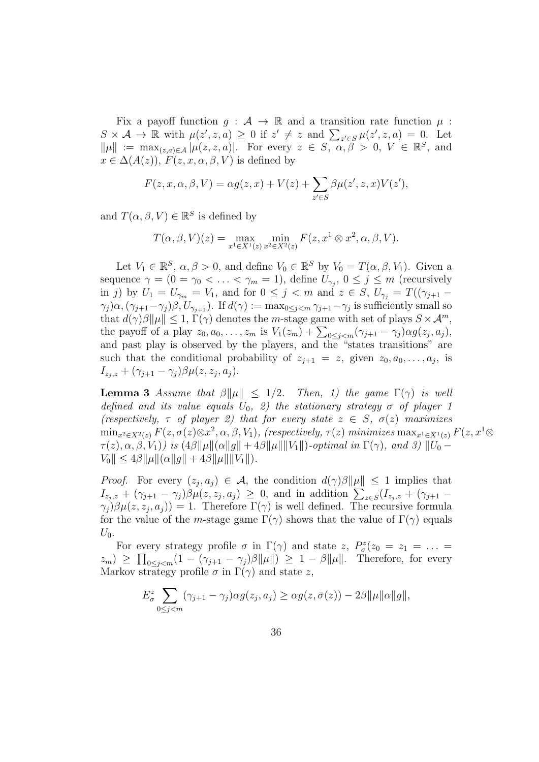Fix a payoff function $g : \mathcal{A} \to \mathbb{R}$ and a transition rate function $\mu : S \times \mathcal{A} \to \mathbb{R}$ with $\mu(z', z, a) \geq 0$ if $z' \neq z$ and $\sum_{z' \in S} \mu(z', z, a) = 0$. Let $\|\mu\| := \max_{(z,a)\in\mathcal{A}} |\mu(z, z, a)|$. For every $z \in S$, $\alpha, \beta > 0$, $V \in \mathbb{R}^S$, and $x \in \Delta(A(z))$, $F(z, x, \alpha, \beta, V)$ is defined by

$$F(z, x, \alpha, \beta, V) = \alpha g(z, x) + V(z) + \sum_{z' \in S} \beta\mu(z', z, x)V(z'),$$

and $T(\alpha, \beta, V) \in \mathbb{R}^S$ is defined by

$$T(\alpha, \beta, V)(z) = \max_{x^1 \in X^1(z)} \min_{x^2 \in X^2(z)} F(z, x^1 \otimes x^2, \alpha, \beta, V).$$

Let $V_1 \in \mathbb{R}^S$, $\alpha, \beta > 0$, and define $V_0 \in \mathbb{R}^S$ by $V_0 = T(\alpha, \beta, V_1)$. Given a sequence $\gamma = (0 = \gamma_0 < \ldots < \gamma_m = 1)$, define $U_{\gamma_j}$, $0 \leq j \leq m$ (recursively in $j$) by $U_1 = U_{\gamma_m} = V_1$, and for $0 \leq j < m$ and $z \in S$, $U_{\gamma_j} = T((\gamma_{j+1} - \gamma_j)\alpha, (\gamma_{j+1} - \gamma_j)\beta, U_{\gamma_{j+1}})$. If $d(\gamma) := \max_{0 \leq j < m} \gamma_{j+1} - \gamma_j$ is sufficiently small so that $d(\gamma)\beta\|\mu\| \leq 1$, $\Gamma(\gamma)$ denotes the $m$-stage game with set of plays $S \times \mathcal{A}^m$, the payoff of a play $z_0, a_0, \ldots, z_m$ is $V_1(z_m) + \sum_{0 \leq j < m}(\gamma_{j+1} - \gamma_j)\alpha g(z_j, a_j)$, and past play is observed by the players, and the "states transitions" are such that the conditional probability of $z_{j+1} = z$, given $z_0, a_0, \ldots, a_j$, is $I_{z_j,z} + (\gamma_{j+1} - \gamma_j)\beta\mu(z, z_j, a_j)$.

**Lemma 3** *Assume that $\beta\|\mu\| \leq 1/2$. Then, 1) the game $\Gamma(\gamma)$ is well defined and its value equals $U_0$, 2) the stationary strategy $\sigma$ of player 1 (respectively, $\tau$ of player 2) that for every state $z \in S$, $\sigma(z)$ maximizes $\min_{x^2 \in X^2(z)} F(z, \sigma(z) \otimes x^2, \alpha, \beta, V_1)$, (respectively, $\tau(z)$ minimizes $\max_{x^1 \in X^1(z)} F(z, x^1 \otimes \tau(z), \alpha, \beta, V_1)$) is $(4\beta\|\mu\|(\alpha\|g\| + 4\beta\|\mu\|\|V_1\|)$-optimal in $\Gamma(\gamma)$, and 3) $\|U_0 - V_0\| \leq 4\beta\|\mu\|(\alpha\|g\| + 4\beta\|\mu\|\|V_1\|)$.*

*Proof.* For every $(z_j, a_j) \in \mathcal{A}$, the condition $d(\gamma)\beta\|\mu\| \leq 1$ implies that $I_{z_j,z} + (\gamma_{j+1} - \gamma_j)\beta\mu(z, z_j, a_j) \geq 0$, and in addition $\sum_{z \in S}(I_{z_j,z} + (\gamma_{j+1} - \gamma_j)\beta\mu(z, z_j, a_j)) = 1$. Therefore $\Gamma(\gamma)$ is well defined. The recursive formula for the value of the $m$-stage game $\Gamma(\gamma)$ shows that the value of $\Gamma(\gamma)$ equals $U_0$.

For every strategy profile $\sigma$ in $\Gamma(\gamma)$ and state $z$, $P^z_\sigma(z_0 = z_1 = \ldots = z_m) \geq \prod_{0 \leq j < m}(1 - (\gamma_{j+1} - \gamma_j)\beta\|\mu\|) \geq 1 - \beta\|\mu\|$. Therefore, for every Markov strategy profile $\sigma$ in $\Gamma(\gamma)$ and state $z$,

$$E^z_\sigma \sum_{0 \leq j < m} (\gamma_{j+1} - \gamma_j)\alpha g(z_j, a_j) \geq \alpha g(z, \bar{\sigma}(z)) - 2\beta\|\mu\|\alpha\|g\|,$$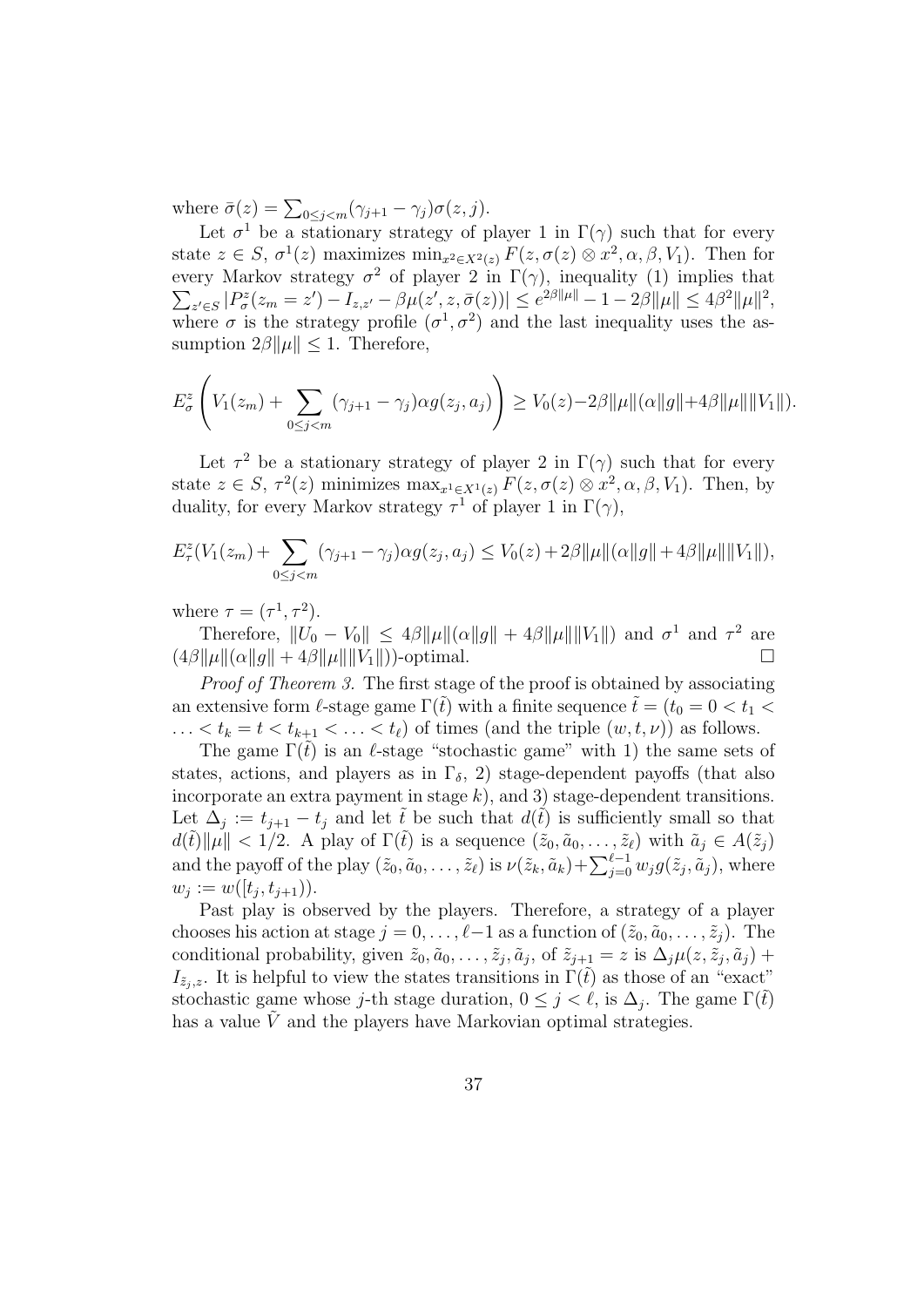where $\bar{\sigma}(z) = \sum_{0 \le j < m} (\gamma_{j+1} - \gamma_j)\sigma(z, j)$.

Let $\sigma^1$ be a stationary strategy of player 1 in $\Gamma(\gamma)$ such that for every state $z \in S$, $\sigma^1(z)$ maximizes $\min_{x^2 \in X^2(z)} F(z, \sigma(z) \otimes x^2, \alpha, \beta, V_1)$. Then for every Markov strategy $\sigma^2$ of player 2 in $\Gamma(\gamma)$, inequality (1) implies that $\sum_{z' \in S} |P^z_\sigma(z_m = z') - I_{z,z'} - \beta\mu(z', z, \bar{\sigma}(z))| \le e^{2\beta\|\mu\|} - 1 - 2\beta\|\mu\| \le 4\beta^2\|\mu\|^2$, where $\sigma$ is the strategy profile $(\sigma^1, \sigma^2)$ and the last inequality uses the assumption $2\beta\|\mu\| \le 1$. Therefore,

$$E^z_\sigma\left(V_1(z_m) + \sum_{0 \le j < m} (\gamma_{j+1} - \gamma_j)\alpha g(z_j, a_j)\right) \ge V_0(z) - 2\beta\|\mu\|(\alpha\|g\| + 4\beta\|\mu\|\|V_1\|).$$

Let $\tau^2$ be a stationary strategy of player 2 in $\Gamma(\gamma)$ such that for every state $z \in S$, $\tau^2(z)$ minimizes $\max_{x^1 \in X^1(z)} F(z, \sigma(z) \otimes x^2, \alpha, \beta, V_1)$. Then, by duality, for every Markov strategy $\tau^1$ of player 1 in $\Gamma(\gamma)$,

$$E^z_\tau(V_1(z_m)) + \sum_{0 \le j < m} (\gamma_{j+1} - \gamma_j)\alpha g(z_j, a_j) \le V_0(z) + 2\beta\|\mu\|(\alpha\|g\| + 4\beta\|\mu\|\|V_1\|),$$

where $\tau = (\tau^1, \tau^2)$.

Therefore, $\|U_0 - V_0\| \le 4\beta\|\mu\|(\alpha\|g\| + 4\beta\|\mu\|\|V_1\|)$ and $\sigma^1$ and $\tau^2$ are $(4\beta\|\mu\|(\alpha\|g\| + 4\beta\|\mu\|\|V_1\|))$-optimal. $\square$

*Proof of Theorem 3.* The first stage of the proof is obtained by associating an extensive form $\ell$-stage game $\Gamma(\tilde{t})$ with a finite sequence $\tilde{t} = (t_0 = 0 < t_1 < \ldots < t_k = t < t_{k+1} < \ldots < t_\ell)$ of times (and the triple $(w, t, \nu)$) as follows.

The game $\Gamma(\tilde{t})$ is an $\ell$-stage "stochastic game" with 1) the same sets of states, actions, and players as in $\Gamma_\delta$, 2) stage-dependent payoffs (that also incorporate an extra payment in stage $k$), and 3) stage-dependent transitions. Let $\Delta_j := t_{j+1} - t_j$ and let $\tilde{t}$ be such that $d(\tilde{t})$ is sufficiently small so that $d(\tilde{t})\|\mu\| < 1/2$. A play of $\Gamma(\tilde{t})$ is a sequence $(\tilde{z}_0, \tilde{a}_0, \ldots, \tilde{z}_\ell)$ with $\tilde{a}_j \in A(\tilde{z}_j)$ and the payoff of the play $(\tilde{z}_0, \tilde{a}_0, \ldots, \tilde{z}_\ell)$ is $\nu(\tilde{z}_k, \tilde{a}_k) + \sum_{j=0}^{\ell-1} w_j g(\tilde{z}_j, \tilde{a}_j)$, where $w_j := w([t_j, t_{j+1}))$.

Past play is observed by the players. Therefore, a strategy of a player chooses his action at stage $j = 0, \ldots, \ell-1$ as a function of $(\tilde{z}_0, \tilde{a}_0, \ldots, \tilde{z}_j)$. The conditional probability, given $\tilde{z}_0, \tilde{a}_0, \ldots, \tilde{z}_j, \tilde{a}_j$, of $\tilde{z}_{j+1} = z$ is $\Delta_j\mu(z, \tilde{z}_j, \tilde{a}_j) + I_{\tilde{z}_j, z}$. It is helpful to view the states transitions in $\Gamma(\tilde{t})$ as those of an "exact" stochastic game whose $j$-th stage duration, $0 \le j < \ell$, is $\Delta_j$. The game $\Gamma(\tilde{t})$ has a value $\tilde{V}$ and the players have Markovian optimal strategies.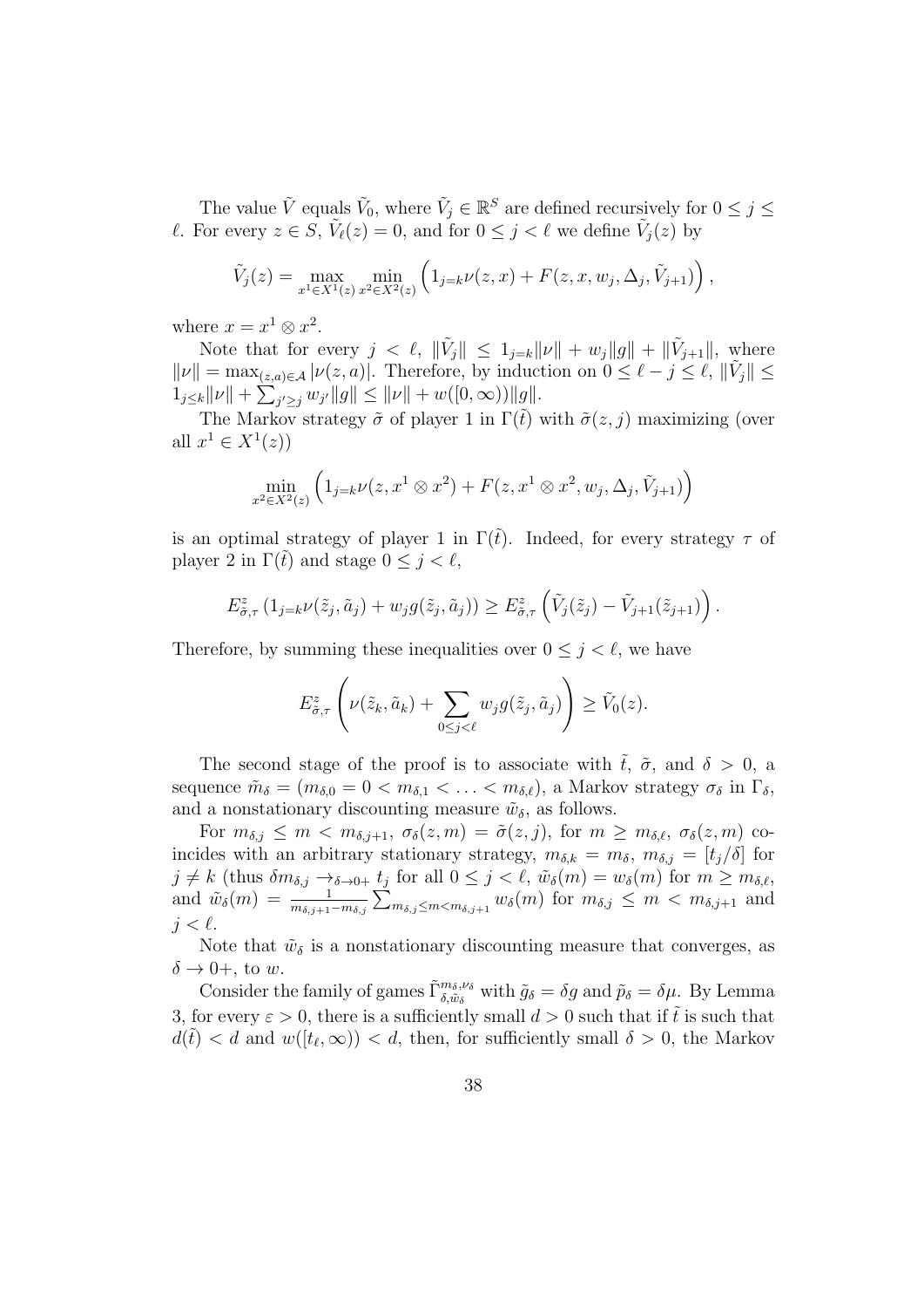The value $\tilde{V}$ equals $\tilde{V}_0$, where $\tilde{V}_j \in \mathbb{R}^S$ are defined recursively for $0 \leq j \leq \ell$. For every $z \in S$, $\tilde{V}_\ell(z) = 0$, and for $0 \leq j < \ell$ we define $\tilde{V}_j(z)$ by

$$\tilde{V}_j(z) = \max_{x^1 \in X^1(z)} \min_{x^2 \in X^2(z)} \left( 1_{j=k}\nu(z,x) + F(z,x,w_j,\Delta_j,\tilde{V}_{j+1}) \right),$$

where $x = x^1 \otimes x^2$.

Note that for every $j < \ell$, $\|\tilde{V}_j\| \leq 1_{j=k}\|\nu\| + w_j\|g\| + \|\tilde{V}_{j+1}\|$, where $\|\nu\| = \max_{(z,a)\in\mathcal{A}} |\nu(z,a)|$. Therefore, by induction on $0 \leq \ell - j \leq \ell$, $\|\tilde{V}_j\| \leq 1_{j\leq k}\|\nu\| + \sum_{j'\geq j} w_{j'}\|g\| \leq \|\nu\| + w([0,\infty))\|g\|$.

The Markov strategy $\tilde{\sigma}$ of player 1 in $\Gamma(\tilde{t})$ with $\tilde{\sigma}(z,j)$ maximizing (over all $x^1 \in X^1(z)$)

$$\min_{x^2 \in X^2(z)} \left( 1_{j=k}\nu(z, x^1 \otimes x^2) + F(z, x^1 \otimes x^2, w_j, \Delta_j, \tilde{V}_{j+1}) \right)$$

is an optimal strategy of player 1 in $\Gamma(\tilde{t})$. Indeed, for every strategy $\tau$ of player 2 in $\Gamma(\tilde{t})$ and stage $0 \leq j < \ell$,

$$E^z_{\tilde{\sigma},\tau} \left( 1_{j=k}\nu(\tilde{z}_j, \tilde{a}_j) + w_j g(\tilde{z}_j, \tilde{a}_j) \right) \geq E^z_{\tilde{\sigma},\tau} \left( \tilde{V}_j(\tilde{z}_j) - \tilde{V}_{j+1}(\tilde{z}_{j+1}) \right).$$

Therefore, by summing these inequalities over $0 \leq j < \ell$, we have

$$E^z_{\tilde{\sigma},\tau} \left( \nu(\tilde{z}_k, \tilde{a}_k) + \sum_{0\leq j<\ell} w_j g(\tilde{z}_j, \tilde{a}_j) \right) \geq \tilde{V}_0(z).$$

The second stage of the proof is to associate with $\tilde{t}$, $\tilde{\sigma}$, and $\delta > 0$, a sequence $\tilde{m}_\delta = (m_{\delta,0} = 0 < m_{\delta,1} < \ldots < m_{\delta,\ell})$, a Markov strategy $\sigma_\delta$ in $\Gamma_\delta$, and a nonstationary discounting measure $\tilde{w}_\delta$, as follows.

For $m_{\delta,j} \leq m < m_{\delta,j+1}$, $\sigma_\delta(z,m) = \tilde{\sigma}(z,j)$, for $m \geq m_{\delta,\ell}$, $\sigma_\delta(z,m)$ coincides with an arbitrary stationary strategy, $m_{\delta,k} = m_\delta$, $m_{\delta,j} = [t_j/\delta]$ for $j \neq k$ (thus $\delta m_{\delta,j} \to_{\delta\to 0+} t_j$ for all $0 \leq j < \ell$, $\tilde{w}_\delta(m) = w_\delta(m)$ for $m \geq m_{\delta,\ell}$, and $\tilde{w}_\delta(m) = \frac{1}{m_{\delta,j+1}-m_{\delta,j}} \sum_{m_{\delta,j}\leq m<m_{\delta,j+1}} w_\delta(m)$ for $m_{\delta,j} \leq m < m_{\delta,j+1}$ and $j < \ell$.

Note that $\tilde{w}_\delta$ is a nonstationary discounting measure that converges, as $\delta \to 0+$, to $w$.

Consider the family of games $\tilde{\Gamma}^{m_\delta,\nu_\delta}_{\delta,\tilde{w}_\delta}$ with $\tilde{g}_\delta = \delta g$ and $\tilde{p}_\delta = \delta\mu$. By Lemma 3, for every $\varepsilon > 0$, there is a sufficiently small $d > 0$ such that if $\tilde{t}$ is such that $d(\tilde{t}) < d$ and $w([t_\ell,\infty)) < d$, then, for sufficiently small $\delta > 0$, the Markov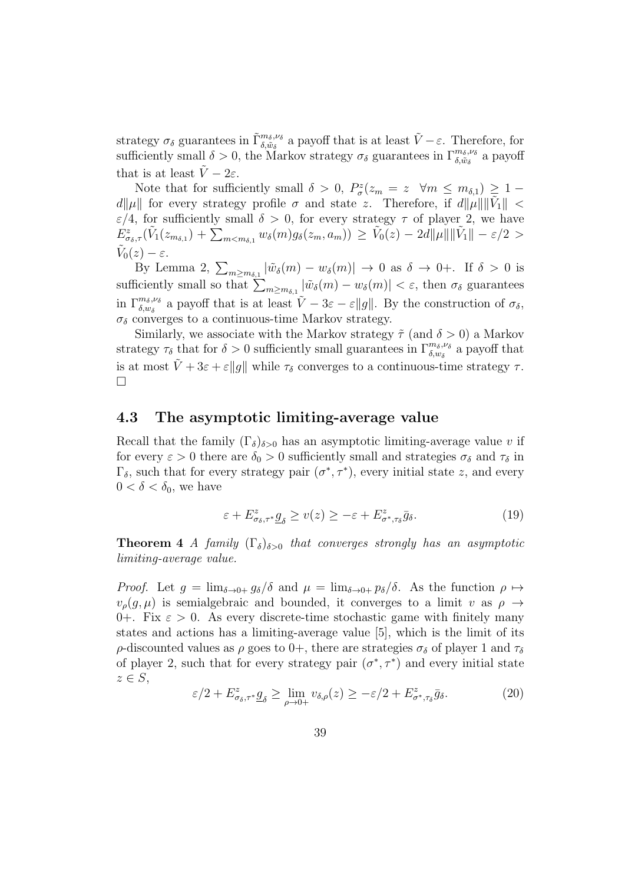strategy $\sigma_\delta$ guarantees in $\tilde{\Gamma}^{m_\delta,\nu_\delta}_{\delta,\tilde{w}_\delta}$ a payoff that is at least $\tilde{V}-\varepsilon$. Therefore, for sufficiently small $\delta>0$, the Markov strategy $\sigma_\delta$ guarantees in $\Gamma^{m_\delta,\nu_\delta}_{\delta,\tilde{w}_\delta}$ a payoff that is at least $\tilde{V}-2\varepsilon$.

Note that for sufficiently small $\delta>0$, $P^z_\sigma(z_m=z \;\; \forall m\leq m_{\delta,1})\geq 1-d\|\mu\|$ for every strategy profile $\sigma$ and state $z$. Therefore, if $d\|\mu\|\|\tilde{V}_1\|<\varepsilon/4$, for sufficiently small $\delta>0$, for every strategy $\tau$ of player 2, we have $E^z_{\sigma_\delta,\tau}(\tilde{V}_1(z_{m_{\delta,1}})+\sum_{m<m_{\delta,1}} w_\delta(m)g_\delta(z_m,a_m))\geq \tilde{V}_0(z)-2d\|\mu\|\|\tilde{V}_1\|-\varepsilon/2>\tilde{V}_0(z)-\varepsilon$.

By Lemma 2, $\sum_{m\geq m_{\delta,1}}|\tilde{w}_\delta(m)-w_\delta(m)|\to 0$ as $\delta\to 0+$. If $\delta>0$ is sufficiently small so that $\sum_{m\geq m_{\delta,1}}|\tilde{w}_\delta(m)-w_\delta(m)|<\varepsilon$, then $\sigma_\delta$ guarantees in $\Gamma^{m_\delta,\nu_\delta}_{\delta,w_\delta}$ a payoff that is at least $\tilde{V}-3\varepsilon-\varepsilon\|g\|$. By the construction of $\sigma_\delta$, $\sigma_\delta$ converges to a continuous-time Markov strategy.

Similarly, we associate with the Markov strategy $\tilde{\tau}$ (and $\delta>0$) a Markov strategy $\tau_\delta$ that for $\delta>0$ sufficiently small guarantees in $\Gamma^{m_\delta,\nu_\delta}_{\delta,w_\delta}$ a payoff that is at most $\tilde{V}+3\varepsilon+\varepsilon\|g\|$ while $\tau_\delta$ converges to a continuous-time strategy $\tau$. □

### 4.3 The asymptotic limiting-average value

Recall that the family $(\Gamma_\delta)_{\delta>0}$ has an asymptotic limiting-average value $v$ if for every $\varepsilon>0$ there are $\delta_0>0$ sufficiently small and strategies $\sigma_\delta$ and $\tau_\delta$ in $\Gamma_\delta$, such that for every strategy pair $(\sigma^*,\tau^*)$, every initial state $z$, and every $0<\delta<\delta_0$, we have

$$\varepsilon+E^z_{\sigma_\delta,\tau^*}\underline{g}_\delta\geq v(z)\geq -\varepsilon+E^z_{\sigma^*,\tau_\delta}\bar{g}_\delta. \tag{19}$$

**Theorem 4** *A family $(\Gamma_\delta)_{\delta>0}$ that converges strongly has an asymptotic limiting-average value.*

*Proof.* Let $g=\lim_{\delta\to 0+} g_\delta/\delta$ and $\mu=\lim_{\delta\to 0+} p_\delta/\delta$. As the function $\rho\mapsto v_\rho(g,\mu)$ is semialgebraic and bounded, it converges to a limit $v$ as $\rho\to 0+$. Fix $\varepsilon>0$. As every discrete-time stochastic game with finitely many states and actions has a limiting-average value [5], which is the limit of its $\rho$-discounted values as $\rho$ goes to $0+$, there are strategies $\sigma_\delta$ of player 1 and $\tau_\delta$ of player 2, such that for every strategy pair $(\sigma^*,\tau^*)$ and every initial state $z\in S$,

$$\varepsilon/2+E^z_{\sigma_\delta,\tau^*}\underline{g}_\delta\geq \lim_{\rho\to 0+} v_{\delta,\rho}(z)\geq -\varepsilon/2+E^z_{\sigma^*,\tau_\delta}\bar{g}_\delta. \tag{20}$$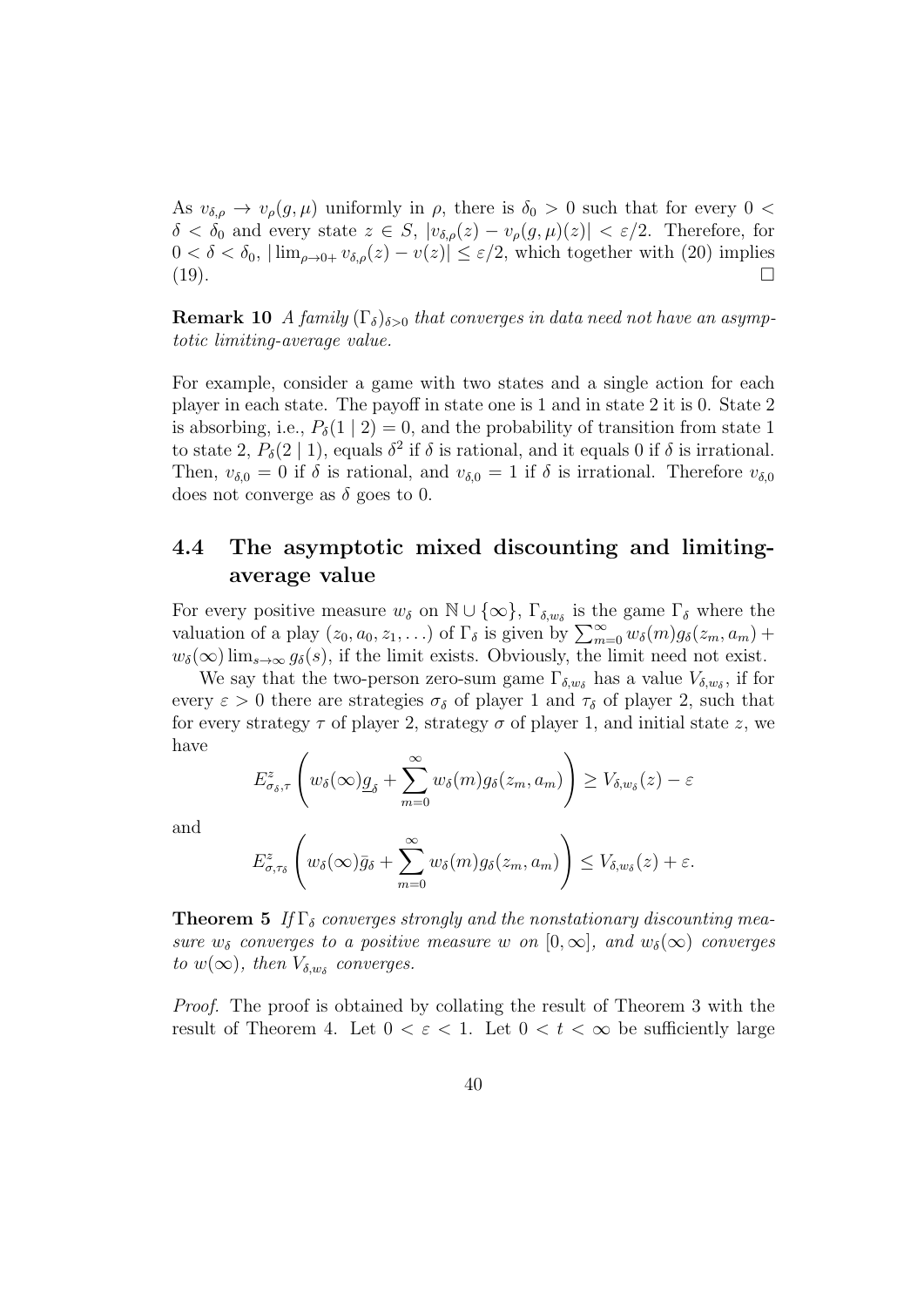As $v_{\delta,\rho} \to v_\rho(g,\mu)$ uniformly in $\rho$, there is $\delta_0 > 0$ such that for every $0 < \delta < \delta_0$ and every state $z \in S$, $|v_{\delta,\rho}(z) - v_\rho(g,\mu)(z)| < \varepsilon/2$. Therefore, for $0 < \delta < \delta_0$, $|\lim_{\rho \to 0+} v_{\delta,\rho}(z) - v(z)| \leq \varepsilon/2$, which together with (20) implies (19). $\square$

**Remark 10** *A family $(\Gamma_\delta)_{\delta>0}$ that converges in data need not have an asymptotic limiting-average value.*

For example, consider a game with two states and a single action for each player in each state. The payoff in state one is 1 and in state 2 it is 0. State 2 is absorbing, i.e., $P_\delta(1 \mid 2) = 0$, and the probability of transition from state 1 to state 2, $P_\delta(2 \mid 1)$, equals $\delta^2$ if $\delta$ is rational, and it equals 0 if $\delta$ is irrational. Then, $v_{\delta,0} = 0$ if $\delta$ is rational, and $v_{\delta,0} = 1$ if $\delta$ is irrational. Therefore $v_{\delta,0}$ does not converge as $\delta$ goes to 0.

## 4.4 The asymptotic mixed discounting and limiting-average value

For every positive measure $w_\delta$ on $\mathbb{N} \cup \{\infty\}$, $\Gamma_{\delta,w_\delta}$ is the game $\Gamma_\delta$ where the valuation of a play $(z_0, a_0, z_1, \ldots)$ of $\Gamma_\delta$ is given by $\sum_{m=0}^{\infty} w_\delta(m) g_\delta(z_m, a_m) + w_\delta(\infty) \lim_{s\to\infty} g_\delta(s)$, if the limit exists. Obviously, the limit need not exist.

We say that the two-person zero-sum game $\Gamma_{\delta,w_\delta}$ has a value $V_{\delta,w_\delta}$, if for every $\varepsilon > 0$ there are strategies $\sigma_\delta$ of player 1 and $\tau_\delta$ of player 2, such that for every strategy $\tau$ of player 2, strategy $\sigma$ of player 1, and initial state $z$, we have

$$E^z_{\sigma_\delta,\tau}\left(w_\delta(\infty)\underline{g}_\delta + \sum_{m=0}^{\infty} w_\delta(m) g_\delta(z_m, a_m)\right) \geq V_{\delta,w_\delta}(z) - \varepsilon$$

and

$$E^z_{\sigma,\tau_\delta}\left(w_\delta(\infty)\bar{g}_\delta + \sum_{m=0}^{\infty} w_\delta(m) g_\delta(z_m, a_m)\right) \leq V_{\delta,w_\delta}(z) + \varepsilon.$$

**Theorem 5** *If $\Gamma_\delta$ converges strongly and the nonstationary discounting measure $w_\delta$ converges to a positive measure $w$ on $[0,\infty]$, and $w_\delta(\infty)$ converges to $w(\infty)$, then $V_{\delta,w_\delta}$ converges.*

*Proof.* The proof is obtained by collating the result of Theorem 3 with the result of Theorem 4. Let $0 < \varepsilon < 1$. Let $0 < t < \infty$ be sufficiently large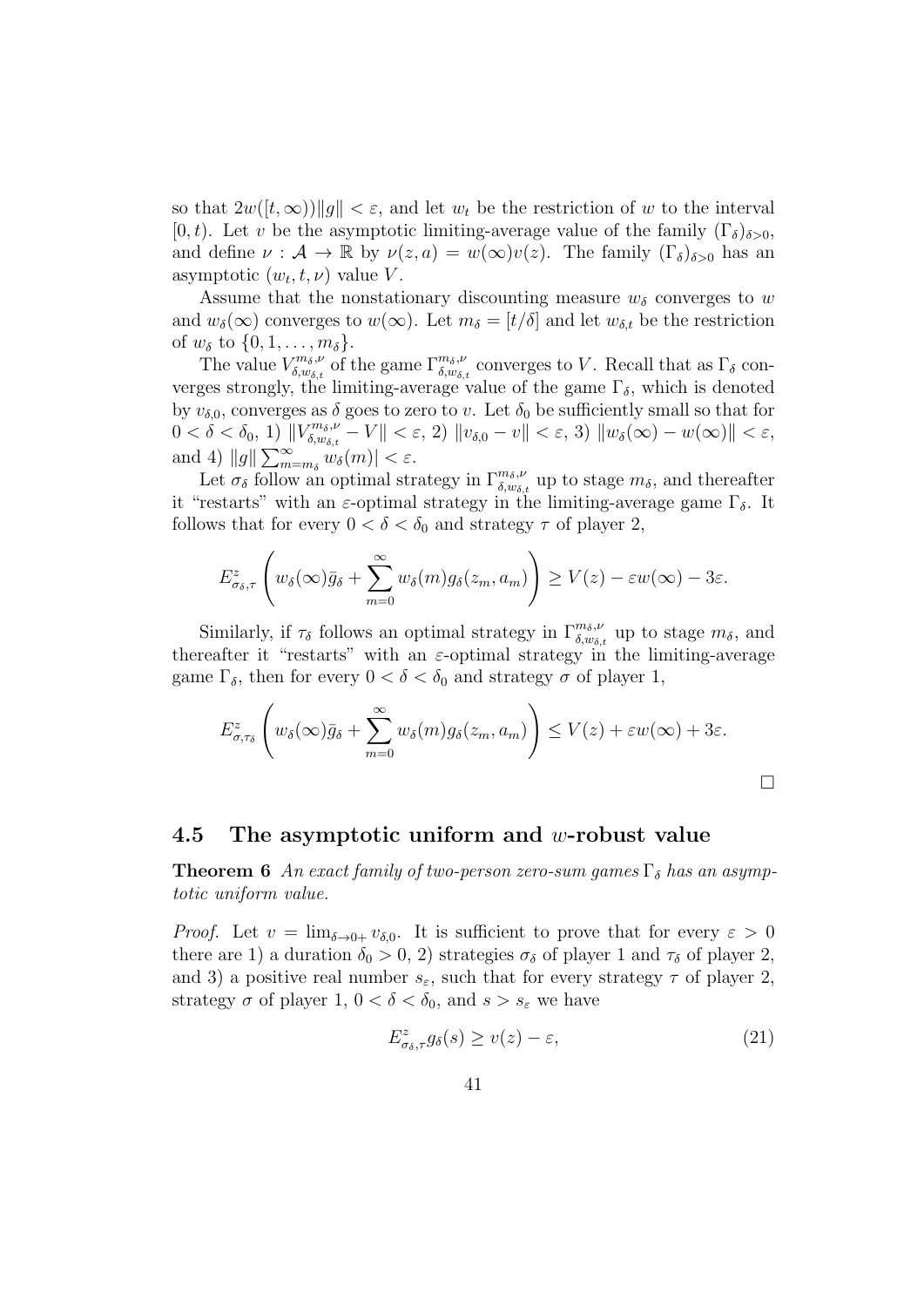so that $2w([t,\infty))\|g\| < \varepsilon$, and let $w_t$ be the restriction of $w$ to the interval $[0,t)$. Let $v$ be the asymptotic limiting-average value of the family $(\Gamma_\delta)_{\delta>0}$, and define $\nu : \mathcal{A} \to \mathbb{R}$ by $\nu(z,a) = w(\infty)v(z)$. The family $(\Gamma_\delta)_{\delta>0}$ has an asymptotic $(w_t, t, \nu)$ value $V$.

Assume that the nonstationary discounting measure $w_\delta$ converges to $w$ and $w_\delta(\infty)$ converges to $w(\infty)$. Let $m_\delta = [t/\delta]$ and let $w_{\delta,t}$ be the restriction of $w_\delta$ to $\{0,1,\ldots,m_\delta\}$.

The value $V^{m_\delta,\nu}_{\delta,w_{\delta,t}}$ of the game $\Gamma^{m_\delta,\nu}_{\delta,w_{\delta,t}}$ converges to $V$. Recall that as $\Gamma_\delta$ converges strongly, the limiting-average value of the game $\Gamma_\delta$, which is denoted by $v_{\delta,0}$, converges as $\delta$ goes to zero to $v$. Let $\delta_0$ be sufficiently small so that for $0 < \delta < \delta_0$, 1) $\|V^{m_\delta,\nu}_{\delta,w_{\delta,t}} - V\| < \varepsilon$, 2) $\|v_{\delta,0} - v\| < \varepsilon$, 3) $\|w_\delta(\infty) - w(\infty)\| < \varepsilon$, and 4) $\|g\| \sum_{m=m_\delta}^\infty w_\delta(m)| < \varepsilon$.

Let $\sigma_\delta$ follow an optimal strategy in $\Gamma^{m_\delta,\nu}_{\delta,w_{\delta,t}}$ up to stage $m_\delta$, and thereafter it "restarts" with an $\varepsilon$-optimal strategy in the limiting-average game $\Gamma_\delta$. It follows that for every $0 < \delta < \delta_0$ and strategy $\tau$ of player 2,

$$E^z_{\sigma_\delta,\tau}\left(w_\delta(\infty)\bar{g}_\delta + \sum_{m=0}^\infty w_\delta(m) g_\delta(z_m,a_m)\right) \geq V(z) - \varepsilon w(\infty) - 3\varepsilon.$$

Similarly, if $\tau_\delta$ follows an optimal strategy in $\Gamma^{m_\delta,\nu}_{\delta,w_{\delta,t}}$ up to stage $m_\delta$, and thereafter it "restarts" with an $\varepsilon$-optimal strategy in the limiting-average game $\Gamma_\delta$, then for every $0 < \delta < \delta_0$ and strategy $\sigma$ of player 1,

$$E^z_{\sigma,\tau_\delta}\left(w_\delta(\infty)\bar{g}_\delta + \sum_{m=0}^\infty w_\delta(m) g_\delta(z_m,a_m)\right) \leq V(z) + \varepsilon w(\infty) + 3\varepsilon.$$

□

### 4.5 The asymptotic uniform and $w$-robust value

**Theorem 6** *An exact family of two-person zero-sum games $\Gamma_\delta$ has an asymptotic uniform value.*

*Proof.* Let $v = \lim_{\delta\to 0+} v_{\delta,0}$. It is sufficient to prove that for every $\varepsilon > 0$ there are 1) a duration $\delta_0 > 0$, 2) strategies $\sigma_\delta$ of player 1 and $\tau_\delta$ of player 2, and 3) a positive real number $s_\varepsilon$, such that for every strategy $\tau$ of player 2, strategy $\sigma$ of player 1, $0 < \delta < \delta_0$, and $s > s_\varepsilon$ we have

$$E^z_{\sigma_\delta,\tau} g_\delta(s) \geq v(z) - \varepsilon, \tag{21}$$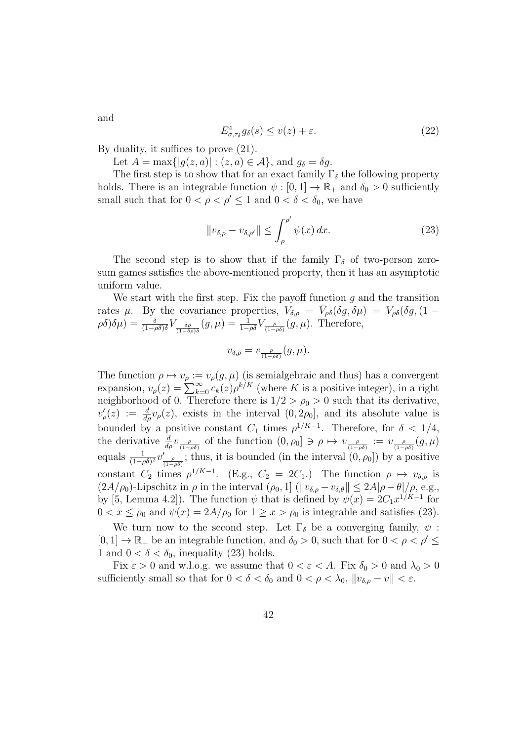and

$$E^z_{\sigma,\tau_\delta} g_\delta(s) \leq v(z) + \varepsilon. \tag{22}$$

By duality, it suffices to prove (21).

Let $A = \max\{|g(z,a)| : (z,a) \in \mathcal{A}\}$, and $g_\delta = \delta g$.

The first step is to show that for an exact family $\Gamma_\delta$ the following property holds. There is an integrable function $\psi : [0,1] \to \mathbb{R}_+$ and $\delta_0 > 0$ sufficiently small such that for $0 < \rho < \rho' \leq 1$ and $0 < \delta < \delta_0$, we have

$$\|v_{\delta,\rho} - v_{\delta,\rho'}\| \leq \int_\rho^{\rho'} \psi(x)\, dx. \tag{23}$$

The second step is to show that if the family $\Gamma_\delta$ of two-person zero-sum games satisfies the above-mentioned property, then it has an asymptotic uniform value.

We start with the first step. Fix the payoff function $g$ and the transition rates $\mu$. By the covariance properties, $V_{\delta,\rho} = \bar{V}_{\rho\delta}(\delta g, \delta\mu) = V_{\rho\delta}(\delta g, (1-\rho\delta)\delta\mu) = \frac{\delta}{(1-\rho\delta)\delta} V_{\frac{\delta\rho}{(1-\delta\rho)\delta}}(g,\mu) = \frac{1}{1-\rho\delta} V_{\frac{\rho}{(1-\rho\delta)}}(g,\mu)$. Therefore,

$$v_{\delta,\rho} = v_{\frac{\rho}{(1-\rho\delta)}}(g,\mu).$$

The function $\rho \mapsto v_\rho := v_\rho(g,\mu)$ (is semialgebraic and thus) has a convergent expansion, $v_\rho(z) = \sum_{k=0}^\infty c_k(z)\rho^{k/K}$ (where $K$ is a positive integer), in a right neighborhood of 0. Therefore there is $1/2 > \rho_0 > 0$ such that its derivative, $v'_\rho(z) := \frac{d}{d\rho} v_\rho(z)$, exists in the interval $(0, 2\rho_0]$, and its absolute value is bounded by a positive constant $C_1$ times $\rho^{1/K-1}$. Therefore, for $\delta < 1/4$, the derivative $\frac{d}{d\rho} v_{\frac{\rho}{(1-\rho\delta)}}$ of the function $(0,\rho_0] \ni \rho \mapsto v_{\frac{\rho}{(1-\rho\delta)}} := v_{\frac{\rho}{(1-\rho\delta)}}(g,\mu)$ equals $\frac{1}{(1-\rho\delta)^2} v'_{\frac{\rho}{(1-\rho\delta)}}$; thus, it is bounded (in the interval $(0,\rho_0]$) by a positive constant $C_2$ times $\rho^{1/K-1}$. (E.g., $C_2 = 2C_1$.) The function $\rho \mapsto v_{\delta,\rho}$ is $(2A/\rho_0)$-Lipschitz in $\rho$ in the interval $(\rho_0, 1]$ ($\|v_{\delta,\rho} - v_{\delta,\theta}\| \leq 2A|\rho - \theta|/\rho$, e.g., by [5, Lemma 4.2]). The function $\psi$ that is defined by $\psi(x) = 2C_1 x^{1/K-1}$ for $0 < x \leq \rho_0$ and $\psi(x) = 2A/\rho_0$ for $1 \geq x > \rho_0$ is integrable and satisfies (23).

We turn now to the second step. Let $\Gamma_\delta$ be a converging family, $\psi : [0,1] \to \mathbb{R}_+$ be an integrable function, and $\delta_0 > 0$, such that for $0 < \rho < \rho' \leq 1$ and $0 < \delta < \delta_0$, inequality (23) holds.

Fix $\varepsilon > 0$ and w.l.o.g. we assume that $0 < \varepsilon < A$. Fix $\delta_0 > 0$ and $\lambda_0 > 0$ sufficiently small so that for $0 < \delta < \delta_0$ and $0 < \rho < \lambda_0$, $\|v_{\delta,\rho} - v\| < \varepsilon$.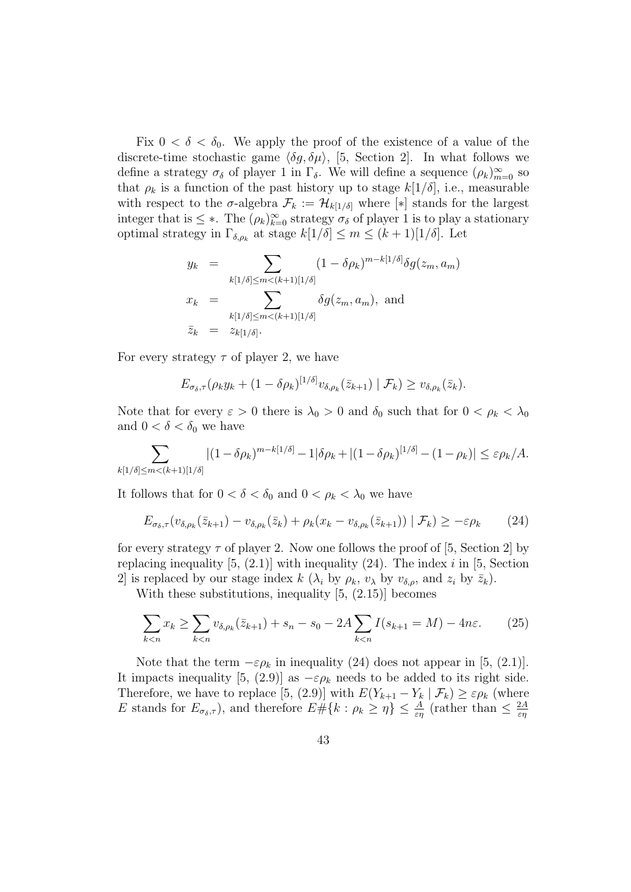Fix $0 < \delta < \delta_0$. We apply the proof of the existence of a value of the discrete-time stochastic game $\langle \delta g, \delta \mu \rangle$, [5, Section 2]. In what follows we define a strategy $\sigma_\delta$ of player 1 in $\Gamma_\delta$. We will define a sequence $(\rho_k)_{m=0}^\infty$ so that $\rho_k$ is a function of the past history up to stage $k[1/\delta]$, i.e., measurable with respect to the $\sigma$-algebra $\mathcal{F}_k := \mathcal{H}_{k[1/\delta]}$ where $[*]$ stands for the largest integer that is $\leq *$. The $(\rho_k)_{k=0}^\infty$ strategy $\sigma_\delta$ of player 1 is to play a stationary optimal strategy in $\Gamma_{\delta,\rho_k}$ at stage $k[1/\delta] \leq m \leq (k+1)[1/\delta]$. Let

$$
\begin{aligned}
y_k &= \sum_{k[1/\delta] \leq m < (k+1)[1/\delta]} (1-\delta\rho_k)^{m-k[1/\delta]} \delta g(z_m, a_m) \\
x_k &= \sum_{k[1/\delta] \leq m < (k+1)[1/\delta]} \delta g(z_m, a_m), \text{ and} \\
\bar{z}_k &= z_{k[1/\delta]}.
\end{aligned}
$$

For every strategy $\tau$ of player 2, we have

$$
E_{\sigma_\delta,\tau}(\rho_k y_k + (1-\delta\rho_k)^{[1/\delta]} v_{\delta,\rho_k}(\bar{z}_{k+1}) \mid \mathcal{F}_k) \geq v_{\delta,\rho_k}(\bar{z}_k).
$$

Note that for every $\varepsilon > 0$ there is $\lambda_0 > 0$ and $\delta_0$ such that for $0 < \rho_k < \lambda_0$ and $0 < \delta < \delta_0$ we have

$$
\sum_{k[1/\delta] \leq m < (k+1)[1/\delta]} |(1-\delta\rho_k)^{m-k[1/\delta]} - 1|\delta\rho_k + |(1-\delta\rho_k)^{[1/\delta]} - (1-\rho_k)| \leq \varepsilon\rho_k/A.
$$

It follows that for $0 < \delta < \delta_0$ and $0 < \rho_k < \lambda_0$ we have

$$
E_{\sigma_\delta,\tau}(v_{\delta,\rho_k}(\bar{z}_{k+1}) - v_{\delta,\rho_k}(\bar{z}_k) + \rho_k(x_k - v_{\delta,\rho_k}(\bar{z}_{k+1})) \mid \mathcal{F}_k) \geq -\varepsilon\rho_k \tag{24}
$$

for every strategy $\tau$ of player 2. Now one follows the proof of [5, Section 2] by replacing inequality [5, (2.1)] with inequality (24). The index $i$ in [5, Section 2] is replaced by our stage index $k$ ($\lambda_i$ by $\rho_k$, $v_\lambda$ by $v_{\delta,\rho}$, and $z_i$ by $\bar{z}_k$).

With these substitutions, inequality [5, (2.15)] becomes

$$
\sum_{k<n} x_k \geq \sum_{k<n} v_{\delta,\rho_k}(\bar{z}_{k+1}) + s_n - s_0 - 2A \sum_{k<n} I(s_{k+1} = M) - 4n\varepsilon. \tag{25}
$$

Note that the term $-\varepsilon\rho_k$ in inequality (24) does not appear in [5, (2.1)]. It impacts inequality [5, (2.9)] as $-\varepsilon\rho_k$ needs to be added to its right side. Therefore, we have to replace [5, (2.9)] with $E(Y_{k+1} - Y_k \mid \mathcal{F}_k) \geq \varepsilon\rho_k$ (where $E$ stands for $E_{\sigma_\delta,\tau}$), and therefore $E\#\{k : \rho_k \geq \eta\} \leq \frac{A}{\varepsilon\eta}$ (rather than $\leq \frac{2A}{\varepsilon\eta}$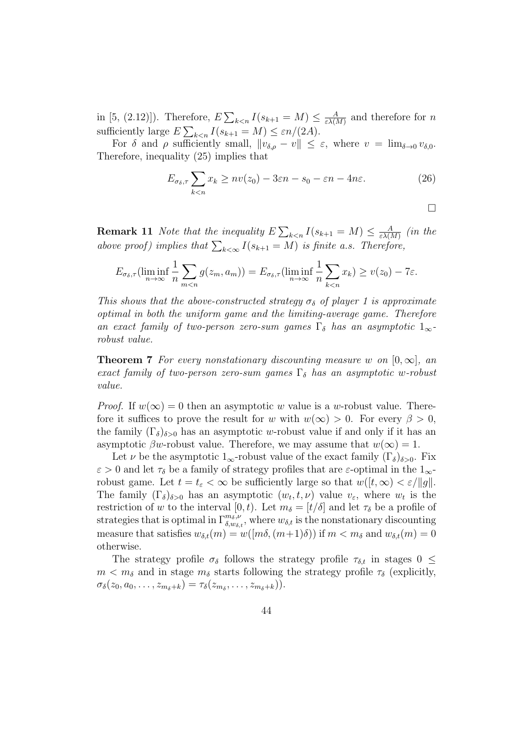in [5, (2.12)]). Therefore, $E\sum_{k<n} I(s_{k+1} = M) \leq \frac{A}{\varepsilon\lambda(M)}$ and therefore for $n$ sufficiently large $E\sum_{k<n} I(s_{k+1} = M) \leq \varepsilon n/(2A)$.

For $\delta$ and $\rho$ sufficiently small, $\|v_{\delta,\rho} - v\| \leq \varepsilon$, where $v = \lim_{\delta\to 0} v_{\delta,0}$. Therefore, inequality (25) implies that

$$E_{\sigma_\delta,\tau} \sum_{k<n} x_k \geq nv(z_0) - 3\varepsilon n - s_0 - \varepsilon n - 4n\varepsilon. \tag{26}$$

$\square$

**Remark 11** *Note that the inequality $E\sum_{k<n} I(s_{k+1} = M) \leq \frac{A}{\varepsilon\lambda(M)}$ (in the above proof) implies that $\sum_{k<\infty} I(s_{k+1} = M)$ is finite a.s. Therefore,*

$$E_{\sigma_\delta,\tau}(\liminf_{n\to\infty} \frac{1}{n}\sum_{m<n} g(z_m, a_m)) = E_{\sigma_\delta,\tau}(\liminf_{n\to\infty} \frac{1}{n}\sum_{k<n} x_k) \geq v(z_0) - 7\varepsilon.$$

*This shows that the above-constructed strategy $\sigma_\delta$ of player 1 is approximate optimal in both the uniform game and the limiting-average game. Therefore an exact family of two-person zero-sum games $\Gamma_\delta$ has an asymptotic $1_\infty$-robust value.*

**Theorem 7** *For every nonstationary discounting measure $w$ on $[0,\infty]$, an exact family of two-person zero-sum games $\Gamma_\delta$ has an asymptotic $w$-robust value.*

*Proof.* If $w(\infty) = 0$ then an asymptotic $w$ value is a $w$-robust value. Therefore it suffices to prove the result for $w$ with $w(\infty) > 0$. For every $\beta > 0$, the family $(\Gamma_\delta)_{\delta>0}$ has an asymptotic $w$-robust value if and only if it has an asymptotic $\beta w$-robust value. Therefore, we may assume that $w(\infty) = 1$.

Let $\nu$ be the asymptotic $1_\infty$-robust value of the exact family $(\Gamma_\delta)_{\delta>0}$. Fix $\varepsilon > 0$ and let $\tau_\delta$ be a family of strategy profiles that are $\varepsilon$-optimal in the $1_\infty$-robust game. Let $t = t_\varepsilon < \infty$ be sufficiently large so that $w([t,\infty) < \varepsilon/\|g\|$. The family $(\Gamma_\delta)_{\delta>0}$ has an asymptotic $(w_t, t, \nu)$ value $v_\varepsilon$, where $w_t$ is the restriction of $w$ to the interval $[0,t)$. Let $m_\delta = [t/\delta]$ and let $\tau_\delta$ be a profile of strategies that is optimal in $\Gamma^{m_\delta,\nu}_{\delta,w_{\delta,t}}$, where $w_{\delta,t}$ is the nonstationary discounting measure that satisfies $w_{\delta,t}(m) = w([m\delta,(m+1)\delta))$ if $m < m_\delta$ and $w_{\delta,t}(m) = 0$ otherwise.

The strategy profile $\sigma_\delta$ follows the strategy profile $\tau_{\delta,t}$ in stages $0 \leq m < m_\delta$ and in stage $m_\delta$ starts following the strategy profile $\tau_\delta$ (explicitly, $\sigma_\delta(z_0, a_0, \ldots, z_{m_\delta+k}) = \tau_\delta(z_{m_\delta}, \ldots, z_{m_\delta+k})$).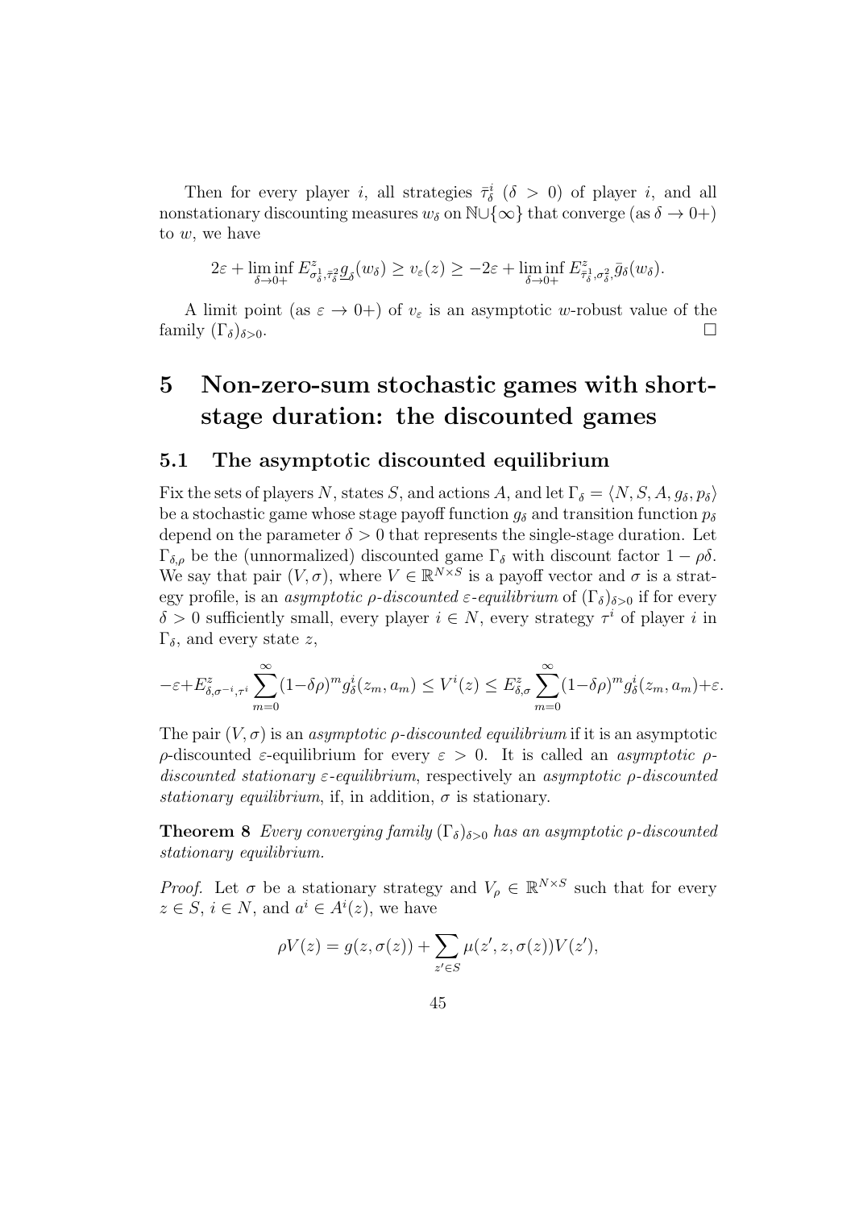Then for every player $i$, all strategies $\bar{\tau}^i_\delta$ ($\delta > 0$) of player $i$, and all nonstationary discounting measures $w_\delta$ on $\mathbb{N} \cup \{\infty\}$ that converge (as $\delta \to 0+$) to $w$, we have

$$2\varepsilon + \liminf_{\delta \to 0+} E^z_{\sigma^1_\delta, \bar{\tau}^2_\delta} \underline{g}_\delta(w_\delta) \geq v_\varepsilon(z) \geq -2\varepsilon + \liminf_{\delta \to 0+} E^z_{\bar{\tau}^1_\delta, \sigma^2_\delta} \bar{g}_\delta(w_\delta).$$

A limit point (as $\varepsilon \to 0+$) of $v_\varepsilon$ is an asymptotic $w$-robust value of the family $(\Gamma_\delta)_{\delta > 0}$. $\square$

# 5 Non-zero-sum stochastic games with short-stage duration: the discounted games

## 5.1 The asymptotic discounted equilibrium

Fix the sets of players $N$, states $S$, and actions $A$, and let $\Gamma_\delta = \langle N, S, A, g_\delta, p_\delta \rangle$ be a stochastic game whose stage payoff function $g_\delta$ and transition function $p_\delta$ depend on the parameter $\delta > 0$ that represents the single-stage duration. Let $\Gamma_{\delta,\rho}$ be the (unnormalized) discounted game $\Gamma_\delta$ with discount factor $1 - \rho\delta$. We say that pair $(V, \sigma)$, where $V \in \mathbb{R}^{N \times S}$ is a payoff vector and $\sigma$ is a strategy profile, is an *asymptotic $\rho$-discounted $\varepsilon$-equilibrium* of $(\Gamma_\delta)_{\delta > 0}$ if for every $\delta > 0$ sufficiently small, every player $i \in N$, every strategy $\tau^i$ of player $i$ in $\Gamma_\delta$, and every state $z$,

$$-\varepsilon + E^z_{\delta, \sigma^{-i}, \tau^i} \sum_{m=0}^{\infty} (1 - \delta\rho)^m g^i_\delta(z_m, a_m) \leq V^i(z) \leq E^z_{\delta, \sigma} \sum_{m=0}^{\infty} (1 - \delta\rho)^m g^i_\delta(z_m, a_m) + \varepsilon.$$

The pair $(V, \sigma)$ is an *asymptotic $\rho$-discounted equilibrium* if it is an asymptotic $\rho$-discounted $\varepsilon$-equilibrium for every $\varepsilon > 0$. It is called an *asymptotic $\rho$-discounted stationary $\varepsilon$-equilibrium*, respectively an *asymptotic $\rho$-discounted stationary equilibrium*, if, in addition, $\sigma$ is stationary.

**Theorem 8** *Every converging family $(\Gamma_\delta)_{\delta > 0}$ has an asymptotic $\rho$-discounted stationary equilibrium.*

*Proof.* Let $\sigma$ be a stationary strategy and $V_\rho \in \mathbb{R}^{N \times S}$ such that for every $z \in S$, $i \in N$, and $a^i \in A^i(z)$, we have

$$\rho V(z) = g(z, \sigma(z)) + \sum_{z' \in S} \mu(z', z, \sigma(z)) V(z'),$$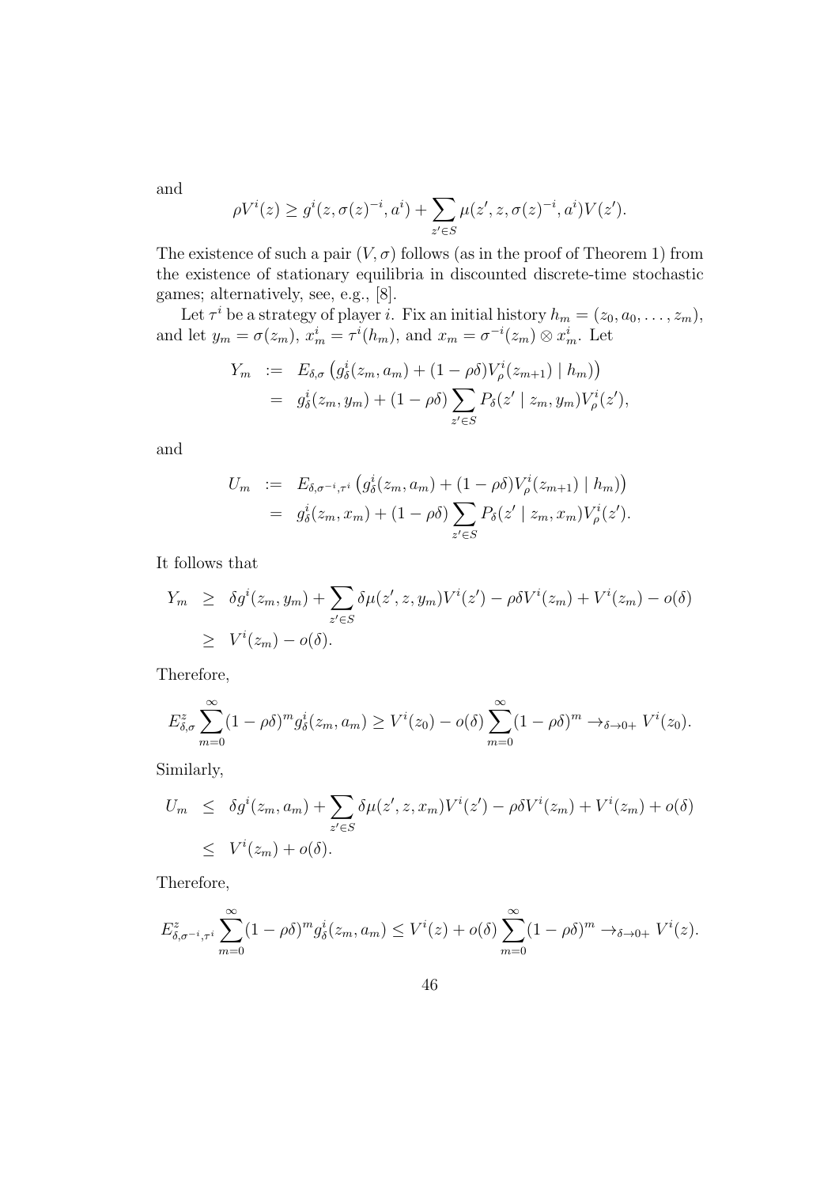and

$$\rho V^i(z) \geq g^i(z, \sigma(z)^{-i}, a^i) + \sum_{z' \in S} \mu(z', z, \sigma(z)^{-i}, a^i) V(z').$$

The existence of such a pair $(V, \sigma)$ follows (as in the proof of Theorem 1) from the existence of stationary equilibria in discounted discrete-time stochastic games; alternatively, see, e.g., [8].

Let $\tau^i$ be a strategy of player $i$. Fix an initial history $h_m = (z_0, a_0, \ldots, z_m)$, and let $y_m = \sigma(z_m)$, $x^i_m = \tau^i(h_m)$, and $x_m = \sigma^{-i}(z_m) \otimes x^i_m$. Let

$$\begin{aligned}
Y_m &:= E_{\delta,\sigma}\left(g^i_\delta(z_m, a_m) + (1-\rho\delta)V^i_\rho(z_{m+1}) \mid h_m\right)\right) \\
&= g^i_\delta(z_m, y_m) + (1-\rho\delta)\sum_{z' \in S} P_\delta(z' \mid z_m, y_m) V^i_\rho(z'),
\end{aligned}$$

and

$$\begin{aligned}
U_m &:= E_{\delta,\sigma^{-i},\tau^i}\left(g^i_\delta(z_m, a_m) + (1-\rho\delta)V^i_\rho(z_{m+1}) \mid h_m\right)\right) \\
&= g^i_\delta(z_m, x_m) + (1-\rho\delta)\sum_{z' \in S} P_\delta(z' \mid z_m, x_m) V^i_\rho(z').
\end{aligned}$$

It follows that

$$\begin{aligned}
Y_m &\geq \delta g^i(z_m, y_m) + \sum_{z' \in S} \delta\mu(z', z, y_m) V^i(z') - \rho\delta V^i(z_m) + V^i(z_m) - o(\delta) \\
&\geq V^i(z_m) - o(\delta).
\end{aligned}$$

Therefore,

$$E^z_{\delta,\sigma}\sum_{m=0}^{\infty}(1-\rho\delta)^m g^i_\delta(z_m, a_m) \geq V^i(z_0) - o(\delta)\sum_{m=0}^{\infty}(1-\rho\delta)^m \to_{\delta\to 0+} V^i(z_0).$$

Similarly,

$$\begin{aligned}
U_m &\leq \delta g^i(z_m, a_m) + \sum_{z' \in S} \delta\mu(z', z, x_m) V^i(z') - \rho\delta V^i(z_m) + V^i(z_m) + o(\delta) \\
&\leq V^i(z_m) + o(\delta).
\end{aligned}$$

Therefore,

$$E^z_{\delta,\sigma^{-i},\tau^i}\sum_{m=0}^{\infty}(1-\rho\delta)^m g^i_\delta(z_m, a_m) \leq V^i(z) + o(\delta)\sum_{m=0}^{\infty}(1-\rho\delta)^m \to_{\delta\to 0+} V^i(z).$$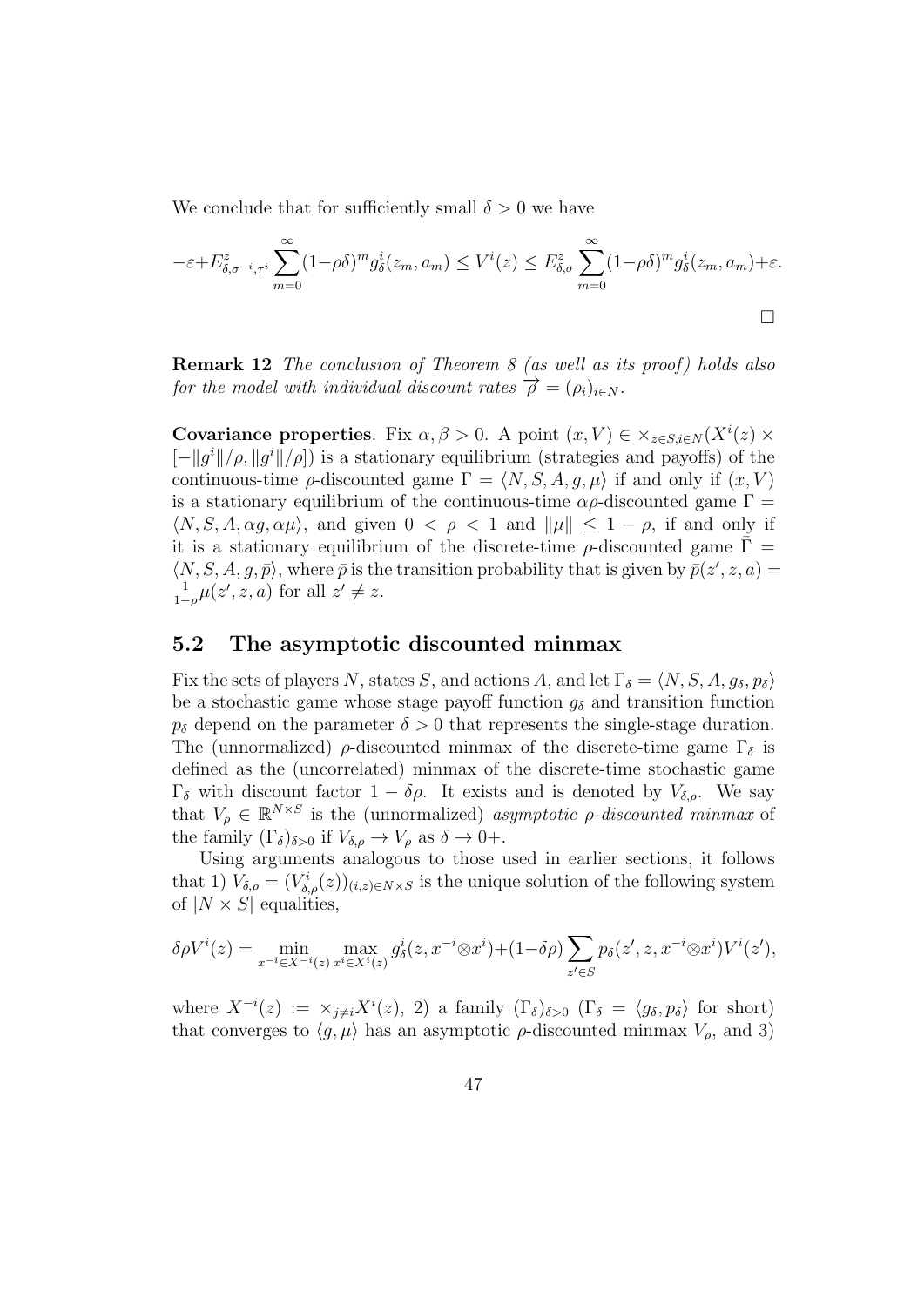We conclude that for sufficiently small $\delta > 0$ we have

$$-\varepsilon + E^z_{\delta,\sigma^{-i},\tau^i} \sum_{m=0}^{\infty} (1-\rho\delta)^m g^i_\delta(z_m, a_m) \le V^i(z) \le E^z_{\delta,\sigma} \sum_{m=0}^{\infty} (1-\rho\delta)^m g^i_\delta(z_m, a_m) + \varepsilon.$$

□

**Remark 12** *The conclusion of Theorem 8 (as well as its proof) holds also for the model with individual discount rates $\overrightarrow{\rho} = (\rho_i)_{i\in N}$.*

**Covariance properties**. Fix $\alpha, \beta > 0$. A point $(x, V) \in \times_{z\in S, i\in N}(X^i(z) \times [-\|g^i\|/\rho, \|g^i\|/\rho])$ is a stationary equilibrium (strategies and payoffs) of the continuous-time $\rho$-discounted game $\Gamma = \langle N, S, A, g, \mu\rangle$ if and only if $(x, V)$ is a stationary equilibrium of the continuous-time $\alpha\rho$-discounted game $\Gamma = \langle N, S, A, \alpha g, \alpha\mu\rangle$, and given $0 < \rho < 1$ and $\|\mu\| \le 1 - \rho$, if and only if it is a stationary equilibrium of the discrete-time $\rho$-discounted game $\bar{\Gamma} = \langle N, S, A, g, \bar{p}\rangle$, where $\bar{p}$ is the transition probability that is given by $\bar{p}(z', z, a) = \frac{1}{1-\rho}\mu(z', z, a)$ for all $z' \neq z$.

## 5.2 The asymptotic discounted minmax

Fix the sets of players $N$, states $S$, and actions $A$, and let $\Gamma_\delta = \langle N, S, A, g_\delta, p_\delta\rangle$ be a stochastic game whose stage payoff function $g_\delta$ and transition function $p_\delta$ depend on the parameter $\delta > 0$ that represents the single-stage duration. The (unnormalized) $\rho$-discounted minmax of the discrete-time game $\Gamma_\delta$ is defined as the (uncorrelated) minmax of the discrete-time stochastic game $\Gamma_\delta$ with discount factor $1 - \delta\rho$. It exists and is denoted by $V_{\delta,\rho}$. We say that $V_\rho \in \mathbb{R}^{N\times S}$ is the (unnormalized) *asymptotic $\rho$-discounted minmax* of the family $(\Gamma_\delta)_{\delta>0}$ if $V_{\delta,\rho} \to V_\rho$ as $\delta \to 0+$.

Using arguments analogous to those used in earlier sections, it follows that 1) $V_{\delta,\rho} = (V^i_{\delta,\rho}(z))_{(i,z)\in N\times S}$ is the unique solution of the following system of $|N \times S|$ equalities,

$$\delta\rho V^i(z) = \min_{x^{-i}\in X^{-i}(z)} \max_{x^i\in X^i(z)} g^i_\delta(z, x^{-i}\otimes x^i) + (1-\delta\rho)\sum_{z'\in S} p_\delta(z', z, x^{-i}\otimes x^i) V^i(z'),$$

where $X^{-i}(z) := \times_{j\neq i} X^i(z)$, 2) a family $(\Gamma_\delta)_{\delta>0}$ ($\Gamma_\delta = \langle g_\delta, p_\delta\rangle$ for short) that converges to $\langle g, \mu\rangle$ has an asymptotic $\rho$-discounted minmax $V_\rho$, and 3)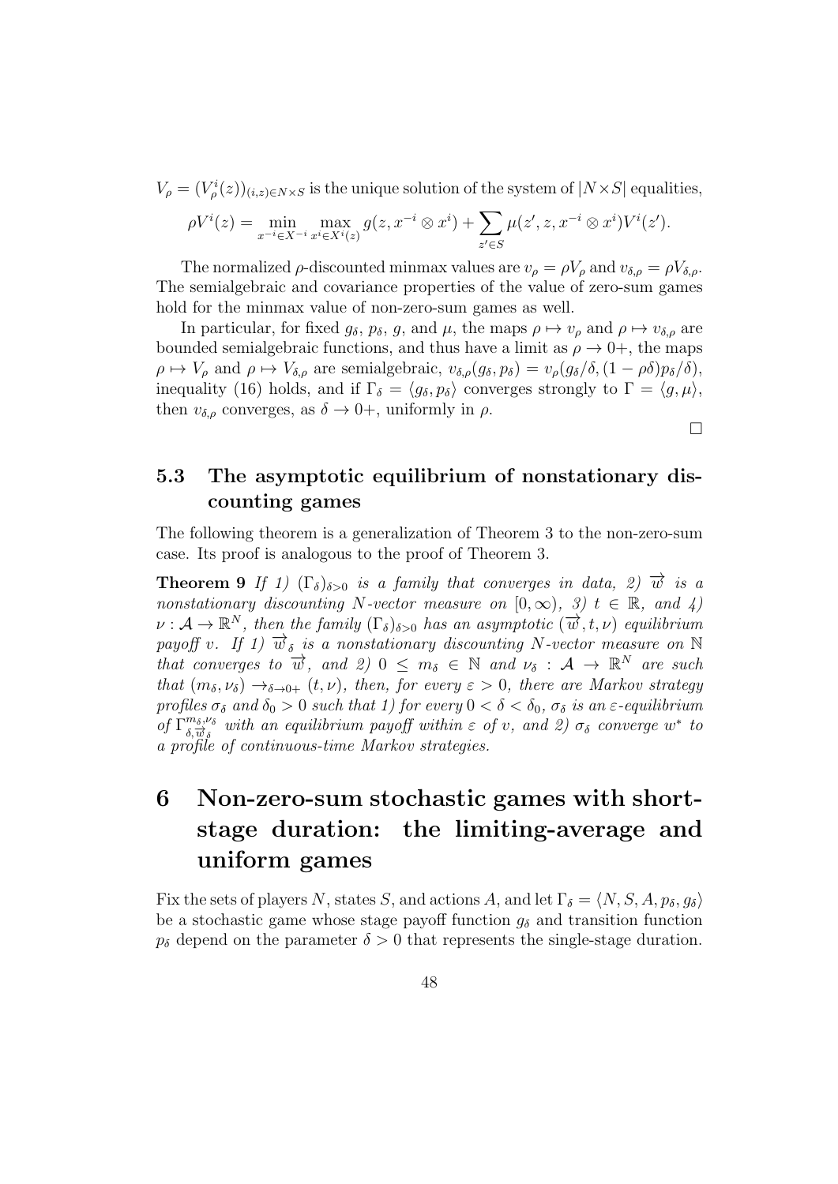$V_\rho = (V^i_\rho(z))_{(i,z)\in N\times S}$ is the unique solution of the system of $|N\times S|$ equalities,

$$\rho V^i(z) = \min_{x^{-i}\in X^{-i}} \max_{x^i\in X^i(z)} g(z, x^{-i}\otimes x^i) + \sum_{z'\in S} \mu(z', z, x^{-i}\otimes x^i) V^i(z').$$

The normalized $\rho$-discounted minmax values are $v_\rho = \rho V_\rho$ and $v_{\delta,\rho} = \rho V_{\delta,\rho}$. The semialgebraic and covariance properties of the value of zero-sum games hold for the minmax value of non-zero-sum games as well.

In particular, for fixed $g_\delta$, $p_\delta$, $g$, and $\mu$, the maps $\rho \mapsto v_\rho$ and $\rho \mapsto v_{\delta,\rho}$ are bounded semialgebraic functions, and thus have a limit as $\rho \to 0+$, the maps $\rho \mapsto V_\rho$ and $\rho \mapsto V_{\delta,\rho}$ are semialgebraic, $v_{\delta,\rho}(g_\delta, p_\delta) = v_\rho(g_\delta/\delta, (1-\rho\delta)p_\delta/\delta)$, inequality (16) holds, and if $\Gamma_\delta = \langle g_\delta, p_\delta\rangle$ converges strongly to $\Gamma = \langle g, \mu\rangle$, then $v_{\delta,\rho}$ converges, as $\delta \to 0+$, uniformly in $\rho$.

□

### 5.3 The asymptotic equilibrium of nonstationary discounting games

The following theorem is a generalization of Theorem 3 to the non-zero-sum case. Its proof is analogous to the proof of Theorem 3.

**Theorem 9** *If 1) $(\Gamma_\delta)_{\delta>0}$ is a family that converges in data, 2) $\overrightarrow{w}$ is a nonstationary discounting $N$-vector measure on $[0,\infty)$, 3) $t \in \mathbb{R}$, and 4) $\nu : \mathcal{A} \to \mathbb{R}^N$, then the family $(\Gamma_\delta)_{\delta>0}$ has an asymptotic $(\overrightarrow{w}, t, \nu)$ equilibrium payoff $v$. If 1) $\overrightarrow{w}_\delta$ is a nonstationary discounting $N$-vector measure on $\mathbb{N}$ that converges to $\overrightarrow{w}$, and 2) $0 \leq m_\delta \in \mathbb{N}$ and $\nu_\delta : \mathcal{A} \to \mathbb{R}^N$ are such that $(m_\delta, \nu_\delta) \to_{\delta\to 0+} (t, \nu)$, then, for every $\varepsilon > 0$, there are Markov strategy profiles $\sigma_\delta$ and $\delta_0 > 0$ such that 1) for every $0 < \delta < \delta_0$, $\sigma_\delta$ is an $\varepsilon$-equilibrium of $\Gamma^{m_\delta,\nu_\delta}_{\delta,\overrightarrow{w}_\delta}$ with an equilibrium payoff within $\varepsilon$ of $v$, and 2) $\sigma_\delta$ converge $w^*$ to a profile of continuous-time Markov strategies.*

# 6 Non-zero-sum stochastic games with short-stage duration: the limiting-average and uniform games

Fix the sets of players $N$, states $S$, and actions $A$, and let $\Gamma_\delta = \langle N, S, A, p_\delta, g_\delta\rangle$ be a stochastic game whose stage payoff function $g_\delta$ and transition function $p_\delta$ depend on the parameter $\delta > 0$ that represents the single-stage duration.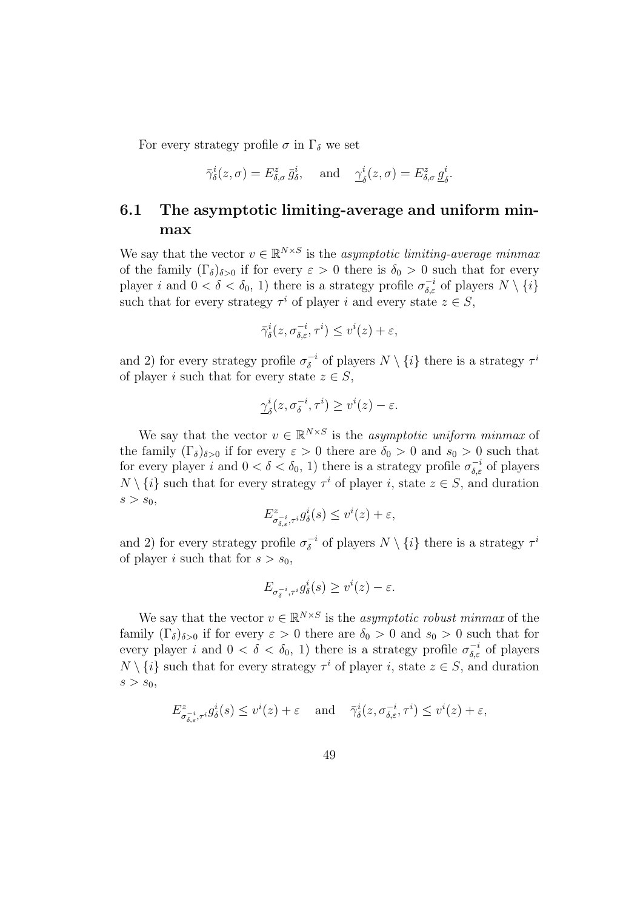For every strategy profile $\sigma$ in $\Gamma_\delta$ we set

$$\bar{\gamma}^i_\delta(z,\sigma) = E^z_{\delta,\sigma}\,\bar{g}^i_\delta, \quad \text{and} \quad \underline{\gamma}^i_\delta(z,\sigma) = E^z_{\delta,\sigma}\,\underline{g}^i_\delta.$$

## 6.1 The asymptotic limiting-average and uniform minmax

We say that the vector $v \in \mathbb{R}^{N \times S}$ is the *asymptotic limiting-average minmax* of the family $(\Gamma_\delta)_{\delta>0}$ if for every $\varepsilon > 0$ there is $\delta_0 > 0$ such that for every player $i$ and $0 < \delta < \delta_0$, 1) there is a strategy profile $\sigma^{-i}_{\delta,\varepsilon}$ of players $N \setminus \{i\}$ such that for every strategy $\tau^i$ of player $i$ and every state $z \in S$,

$$\bar{\gamma}^i_\delta(z, \sigma^{-i}_{\delta,\varepsilon}, \tau^i) \leq v^i(z) + \varepsilon,$$

and 2) for every strategy profile $\sigma^{-i}_\delta$ of players $N \setminus \{i\}$ there is a strategy $\tau^i$ of player $i$ such that for every state $z \in S$,

$$\underline{\gamma}^i_\delta(z, \sigma^{-i}_\delta, \tau^i) \geq v^i(z) - \varepsilon.$$

We say that the vector $v \in \mathbb{R}^{N \times S}$ is the *asymptotic uniform minmax* of the family $(\Gamma_\delta)_{\delta>0}$ if for every $\varepsilon > 0$ there are $\delta_0 > 0$ and $s_0 > 0$ such that for every player $i$ and $0 < \delta < \delta_0$, 1) there is a strategy profile $\sigma^{-i}_{\delta,\varepsilon}$ of players $N \setminus \{i\}$ such that for every strategy $\tau^i$ of player $i$, state $z \in S$, and duration $s > s_0$,

$$E^z_{\sigma^{-i}_{\delta,\varepsilon},\tau^i} g^i_\delta(s) \leq v^i(z) + \varepsilon,$$

and 2) for every strategy profile $\sigma^{-i}_\delta$ of players $N \setminus \{i\}$ there is a strategy $\tau^i$ of player $i$ such that for $s > s_0$,

$$E_{\sigma^{-i}_\delta,\tau^i} g^i_\delta(s) \geq v^i(z) - \varepsilon.$$

We say that the vector $v \in \mathbb{R}^{N \times S}$ is the *asymptotic robust minmax* of the family $(\Gamma_\delta)_{\delta>0}$ if for every $\varepsilon > 0$ there are $\delta_0 > 0$ and $s_0 > 0$ such that for every player $i$ and $0 < \delta < \delta_0$, 1) there is a strategy profile $\sigma^{-i}_{\delta,\varepsilon}$ of players $N \setminus \{i\}$ such that for every strategy $\tau^i$ of player $i$, state $z \in S$, and duration $s > s_0$,

$$E^z_{\sigma^{-i}_{\delta,\varepsilon},\tau^i} g^i_\delta(s) \leq v^i(z) + \varepsilon \quad \text{and} \quad \bar{\gamma}^i_\delta(z, \sigma^{-i}_{\delta,\varepsilon}, \tau^i) \leq v^i(z) + \varepsilon,$$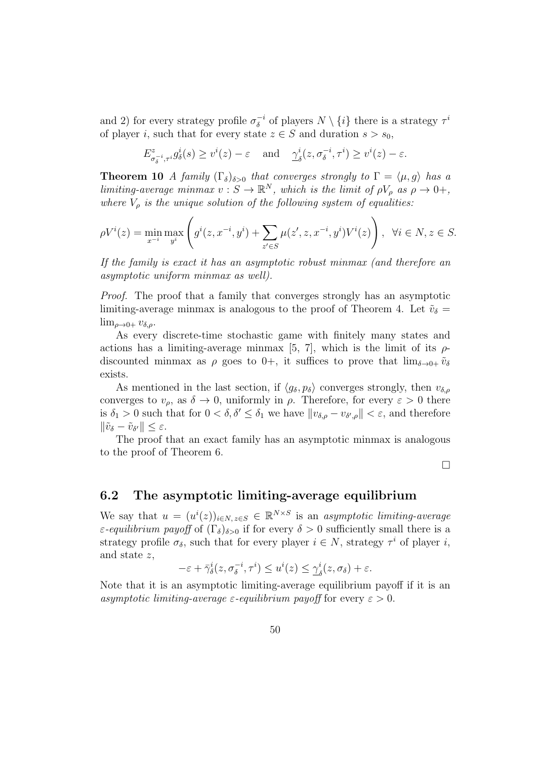and 2) for every strategy profile $\sigma_\delta^{-i}$ of players $N \setminus \{i\}$ there is a strategy $\tau^i$ of player $i$, such that for every state $z \in S$ and duration $s > s_0$,

$$E^z_{\sigma_\delta^{-i},\tau^i} g^i_\delta(s) \geq v^i(z) - \varepsilon \quad \text{and} \quad \underline{\gamma}^i_\delta(z, \sigma_\delta^{-i}, \tau^i) \geq v^i(z) - \varepsilon.$$

**Theorem 10** *A family $(\Gamma_\delta)_{\delta>0}$ that converges strongly to $\Gamma = \langle \mu, g \rangle$ has a limiting-average minmax $v : S \to \mathbb{R}^N$, which is the limit of $\rho V_\rho$ as $\rho \to 0+$, where $V_\rho$ is the unique solution of the following system of equalities:*

$$\rho V^i(z) = \min_{x^{-i}} \max_{y^i} \left( g^i(z, x^{-i}, y^i) + \sum_{z' \in S} \mu(z', z, x^{-i}, y^i) V^i(z) \right), \ \ \forall i \in N, z \in S.$$

*If the family is exact it has an asymptotic robust minmax (and therefore an asymptotic uniform minmax as well).*

*Proof*. The proof that a family that converges strongly has an asymptotic limiting-average minmax is analogous to the proof of Theorem 4. Let $\tilde{v}_\delta = \lim_{\rho \to 0+} v_{\delta,\rho}$.

As every discrete-time stochastic game with finitely many states and actions has a limiting-average minmax [5, 7], which is the limit of its $\rho$-discounted minmax as $\rho$ goes to 0+, it suffices to prove that $\lim_{\delta \to 0+} \tilde{v}_\delta$ exists.

As mentioned in the last section, if $\langle g_\delta, p_\delta \rangle$ converges strongly, then $v_{\delta,\rho}$ converges to $v_\rho$, as $\delta \to 0$, uniformly in $\rho$. Therefore, for every $\varepsilon > 0$ there is $\delta_1 > 0$ such that for $0 < \delta, \delta' \leq \delta_1$ we have $\|v_{\delta,\rho} - v_{\delta',\rho}\| < \varepsilon$, and therefore $\|\tilde{v}_\delta - \tilde{v}_{\delta'}\| \leq \varepsilon$.

The proof that an exact family has an asymptotic minmax is analogous to the proof of Theorem 6.

□

## 6.2 The asymptotic limiting-average equilibrium

We say that $u = (u^i(z))_{i \in N, z \in S} \in \mathbb{R}^{N \times S}$ is an *asymptotic limiting-average $\varepsilon$-equilibrium payoff* of $(\Gamma_\delta)_{\delta>0}$ if for every $\delta > 0$ sufficiently small there is a strategy profile $\sigma_\delta$, such that for every player $i \in N$, strategy $\tau^i$ of player $i$, and state $z$,

$$-\varepsilon + \bar{\gamma}^i_\delta(z, \sigma_\delta^{-i}, \tau^i) \leq u^i(z) \leq \underline{\gamma}^i_\delta(z, \sigma_\delta) + \varepsilon.$$

Note that it is an asymptotic limiting-average equilibrium payoff if it is an *asymptotic limiting-average $\varepsilon$-equilibrium payoff* for every $\varepsilon > 0$.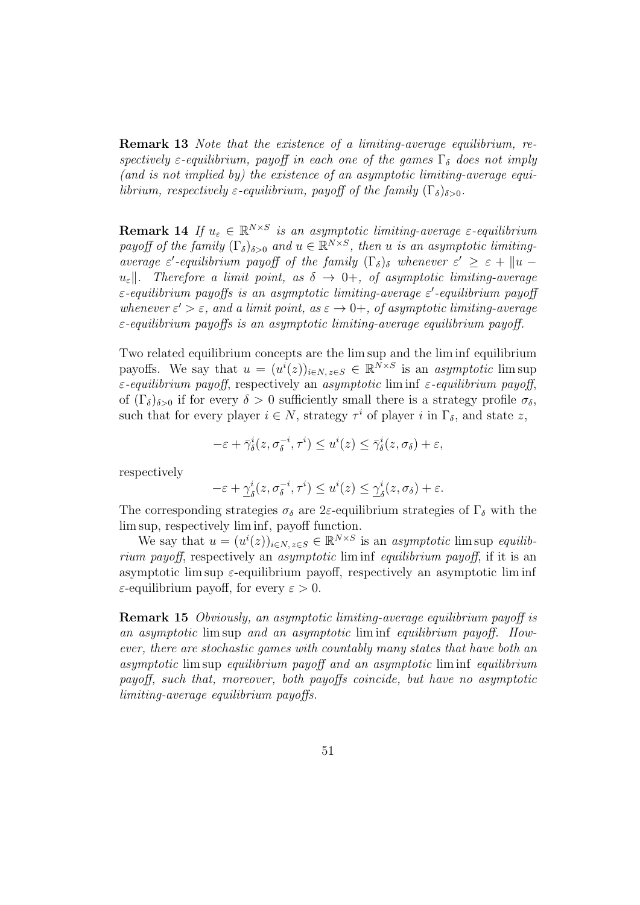**Remark 13** *Note that the existence of a limiting-average equilibrium, respectively $\varepsilon$-equilibrium, payoff in each one of the games $\Gamma_\delta$ does not imply (and is not implied by) the existence of an asymptotic limiting-average equilibrium, respectively $\varepsilon$-equilibrium, payoff of the family $(\Gamma_\delta)_{\delta>0}$.*

**Remark 14** *If $u_\varepsilon \in \mathbb{R}^{N\times S}$ is an asymptotic limiting-average $\varepsilon$-equilibrium payoff of the family $(\Gamma_\delta)_{\delta>0}$ and $u \in \mathbb{R}^{N\times S}$, then $u$ is an asymptotic limiting-average $\varepsilon'$-equilibrium payoff of the family $(\Gamma_\delta)_\delta$ whenever $\varepsilon' \geq \varepsilon + \|u - u_\varepsilon\|$. Therefore a limit point, as $\delta \to 0+$, of asymptotic limiting-average $\varepsilon$-equilibrium payoffs is an asymptotic limiting-average $\varepsilon'$-equilibrium payoff whenever $\varepsilon' > \varepsilon$, and a limit point, as $\varepsilon \to 0+$, of asymptotic limiting-average $\varepsilon$-equilibrium payoffs is an asymptotic limiting-average equilibrium payoff.*

Two related equilibrium concepts are the lim sup and the lim inf equilibrium payoffs. We say that $u = (u^i(z))_{i\in N,\, z\in S} \in \mathbb{R}^{N\times S}$ is an *asymptotic* lim sup *$\varepsilon$-equilibrium payoff*, respectively an *asymptotic* lim inf *$\varepsilon$-equilibrium payoff*, of $(\Gamma_\delta)_{\delta>0}$ if for every $\delta > 0$ sufficiently small there is a strategy profile $\sigma_\delta$, such that for every player $i \in N$, strategy $\tau^i$ of player $i$ in $\Gamma_\delta$, and state $z$,

$$-\varepsilon + \bar{\gamma}^i_\delta(z, \sigma^{-i}_\delta, \tau^i) \leq u^i(z) \leq \bar{\gamma}^i_\delta(z, \sigma_\delta) + \varepsilon,$$

respectively

$$-\varepsilon + \underline{\gamma}^i_\delta(z, \sigma^{-i}_\delta, \tau^i) \leq u^i(z) \leq \underline{\gamma}^i_\delta(z, \sigma_\delta) + \varepsilon.$$

The corresponding strategies $\sigma_\delta$ are $2\varepsilon$-equilibrium strategies of $\Gamma_\delta$ with the lim sup, respectively lim inf, payoff function.

We say that $u = (u^i(z))_{i\in N,\, z\in S} \in \mathbb{R}^{N\times S}$ is an *asymptotic* lim sup *equilibrium payoff*, respectively an *asymptotic* lim inf *equilibrium payoff*, if it is an asymptotic lim sup $\varepsilon$-equilibrium payoff, respectively an asymptotic lim inf $\varepsilon$-equilibrium payoff, for every $\varepsilon > 0$.

**Remark 15** *Obviously, an asymptotic limiting-average equilibrium payoff is an asymptotic* lim sup *and an asymptotic* lim inf *equilibrium payoff. However, there are stochastic games with countably many states that have both an asymptotic* lim sup *equilibrium payoff and an asymptotic* lim inf *equilibrium payoff, such that, moreover, both payoffs coincide, but have no asymptotic limiting-average equilibrium payoffs.*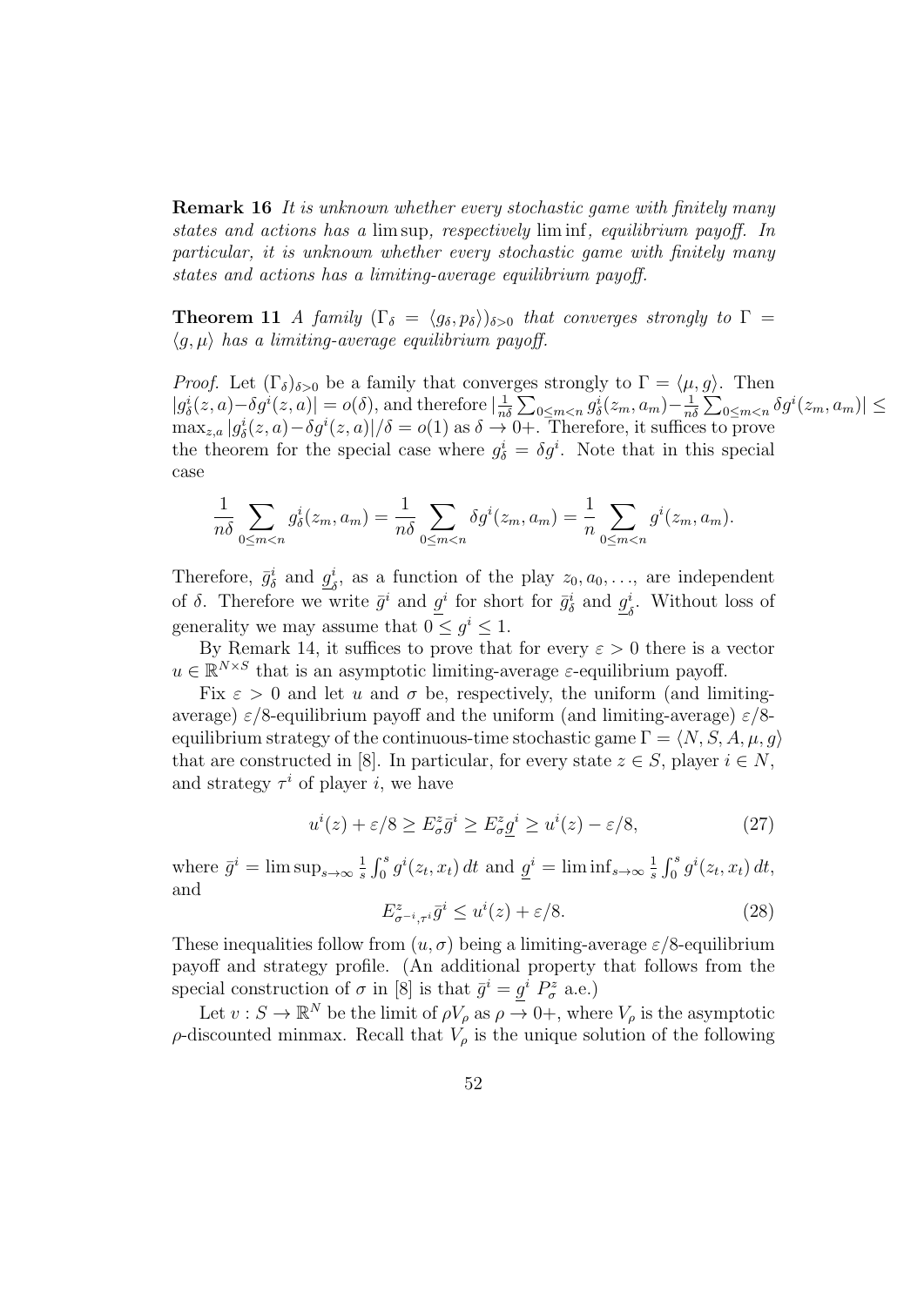**Remark 16** *It is unknown whether every stochastic game with finitely many states and actions has a* lim sup*, respectively* lim inf*, equilibrium payoff. In particular, it is unknown whether every stochastic game with finitely many states and actions has a limiting-average equilibrium payoff.*

**Theorem 11** *A family $(\Gamma_\delta = \langle g_\delta, p_\delta \rangle)_{\delta>0}$ that converges strongly to $\Gamma = \langle g, \mu \rangle$ has a limiting-average equilibrium payoff.*

*Proof.* Let $(\Gamma_\delta)_{\delta>0}$ be a family that converges strongly to $\Gamma = \langle \mu, g \rangle$. Then $|g^i_\delta(z,a) - \delta g^i(z,a)| = o(\delta)$, and therefore $|\frac{1}{n\delta}\sum_{0\le m<n} g^i_\delta(z_m,a_m) - \frac{1}{n\delta}\sum_{0\le m<n}\delta g^i(z_m,a_m)| \le \max_{z,a}|g^i_\delta(z,a) - \delta g^i(z,a)|/\delta = o(1)$ as $\delta \to 0+$. Therefore, it suffices to prove the theorem for the special case where $g^i_\delta = \delta g^i$. Note that in this special case

$$\frac{1}{n\delta}\sum_{0\le m<n} g^i_\delta(z_m,a_m) = \frac{1}{n\delta}\sum_{0\le m<n}\delta g^i(z_m,a_m) = \frac{1}{n}\sum_{0\le m<n} g^i(z_m,a_m).$$

Therefore, $\bar{g}^i_\delta$ and $\underline{g}^i_\delta$, as a function of the play $z_0, a_0, \ldots$, are independent of $\delta$. Therefore we write $\bar{g}^i$ and $\underline{g}^i$ for short for $\bar{g}^i_\delta$ and $\underline{g}^i_\delta$. Without loss of generality we may assume that $0 \le g^i \le 1$.

By Remark 14, it suffices to prove that for every $\varepsilon > 0$ there is a vector $u \in \mathbb{R}^{N\times S}$ that is an asymptotic limiting-average $\varepsilon$-equilibrium payoff.

Fix $\varepsilon > 0$ and let $u$ and $\sigma$ be, respectively, the uniform (and limiting-average) $\varepsilon/8$-equilibrium payoff and the uniform (and limiting-average) $\varepsilon/8$-equilibrium strategy of the continuous-time stochastic game $\Gamma = \langle N, S, A, \mu, g \rangle$ that are constructed in [8]. In particular, for every state $z \in S$, player $i \in N$, and strategy $\tau^i$ of player $i$, we have

$$u^i(z) + \varepsilon/8 \ge E^z_\sigma \bar{g}^i \ge E^z_\sigma \underline{g}^i \ge u^i(z) - \varepsilon/8, \tag{27}$$

where $\bar{g}^i = \limsup_{s\to\infty}\frac{1}{s}\int_0^s g^i(z_t,x_t)\,dt$ and $\underline{g}^i = \liminf_{s\to\infty}\frac{1}{s}\int_0^s g^i(z_t,x_t)\,dt$, and

$$E^z_{\sigma^{-i},\tau^i}\bar{g}^i \le u^i(z) + \varepsilon/8. \tag{28}$$

These inequalities follow from $(u,\sigma)$ being a limiting-average $\varepsilon/8$-equilibrium payoff and strategy profile. (An additional property that follows from the special construction of $\sigma$ in [8] is that $\bar{g}^i = \underline{g}^i$ $P^z_\sigma$ a.e.)

Let $v : S \to \mathbb{R}^N$ be the limit of $\rho V_\rho$ as $\rho \to 0+$, where $V_\rho$ is the asymptotic $\rho$-discounted minmax. Recall that $V_\rho$ is the unique solution of the following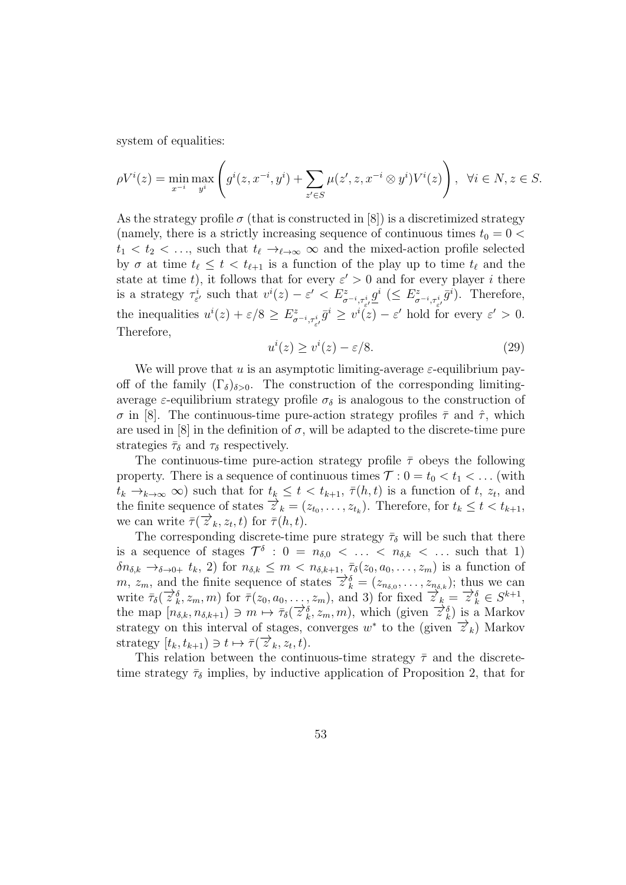system of equalities:

$$\rho V^i(z) = \min_{x^{-i}} \max_{y^i} \left( g^i(z, x^{-i}, y^i) + \sum_{z' \in S} \mu(z', z, x^{-i} \otimes y^i) V^i(z) \right), \quad \forall i \in N, z \in S.$$

As the strategy profile $\sigma$ (that is constructed in [8]) is a discretimized strategy (namely, there is a strictly increasing sequence of continuous times $t_0 = 0 < t_1 < t_2 < \ldots$, such that $t_\ell \to_{\ell \to \infty} \infty$ and the mixed-action profile selected by $\sigma$ at time $t_\ell \leq t < t_{\ell+1}$ is a function of the play up to time $t_\ell$ and the state at time $t$), it follows that for every $\varepsilon' > 0$ and for every player $i$ there is a strategy $\tau^i_{\varepsilon'}$ such that $v^i(z) - \varepsilon' < E^z_{\sigma^{-i}, \tau^i_{\varepsilon'}} \underline{g}^i$ $(\leq E^z_{\sigma^{-i}, \tau^i_{\varepsilon'}} \bar{g}^i)$. Therefore, the inequalities $u^i(z) + \varepsilon/8 \geq E^z_{\sigma^{-i}, \tau^i_{\varepsilon'}} \bar{g}^i \geq v^i(z) - \varepsilon'$ hold for every $\varepsilon' > 0$. Therefore,

$$u^i(z) \geq v^i(z) - \varepsilon/8. \tag{29}$$

We will prove that $u$ is an asymptotic limiting-average $\varepsilon$-equilibrium payoff of the family $(\Gamma_\delta)_{\delta > 0}$. The construction of the corresponding limiting-average $\varepsilon$-equilibrium strategy profile $\sigma_\delta$ is analogous to the construction of $\sigma$ in [8]. The continuous-time pure-action strategy profiles $\bar{\tau}$ and $\hat{\tau}$, which are used in [8] in the definition of $\sigma$, will be adapted to the discrete-time pure strategies $\bar{\tau}_\delta$ and $\tau_\delta$ respectively.

The continuous-time pure-action strategy profile $\bar{\tau}$ obeys the following property. There is a sequence of continuous times $\mathcal{T} : 0 = t_0 < t_1 < \ldots$ (with $t_k \to_{k \to \infty} \infty$) such that for $t_k \leq t < t_{k+1}$, $\bar{\tau}(h, t)$ is a function of $t$, $z_t$, and the finite sequence of states $\overrightarrow{z}_k = (z_{t_0}, \ldots, z_{t_k})$. Therefore, for $t_k \leq t < t_{k+1}$, we can write $\bar{\tau}(\overrightarrow{z}_k, z_t, t)$ for $\bar{\tau}(h, t)$.

The corresponding discrete-time pure strategy $\bar{\tau}_\delta$ will be such that there is a sequence of stages $\mathcal{T}^\delta : 0 = n_{\delta,0} < \ldots < n_{\delta,k} < \ldots$ such that 1) $\delta n_{\delta,k} \to_{\delta \to 0+} t_k$, 2) for $n_{\delta,k} \leq m < n_{\delta,k+1}$, $\bar{\tau}_\delta(z_0, a_0, \ldots, z_m)$ is a function of $m$, $z_m$, and the finite sequence of states $\overrightarrow{z}^\delta_k = (z_{n_{\delta,0}}, \ldots, z_{n_{\delta,k}})$; thus we can write $\bar{\tau}_\delta(\overrightarrow{z}^\delta_k, z_m, m)$ for $\bar{\tau}(z_0, a_0, \ldots, z_m)$, and 3) for fixed $\overrightarrow{z}_k = \overrightarrow{z}^\delta_k \in S^{k+1}$, the map $[n_{\delta,k}, n_{\delta,k+1}) \ni m \mapsto \bar{\tau}_\delta(\overrightarrow{z}^\delta_k, z_m, m)$, which (given $\overrightarrow{z}^\delta_k$) is a Markov strategy on this interval of stages, converges $w^*$ to the (given $\overrightarrow{z}_k$) Markov strategy $[t_k, t_{k+1}) \ni t \mapsto \bar{\tau}(\overrightarrow{z}_k, z_t, t)$.

This relation between the continuous-time strategy $\bar{\tau}$ and the discrete-time strategy $\bar{\tau}_\delta$ implies, by inductive application of Proposition 2, that for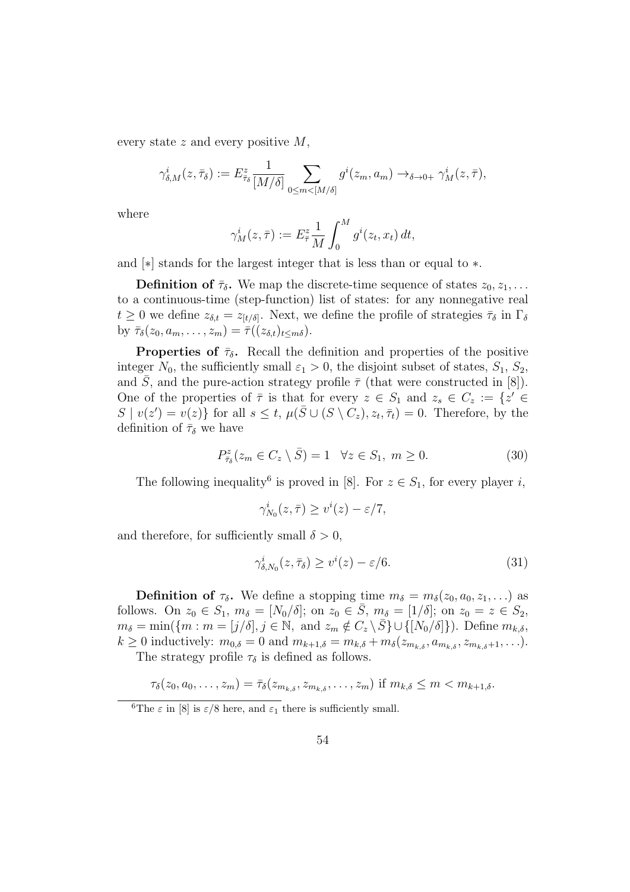every state $z$ and every positive $M$,

$$\gamma^i_{\delta,M}(z,\bar{\tau}_\delta) := E^z_{\bar{\tau}_\delta} \frac{1}{[M/\delta]} \sum_{0 \le m < [M/\delta]} g^i(z_m, a_m) \to_{\delta \to 0+} \gamma^i_M(z,\bar{\tau}),$$

where

$$\gamma^i_M(z,\bar{\tau}) := E^z_{\bar{\tau}} \frac{1}{M} \int_0^M g^i(z_t, x_t)\, dt,$$

and $[*]$ stands for the largest integer that is less than or equal to $*$.

**Definition of $\bar{\tau}_\delta$.** We map the discrete-time sequence of states $z_0, z_1, \ldots$ to a continuous-time (step-function) list of states: for any nonnegative real $t \ge 0$ we define $z_{\delta,t} = z_{[t/\delta]}$. Next, we define the profile of strategies $\bar{\tau}_\delta$ in $\Gamma_\delta$ by $\bar{\tau}_\delta(z_0, a_m, \ldots, z_m) = \bar{\tau}((z_{\delta,t})_{t \le m\delta})$.

**Properties of $\bar{\tau}_\delta$.** Recall the definition and properties of the positive integer $N_0$, the sufficiently small $\varepsilon_1 > 0$, the disjoint subset of states, $S_1$, $S_2$, and $\bar{S}$, and the pure-action strategy profile $\bar{\tau}$ (that were constructed in [8]). One of the properties of $\bar{\tau}$ is that for every $z \in S_1$ and $z_s \in C_z := \{z' \in S \mid v(z') = v(z)\}$ for all $s \le t$, $\mu(\bar{S} \cup (S \setminus C_z), z_t, \bar{\tau}_t) = 0$. Therefore, by the definition of $\bar{\tau}_\delta$ we have

$$P^z_{\bar{\tau}_\delta}(z_m \in C_z \setminus \bar{S}) = 1 \quad \forall z \in S_1,\ m \ge 0. \tag{30}$$

The following inequality[6] is proved in [8]. For $z \in S_1$, for every player $i$,

$$\gamma^i_{N_0}(z,\bar{\tau}) \ge v^i(z) - \varepsilon/7,$$

and therefore, for sufficiently small $\delta > 0$,

$$\gamma^i_{\delta,N_0}(z,\bar{\tau}_\delta) \ge v^i(z) - \varepsilon/6. \tag{31}$$

**Definition of $\tau_\delta$.** We define a stopping time $m_\delta = m_\delta(z_0, a_0, z_1, \ldots)$ as follows. On $z_0 \in S_1$, $m_\delta = [N_0/\delta]$; on $z_0 \in \bar{S}$, $m_\delta = [1/\delta]$; on $z_0 = z \in S_2$, $m_\delta = \min(\{m : m = [j/\delta], j \in \mathbb{N}, \text{ and } z_m \notin C_z \setminus \bar{S}\} \cup \{[N_0/\delta]\})$. Define $m_{k,\delta}$, $k \ge 0$ inductively: $m_{0,\delta} = 0$ and $m_{k+1,\delta} = m_{k,\delta} + m_\delta(z_{m_{k,\delta}}, a_{m_{k,\delta}}, z_{m_{k,\delta}+1}, \ldots)$.

The strategy profile $\tau_\delta$ is defined as follows.

$$\tau_\delta(z_0, a_0, \ldots, z_m) = \bar{\tau}_\delta(z_{m_{k,\delta}}, z_{m_{k,\delta}}, \ldots, z_m) \text{ if } m_{k,\delta} \le m < m_{k+1,\delta}.$$

---

[6] The $\varepsilon$ in [8] is $\varepsilon/8$ here, and $\varepsilon_1$ there is sufficiently small.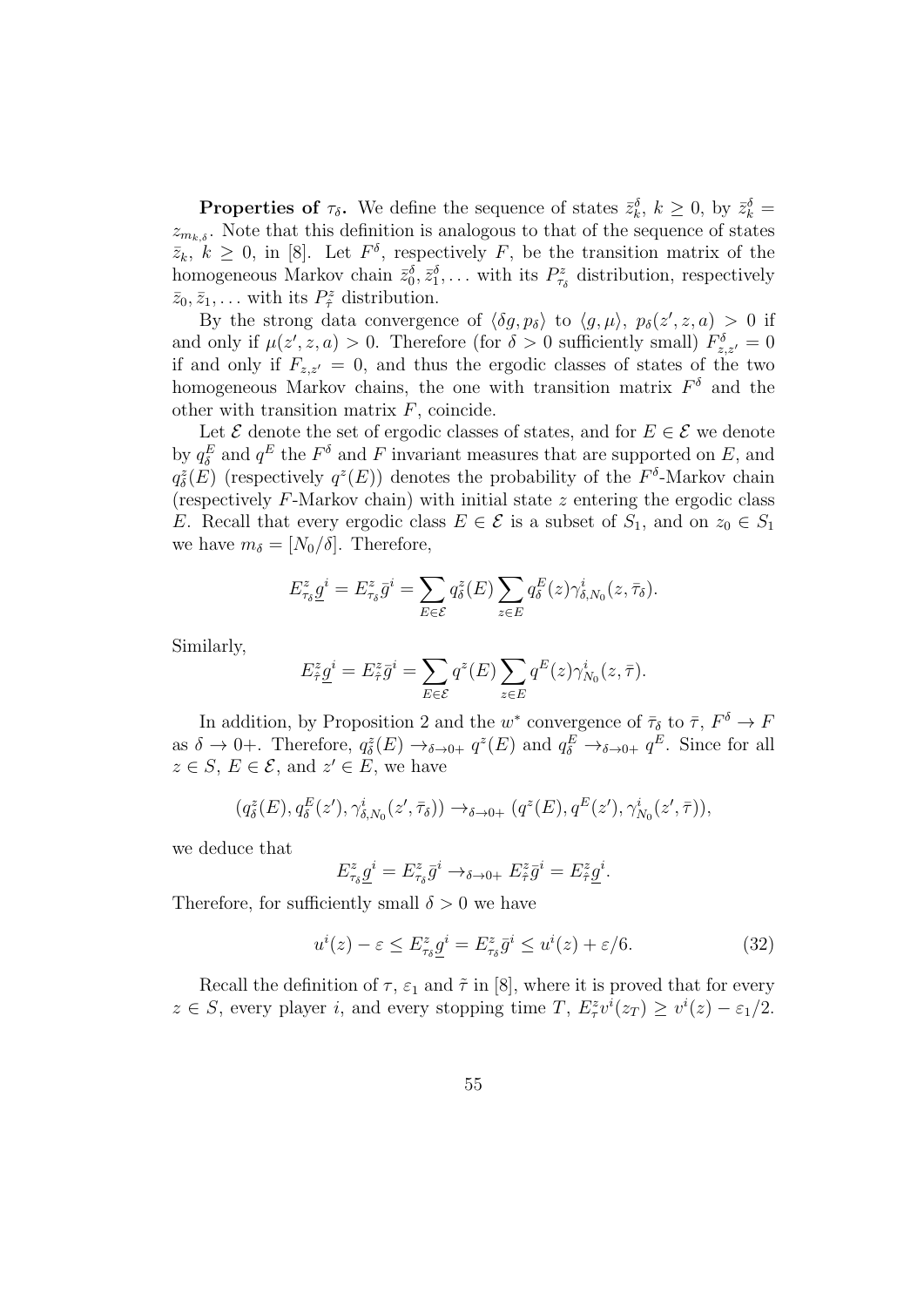**Properties of $\tau_\delta$.** We define the sequence of states $\bar{z}^\delta_k$, $k \geq 0$, by $\bar{z}^\delta_k = z_{m_{k,\delta}}$. Note that this definition is analogous to that of the sequence of states $\bar{z}_k$, $k \geq 0$, in [8]. Let $F^\delta$, respectively $F$, be the transition matrix of the homogeneous Markov chain $\bar{z}^\delta_0, \bar{z}^\delta_1, \ldots$ with its $P^z_{\tau_\delta}$ distribution, respectively $\bar{z}_0, \bar{z}_1, \ldots$ with its $P^z_{\bar{\tau}}$ distribution.

By the strong data convergence of $\langle \delta g, p_\delta \rangle$ to $\langle g, \mu \rangle$, $p_\delta(z', z, a) > 0$ if and only if $\mu(z', z, a) > 0$. Therefore (for $\delta > 0$ sufficiently small) $F^\delta_{z,z'} = 0$ if and only if $F_{z,z'} = 0$, and thus the ergodic classes of states of the two homogeneous Markov chains, the one with transition matrix $F^\delta$ and the other with transition matrix $F$, coincide.

Let $\mathcal{E}$ denote the set of ergodic classes of states, and for $E \in \mathcal{E}$ we denote by $q^E_\delta$ and $q^E$ the $F^\delta$ and $F$ invariant measures that are supported on $E$, and $q^z_\delta(E)$ (respectively $q^z(E)$) denotes the probability of the $F^\delta$-Markov chain (respectively $F$-Markov chain) with initial state $z$ entering the ergodic class $E$. Recall that every ergodic class $E \in \mathcal{E}$ is a subset of $S_1$, and on $z_0 \in S_1$ we have $m_\delta = [N_0/\delta]$. Therefore,

$$E^z_{\tau_\delta} \underline{g}^i = E^z_{\tau_\delta} \bar{g}^i = \sum_{E \in \mathcal{E}} q^z_\delta(E) \sum_{z \in E} q^E_\delta(z) \gamma^i_{\delta, N_0}(z, \bar{\tau}_\delta).$$

Similarly,

$$E^z_{\bar{\tau}} \underline{g}^i = E^z_{\bar{\tau}} \bar{g}^i = \sum_{E \in \mathcal{E}} q^z(E) \sum_{z \in E} q^E(z) \gamma^i_{N_0}(z, \bar{\tau}).$$

In addition, by Proposition 2 and the $w^*$ convergence of $\bar{\tau}_\delta$ to $\bar{\tau}$, $F^\delta \to F$ as $\delta \to 0+$. Therefore, $q^z_\delta(E) \to_{\delta \to 0+} q^z(E)$ and $q^E_\delta \to_{\delta \to 0+} q^E$. Since for all $z \in S$, $E \in \mathcal{E}$, and $z' \in E$, we have

$$(q^z_\delta(E), q^E_\delta(z'), \gamma^i_{\delta, N_0}(z', \bar{\tau}_\delta)) \to_{\delta \to 0+} (q^z(E), q^E(z'), \gamma^i_{N_0}(z', \bar{\tau})),$$

we deduce that

$$E^z_{\tau_\delta} \underline{g}^i = E^z_{\tau_\delta} \bar{g}^i \to_{\delta \to 0+} E^z_{\bar{\tau}} \bar{g}^i = E^z_{\bar{\tau}} \underline{g}^i.$$

Therefore, for sufficiently small $\delta > 0$ we have

$$u^i(z) - \varepsilon \leq E^z_{\tau_\delta} \underline{g}^i = E^z_{\tau_\delta} \bar{g}^i \leq u^i(z) + \varepsilon/6. \tag{32}$$

Recall the definition of $\tau$, $\varepsilon_1$ and $\tilde{\tau}$ in [8], where it is proved that for every $z \in S$, every player $i$, and every stopping time $T$, $E^z_\tau v^i(z_T) \geq v^i(z) - \varepsilon_1/2$.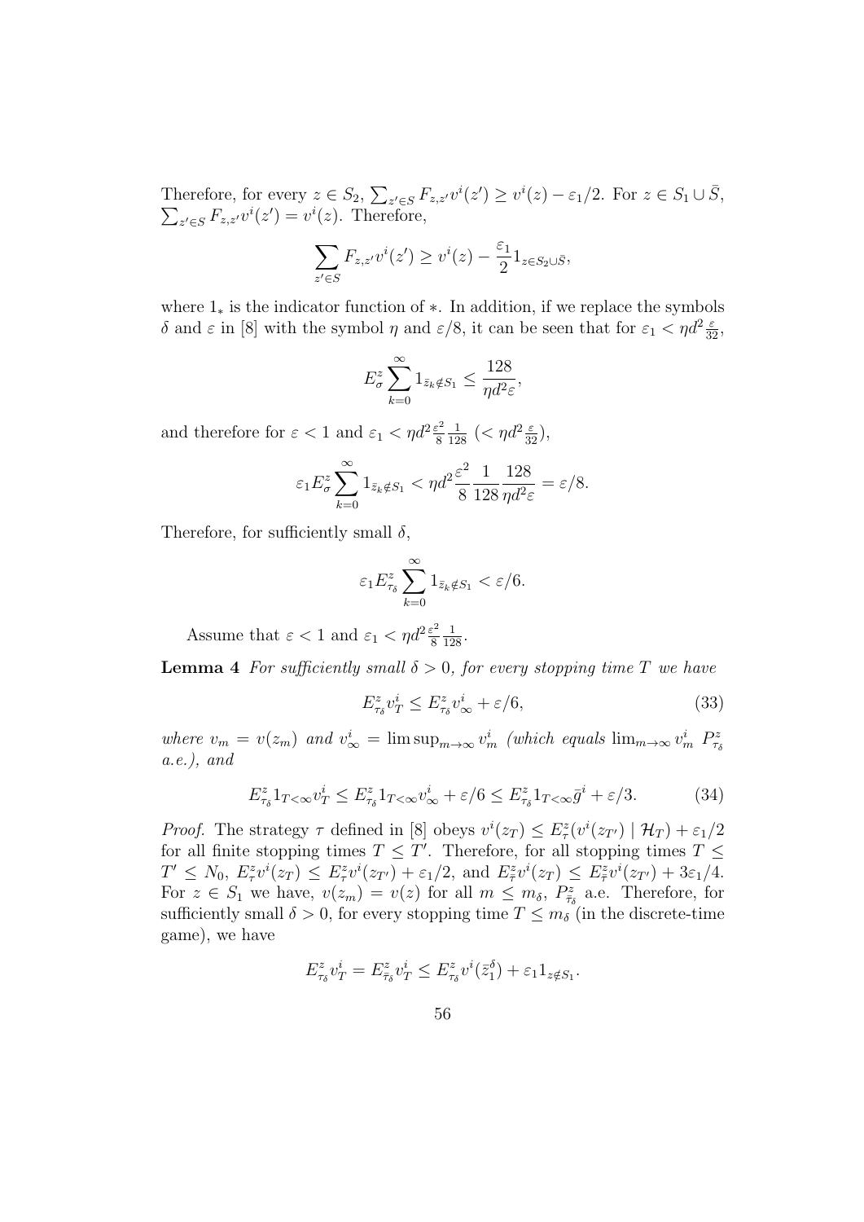Therefore, for every $z \in S_2$, $\sum_{z' \in S} F_{z,z'} v^i(z') \geq v^i(z) - \varepsilon_1/2$. For $z \in S_1 \cup \bar{S}$, $\sum_{z' \in S} F_{z,z'} v^i(z') = v^i(z)$. Therefore,

$$\sum_{z' \in S} F_{z,z'} v^i(z') \geq v^i(z) - \frac{\varepsilon_1}{2} 1_{z \in S_2 \cup \bar{S}},$$

where $1_*$ is the indicator function of $*$. In addition, if we replace the symbols $\delta$ and $\varepsilon$ in [8] with the symbol $\eta$ and $\varepsilon/8$, it can be seen that for $\varepsilon_1 < \eta d^2 \frac{\varepsilon}{32}$,

$$E^z_\sigma \sum_{k=0}^\infty 1_{\bar{z}_k \notin S_1} \leq \frac{128}{\eta d^2 \varepsilon},$$

and therefore for $\varepsilon < 1$ and $\varepsilon_1 < \eta d^2 \frac{\varepsilon^2}{8} \frac{1}{128}$ ($< \eta d^2 \frac{\varepsilon}{32}$),

$$\varepsilon_1 E^z_\sigma \sum_{k=0}^\infty 1_{\bar{z}_k \notin S_1} < \eta d^2 \frac{\varepsilon^2}{8} \frac{1}{128} \frac{128}{\eta d^2 \varepsilon} = \varepsilon/8.$$

Therefore, for sufficiently small $\delta$,

$$\varepsilon_1 E^z_{\tau_\delta} \sum_{k=0}^\infty 1_{\bar{z}_k \notin S_1} < \varepsilon/6.$$

Assume that $\varepsilon < 1$ and $\varepsilon_1 < \eta d^2 \frac{\varepsilon^2}{8} \frac{1}{128}$.

**Lemma 4** *For sufficiently small $\delta > 0$, for every stopping time $T$ we have*

$$E^z_{\tau_\delta} v^i_T \leq E^z_{\tau_\delta} v^i_\infty + \varepsilon/6, \tag{33}$$

*where $v_m = v(z_m)$ and $v^i_\infty = \limsup_{m\to\infty} v^i_m$ (which equals $\lim_{m\to\infty} v^i_m$ $P^z_{\tau_\delta}$ a.e.), and*

$$E^z_{\tau_\delta} 1_{T<\infty} v^i_T \leq E^z_{\tau_\delta} 1_{T<\infty} v^i_\infty + \varepsilon/6 \leq E^z_{\tau_\delta} 1_{T<\infty} \bar{g}^i + \varepsilon/3. \tag{34}$$

*Proof.* The strategy $\tau$ defined in [8] obeys $v^i(z_T) \leq E^z_\tau(v^i(z_{T'}) \mid \mathcal{H}_T) + \varepsilon_1/2$ for all finite stopping times $T \leq T'$. Therefore, for all stopping times $T \leq T' \leq N_0$, $E^z_\tau v^i(z_T) \leq E^z_\tau v^i(z_{T'}) + \varepsilon_1/2$, and $E^z_{\bar{\tau}} v^i(z_T) \leq E^z_{\bar{\tau}} v^i(z_{T'}) + 3\varepsilon_1/4$. For $z \in S_1$ we have, $v(z_m) = v(z)$ for all $m \leq m_\delta$, $P^z_{\bar{\tau}_\delta}$ a.e. Therefore, for sufficiently small $\delta > 0$, for every stopping time $T \leq m_\delta$ (in the discrete-time game), we have

$$E^z_{\tau_\delta} v^i_T = E^z_{\bar{\tau}_\delta} v^i_T \leq E^z_{\tau_\delta} v^i(\bar{z}^\delta_1) + \varepsilon_1 1_{z \notin S_1}.$$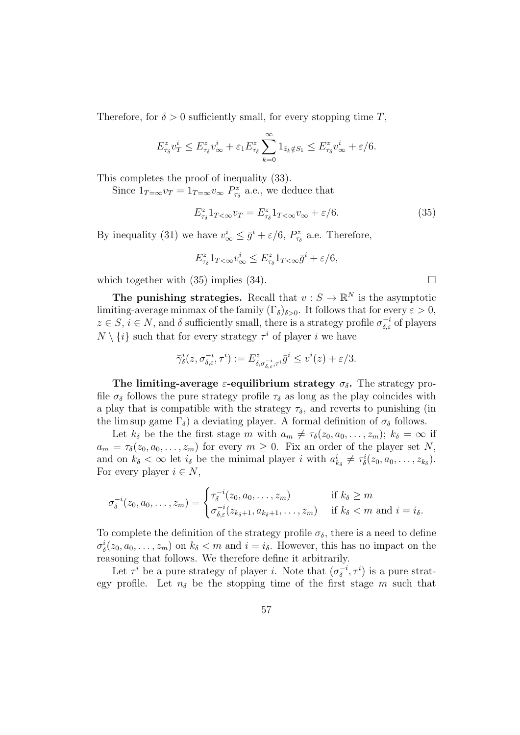Therefore, for $\delta > 0$ sufficiently small, for every stopping time $T$,

$$E^z_{\tau_\delta} v^i_T \leq E^z_{\tau_\delta} v^i_\infty + \varepsilon_1 E^z_{\tau_\delta} \sum_{k=0}^{\infty} 1_{\bar{z}_k \notin S_1} \leq E^z_{\tau_\delta} v^i_\infty + \varepsilon/6.$$

This completes the proof of inequality (33).

Since $1_{T=\infty} v_T = 1_{T=\infty} v_\infty$ $P^z_{\tau_\delta}$ a.e., we deduce that

$$E^z_{\tau_\delta} 1_{T<\infty} v_T = E^z_{\tau_\delta} 1_{T<\infty} v_\infty + \varepsilon/6. \tag{35}$$

By inequality (31) we have $v^i_\infty \leq \bar{g}^i + \varepsilon/6$, $P^z_{\tau_\delta}$ a.e. Therefore,

$$E^z_{\tau_\delta} 1_{T<\infty} v^i_\infty \leq E^z_{\tau_\delta} 1_{T<\infty} \bar{g}^i + \varepsilon/6,$$

which together with (35) implies (34). $\square$

**The punishing strategies.** Recall that $v : S \to \mathbb{R}^N$ is the asymptotic limiting-average minmax of the family $(\Gamma_\delta)_{\delta>0}$. It follows that for every $\varepsilon > 0$, $z \in S$, $i \in N$, and $\delta$ sufficiently small, there is a strategy profile $\sigma^{-i}_{\delta,\varepsilon}$ of players $N \setminus \{i\}$ such that for every strategy $\tau^i$ of player $i$ we have

$$\bar{\gamma}^i_\delta(z, \sigma^{-i}_{\delta,\varepsilon}, \tau^i) := E^z_{\delta,\sigma^{-i}_{\delta,\varepsilon},\tau^i} \bar{g}^i \leq v^i(z) + \varepsilon/3.$$

**The limiting-average $\varepsilon$-equilibrium strategy $\sigma_\delta$.** The strategy profile $\sigma_\delta$ follows the pure strategy profile $\tau_\delta$ as long as the play coincides with a play that is compatible with the strategy $\tau_\delta$, and reverts to punishing (in the lim sup game $\Gamma_\delta$) a deviating player. A formal definition of $\sigma_\delta$ follows.

Let $k_\delta$ be the the first stage $m$ with $a_m \neq \tau_\delta(z_0, a_0, \ldots, z_m)$; $k_\delta = \infty$ if $a_m = \tau_\delta(z_0, a_0, \ldots, z_m)$ for every $m \geq 0$. Fix an order of the player set $N$, and on $k_\delta < \infty$ let $i_\delta$ be the minimal player $i$ with $a^i_{k_\delta} \neq \tau^i_\delta(z_0, a_0, \ldots, z_{k_\delta})$. For every player $i \in N$,

$$\sigma^{-i}_\delta(z_0, a_0, \ldots, z_m) = \begin{cases} \tau^{-i}_\delta(z_0, a_0, \ldots, z_m) & \text{if } k_\delta \geq m \\ \sigma^{-i}_{\delta,\varepsilon}(z_{k_\delta+1}, a_{k_\delta+1}, \ldots, z_m) & \text{if } k_\delta < m \text{ and } i = i_\delta. \end{cases}$$

To complete the definition of the strategy profile $\sigma_\delta$, there is a need to define $\sigma^i_\delta(z_0, a_0, \ldots, z_m)$ on $k_\delta < m$ and $i = i_\delta$. However, this has no impact on the reasoning that follows. We therefore define it arbitrarily.

Let $\tau^i$ be a pure strategy of player $i$. Note that $(\sigma^{-i}_\delta, \tau^i)$ is a pure strategy profile. Let $n_\delta$ be the stopping time of the first stage $m$ such that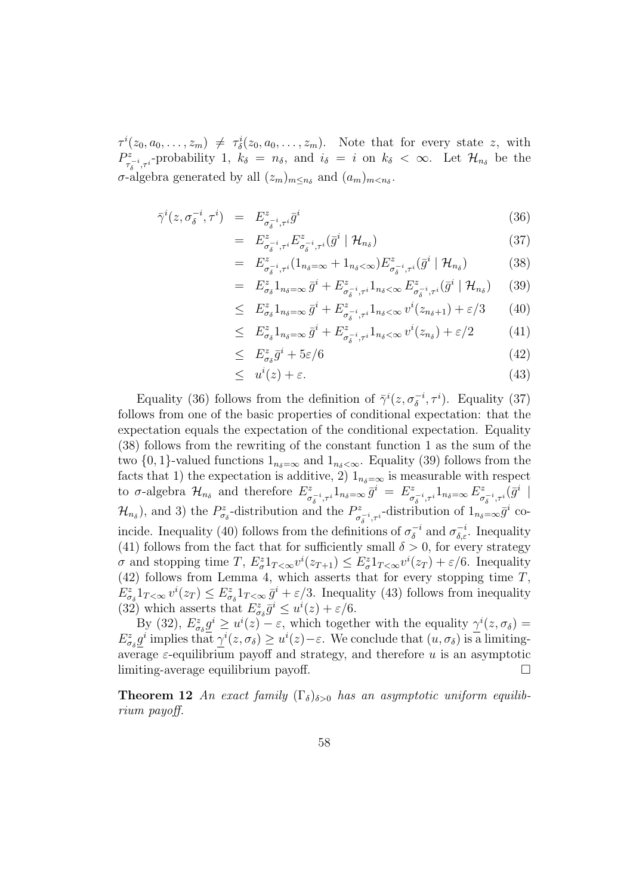$\tau^i(z_0, a_0, \ldots, z_m) \neq \tau^i_\delta(z_0, a_0, \ldots, z_m)$. Note that for every state $z$, with $P^z_{\tau^{-i}_\delta, \tau^i}$-probability 1, $k_\delta = n_\delta$, and $i_\delta = i$ on $k_\delta < \infty$. Let $\mathcal{H}_{n_\delta}$ be the $\sigma$-algebra generated by all $(z_m)_{m \leq n_\delta}$ and $(a_m)_{m < n_\delta}$.

$$
\begin{aligned}
\bar{\gamma}^i(z, \sigma^{-i}_\delta, \tau^i) &= E^z_{\sigma^{-i}_\delta, \tau^i} \bar{g}^i && (36)\\
&= E^z_{\sigma^{-i}_\delta, \tau^i} E^z_{\sigma^{-i}_\delta, \tau^i}(\bar{g}^i \mid \mathcal{H}_{n_\delta}) && (37)\\
&= E^z_{\sigma^{-i}_\delta, \tau^i}(1_{n_\delta = \infty} + 1_{n_\delta < \infty}) E^z_{\sigma^{-i}_\delta, \tau^i}(\bar{g}^i \mid \mathcal{H}_{n_\delta}) && (38)\\
&= E^z_{\sigma_\delta} 1_{n_\delta = \infty}\, \bar{g}^i + E^z_{\sigma^{-i}_\delta, \tau^i} 1_{n_\delta < \infty}\, E^z_{\sigma^{-i}_\delta, \tau^i}(\bar{g}^i \mid \mathcal{H}_{n_\delta}) && (39)\\
&\leq E^z_{\sigma_\delta} 1_{n_\delta = \infty}\, \bar{g}^i + E^z_{\sigma^{-i}_\delta, \tau^i} 1_{n_\delta < \infty}\, v^i(z_{n_\delta + 1}) + \varepsilon/3 && (40)\\
&\leq E^z_{\sigma_\delta} 1_{n_\delta = \infty}\, \bar{g}^i + E^z_{\sigma^{-i}_\delta, \tau^i} 1_{n_\delta < \infty}\, v^i(z_{n_\delta}) + \varepsilon/2 && (41)\\
&\leq E^z_{\sigma_\delta} \bar{g}^i + 5\varepsilon/6 && (42)\\
&\leq u^i(z) + \varepsilon. && (43)
\end{aligned}
$$

Equality (36) follows from the definition of $\bar{\gamma}^i(z, \sigma^{-i}_\delta, \tau^i)$. Equality (37) follows from one of the basic properties of conditional expectation: that the expectation equals the expectation of the conditional expectation. Equality (38) follows from the rewriting of the constant function 1 as the sum of the two $\{0, 1\}$-valued functions $1_{n_\delta = \infty}$ and $1_{n_\delta < \infty}$. Equality (39) follows from the facts that 1) the expectation is additive, 2) $1_{n_\delta = \infty}$ is measurable with respect to $\sigma$-algebra $\mathcal{H}_{n_\delta}$ and therefore $E^z_{\sigma^{-i}_\delta, \tau^i} 1_{n_\delta = \infty}\, \bar{g}^i = E^z_{\sigma^{-i}_\delta, \tau^i} 1_{n_\delta = \infty} E^z_{\sigma^{-i}_\delta, \tau^i}(\bar{g}^i \mid \mathcal{H}_{n_\delta})$, and 3) the $P^z_{\sigma_\delta}$-distribution and the $P^z_{\sigma^{-i}_\delta, \tau^i}$-distribution of $1_{n_\delta = \infty} \bar{g}^i$ coincide. Inequality (40) follows from the definitions of $\sigma^{-i}_\delta$ and $\sigma^{-i}_{\delta, \varepsilon}$. Inequality (41) follows from the fact that for sufficiently small $\delta > 0$, for every strategy $\sigma$ and stopping time $T$, $E^z_\sigma 1_{T < \infty} v^i(z_{T+1}) \leq E^z_\sigma 1_{T < \infty} v^i(z_T) + \varepsilon/6$. Inequality (42) follows from Lemma 4, which asserts that for every stopping time $T$, $E^z_{\sigma_\delta} 1_{T < \infty}\, v^i(z_T) \leq E^z_{\sigma_\delta} 1_{T < \infty}\, \bar{g}^i + \varepsilon/3$. Inequality (43) follows from inequality (32) which asserts that $E^z_{\sigma_\delta} \bar{g}^i \leq u^i(z) + \varepsilon/6$.

By (32), $E^z_{\sigma_\delta} \underline{g}^i \geq u^i(z) - \varepsilon$, which together with the equality $\underline{\gamma}^i(z, \sigma_\delta) = E^z_{\sigma_\delta} \underline{g}^i$ implies that $\underline{\gamma}^i(z, \sigma_\delta) \geq u^i(z) - \varepsilon$. We conclude that $(u, \sigma_\delta)$ is a limiting-average $\varepsilon$-equilibrium payoff and strategy, and therefore $u$ is an asymptotic limiting-average equilibrium payoff. □

**Theorem 12** *An exact family $(\Gamma_\delta)_{\delta > 0}$ has an asymptotic uniform equilibrium payoff.*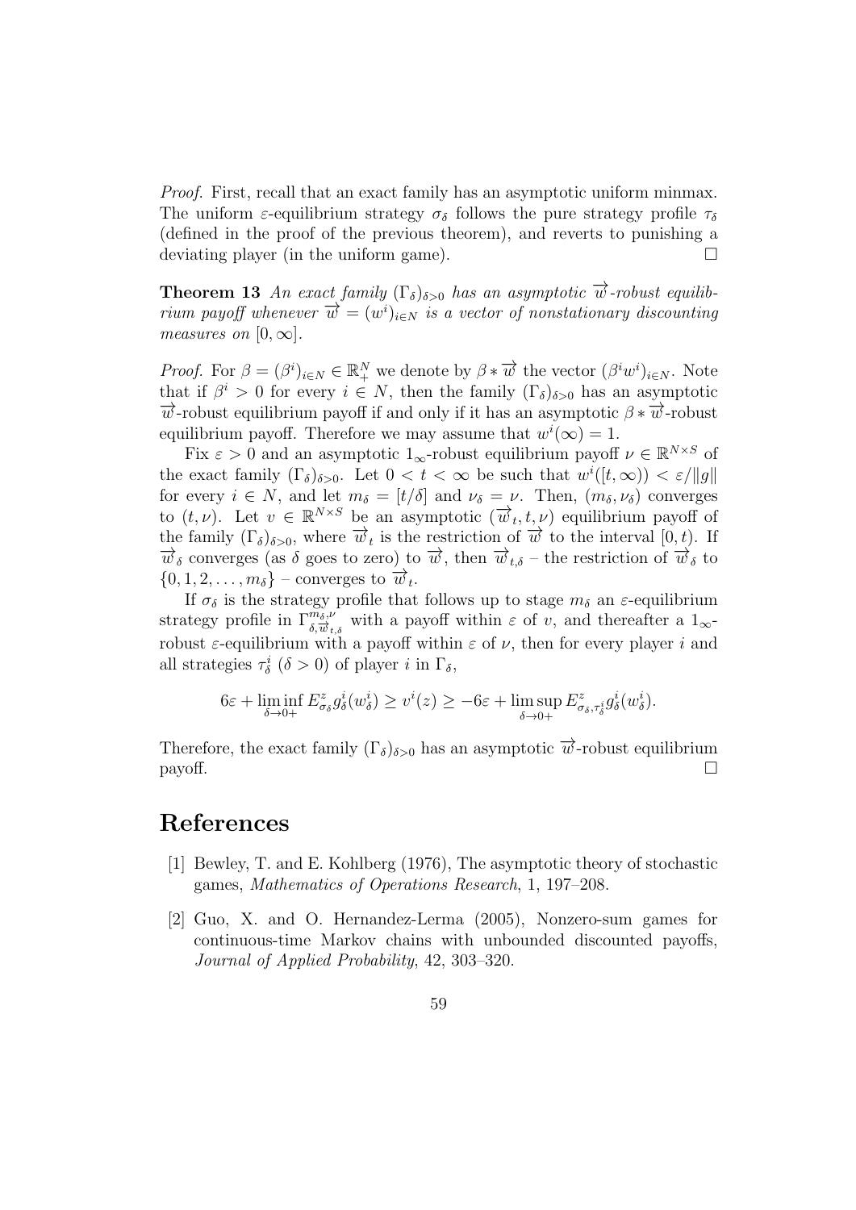*Proof.* First, recall that an exact family has an asymptotic uniform minmax. The uniform $\varepsilon$-equilibrium strategy $\sigma_\delta$ follows the pure strategy profile $\tau_\delta$ (defined in the proof of the previous theorem), and reverts to punishing a deviating player (in the uniform game). □

**Theorem 13** *An exact family* $(\Gamma_\delta)_{\delta>0}$ *has an asymptotic* $\overrightarrow{w}$*-robust equilibrium payoff whenever* $\overrightarrow{w} = (w^i)_{i\in N}$ *is a vector of nonstationary discounting measures on* $[0, \infty]$.

*Proof.* For $\beta = (\beta^i)_{i\in N} \in \mathbb{R}^N_+$ we denote by $\beta * \overrightarrow{w}$ the vector $(\beta^i w^i)_{i\in N}$. Note that if $\beta^i > 0$ for every $i \in N$, then the family $(\Gamma_\delta)_{\delta>0}$ has an asymptotic $\overrightarrow{w}$-robust equilibrium payoff if and only if it has an asymptotic $\beta * \overrightarrow{w}$-robust equilibrium payoff. Therefore we may assume that $w^i(\infty) = 1$.

Fix $\varepsilon > 0$ and an asymptotic $1_\infty$-robust equilibrium payoff $\nu \in \mathbb{R}^{N\times S}$ of the exact family $(\Gamma_\delta)_{\delta>0}$. Let $0 < t < \infty$ be such that $w^i([t, \infty)) < \varepsilon/\|g\|$ for every $i \in N$, and let $m_\delta = [t/\delta]$ and $\nu_\delta = \nu$. Then, $(m_\delta, \nu_\delta)$ converges to $(t, \nu)$. Let $v \in \mathbb{R}^{N\times S}$ be an asymptotic $(\overrightarrow{w}_t, t, \nu)$ equilibrium payoff of the family $(\Gamma_\delta)_{\delta>0}$, where $\overrightarrow{w}_t$ is the restriction of $\overrightarrow{w}$ to the interval $[0, t)$. If $\overrightarrow{w}_\delta$ converges (as $\delta$ goes to zero) to $\overrightarrow{w}$, then $\overrightarrow{w}_{t,\delta}$ – the restriction of $\overrightarrow{w}_\delta$ to $\{0, 1, 2, \ldots, m_\delta\}$ – converges to $\overrightarrow{w}_t$.

If $\sigma_\delta$ is the strategy profile that follows up to stage $m_\delta$ an $\varepsilon$-equilibrium strategy profile in $\Gamma^{m_\delta,\nu}_{\delta,\overrightarrow{w}_{t,\delta}}$ with a payoff within $\varepsilon$ of $v$, and thereafter a $1_\infty$-robust $\varepsilon$-equilibrium with a payoff within $\varepsilon$ of $\nu$, then for every player $i$ and all strategies $\tau^i_\delta$ ($\delta > 0$) of player $i$ in $\Gamma_\delta$,

$$6\varepsilon + \liminf_{\delta\to 0+} E^z_{\sigma_\delta} g^i_\delta(w^i_\delta) \geq v^i(z) \geq -6\varepsilon + \limsup_{\delta\to 0+} E^z_{\sigma_\delta,\tau^i_\delta} g^i_\delta(w^i_\delta).$$

Therefore, the exact family $(\Gamma_\delta)_{\delta>0}$ has an asymptotic $\overrightarrow{w}$-robust equilibrium payoff. □

# References

[1] Bewley, T. and E. Kohlberg (1976), The asymptotic theory of stochastic games, *Mathematics of Operations Research*, 1, 197–208.

[2] Guo, X. and O. Hernandez-Lerma (2005), Nonzero-sum games for continuous-time Markov chains with unbounded discounted payoffs, *Journal of Applied Probability*, 42, 303–320.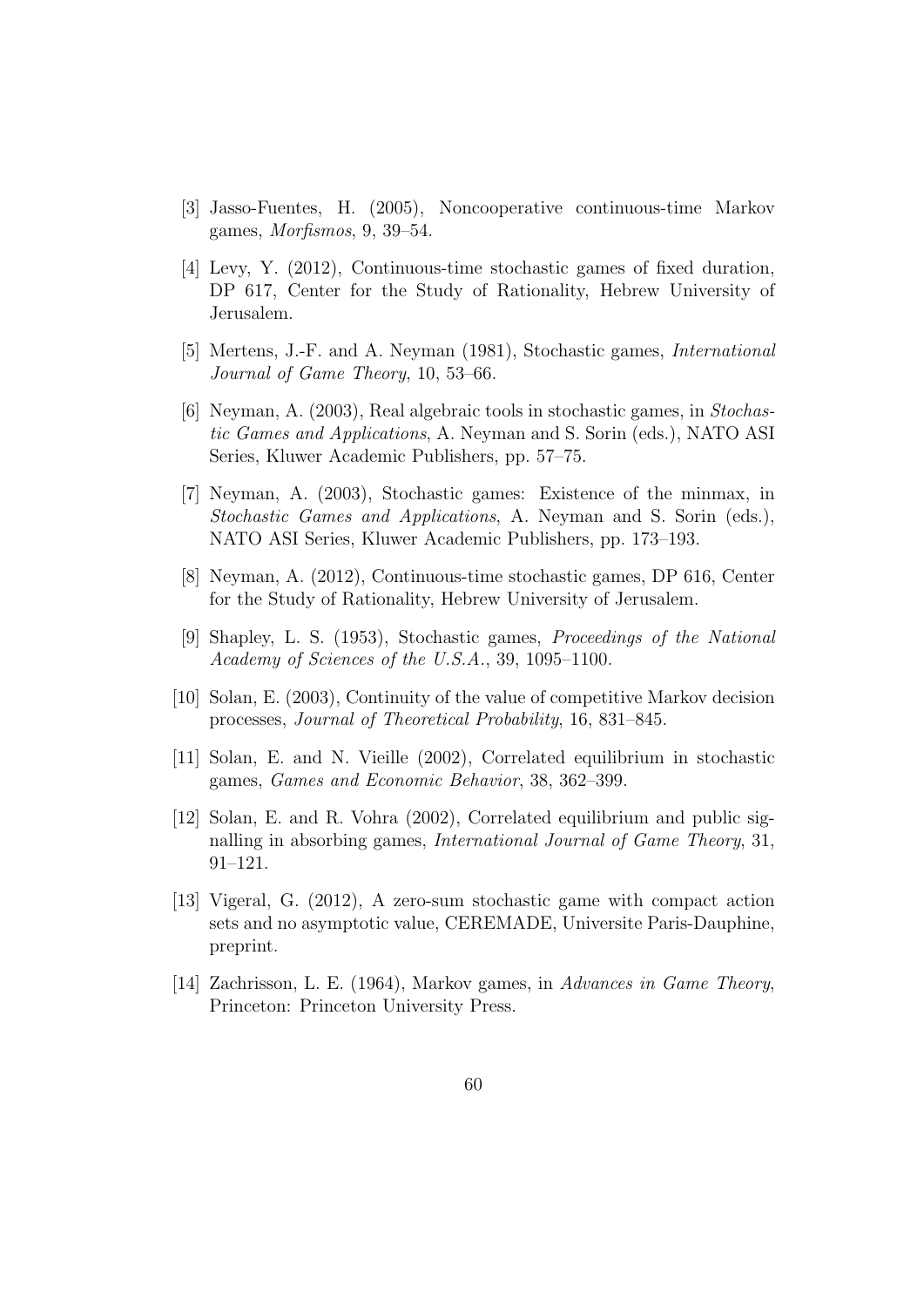[3] Jasso-Fuentes, H. (2005), Noncooperative continuous-time Markov games, *Morfismos*, 9, 39–54.

[4] Levy, Y. (2012), Continuous-time stochastic games of fixed duration, DP 617, Center for the Study of Rationality, Hebrew University of Jerusalem.

[5] Mertens, J.-F. and A. Neyman (1981), Stochastic games, *International Journal of Game Theory*, 10, 53–66.

[6] Neyman, A. (2003), Real algebraic tools in stochastic games, in *Stochastic Games and Applications*, A. Neyman and S. Sorin (eds.), NATO ASI Series, Kluwer Academic Publishers, pp. 57–75.

[7] Neyman, A. (2003), Stochastic games: Existence of the minmax, in *Stochastic Games and Applications*, A. Neyman and S. Sorin (eds.), NATO ASI Series, Kluwer Academic Publishers, pp. 173–193.

[8] Neyman, A. (2012), Continuous-time stochastic games, DP 616, Center for the Study of Rationality, Hebrew University of Jerusalem.

[9] Shapley, L. S. (1953), Stochastic games, *Proceedings of the National Academy of Sciences of the U.S.A.*, 39, 1095–1100.

[10] Solan, E. (2003), Continuity of the value of competitive Markov decision processes, *Journal of Theoretical Probability*, 16, 831–845.

[11] Solan, E. and N. Vieille (2002), Correlated equilibrium in stochastic games, *Games and Economic Behavior*, 38, 362–399.

[12] Solan, E. and R. Vohra (2002), Correlated equilibrium and public signalling in absorbing games, *International Journal of Game Theory*, 31, 91–121.

[13] Vigeral, G. (2012), A zero-sum stochastic game with compact action sets and no asymptotic value, CEREMADE, Universite Paris-Dauphine, preprint.

[14] Zachrisson, L. E. (1964), Markov games, in *Advances in Game Theory*, Princeton: Princeton University Press.